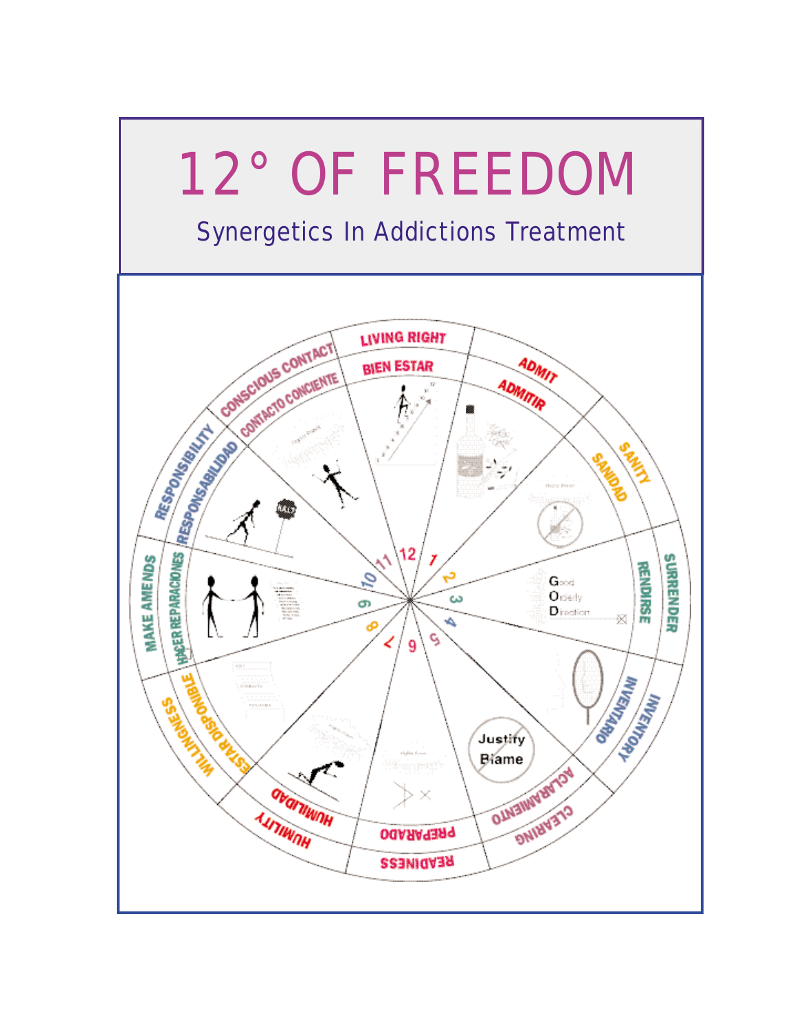# 12° OF FREEDOM

## Synergetics In Addictions Treatment

1. ADMIT / ADMITIR
2. SANITY / SANIDAD
3. SURRENDER / RENDIRSE
4. INVENTORY / INVENTARIO
5. CLEARING / ACLARAMIENTO
6. READINESS / PREPARADO
7. HUMILITY / HUMILIDAD
8. WILLINGNESS / ESTAR DISPONIBLE
9. MAKE AMENDS / HACER REPARACIONES
10. RESPONSIBILITY / RESPONSABILIDAD
11. CONSCIOUS CONTACT / CONTACTO CONCIENTE
12. LIVING RIGHT / BIEN ESTAR

Good
Orderly
Direction

Justify
Blame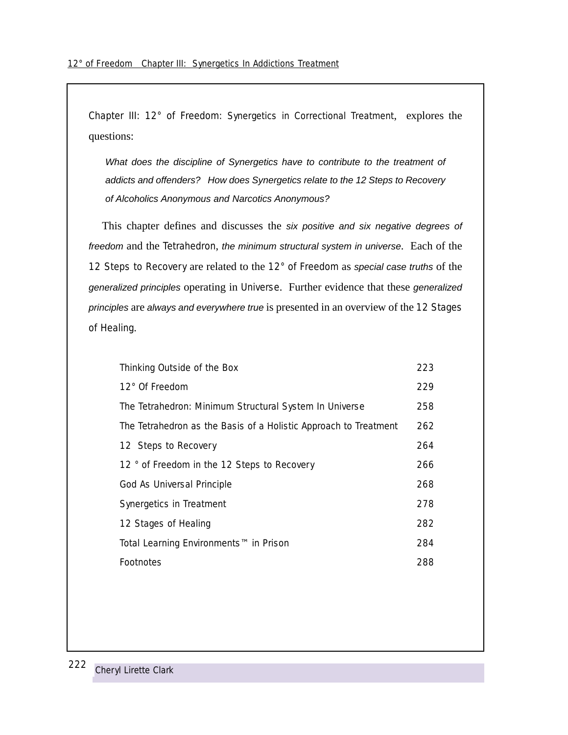Chapter III: 12° of Freedom: Synergetics in Correctional Treatment, explores the questions:

> *What does the discipline of Synergetics have to contribute to the treatment of addicts and offenders? How does Synergetics relate to the 12 Steps to Recovery of Alcoholics Anonymous and Narcotics Anonymous?*

This chapter defines and discusses the *six positive and six negative degrees of freedom* and the Tetrahedron, *the minimum structural system in universe*. Each of the 12 Steps to Recovery are related to the 12° of Freedom as *special case truths* of the *generalized principles* operating in Universe. Further evidence that these *generalized principles* are *always and everywhere true* is presented in an overview of the 12 Stages of Healing.

| | |
|---|---|
| Thinking Outside of the Box | 223 |
| 12° Of Freedom | 229 |
| The Tetrahedron: Minimum Structural System In Universe | 258 |
| The Tetrahedron as the Basis of a Holistic Approach to Treatment | 262 |
| 12 Steps to Recovery | 264 |
| 12 ° of Freedom in the 12 Steps to Recovery | 266 |
| God As Universal Principle | 268 |
| Synergetics in Treatment | 278 |
| 12 Stages of Healing | 282 |
| Total Learning Environments™ in Prison | 284 |
| Footnotes | 288 |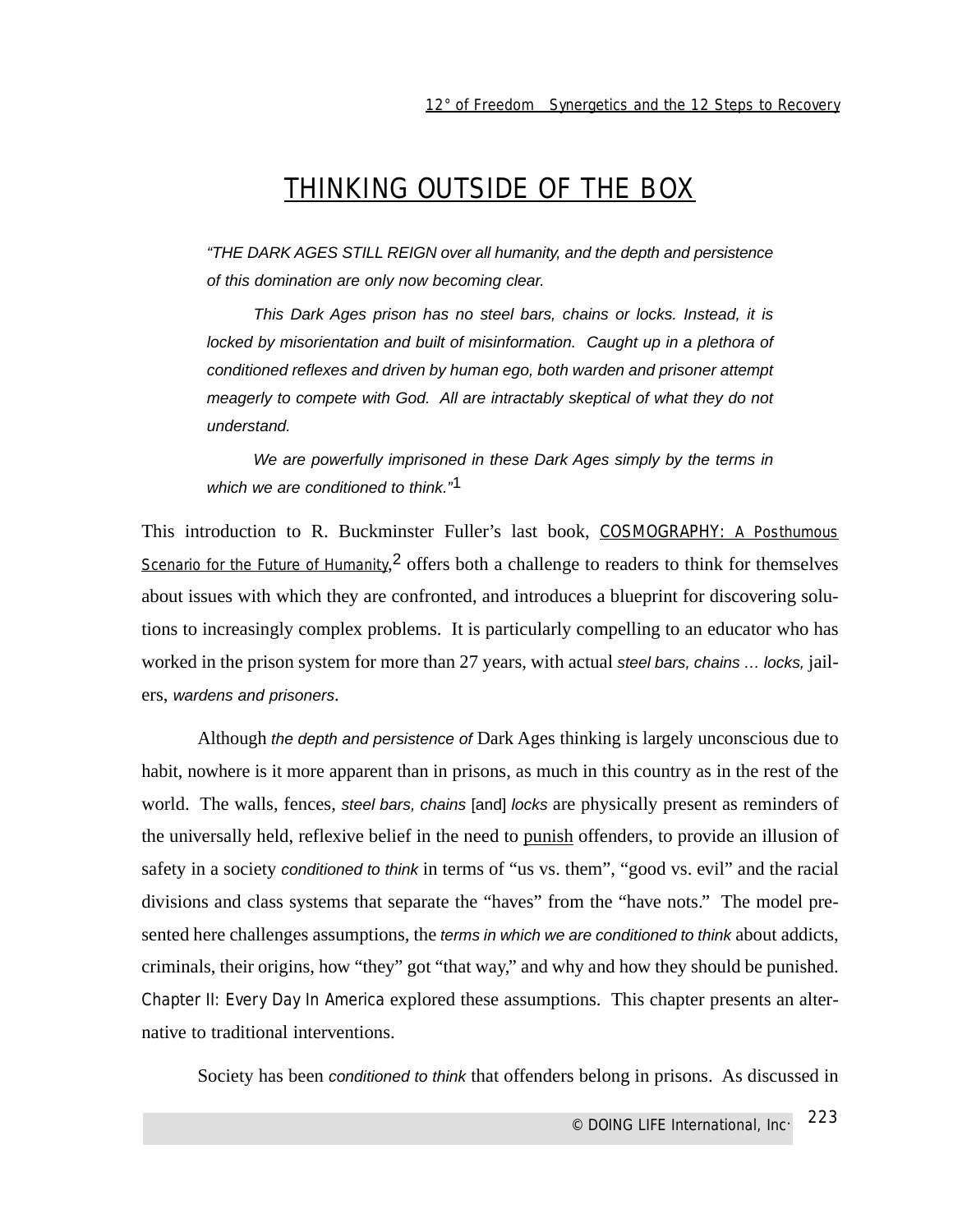# THINKING OUTSIDE OF THE BOX

> *"THE DARK AGES STILL REIGN over all humanity, and the depth and persistence of this domination are only now becoming clear.*
>
> *This Dark Ages prison has no steel bars, chains or locks. Instead, it is locked by misorientation and built of misinformation. Caught up in a plethora of conditioned reflexes and driven by human ego, both warden and prisoner attempt meagerly to compete with God. All are intractably skeptical of what they do not understand.*
>
> *We are powerfully imprisoned in these Dark Ages simply by the terms in which we are conditioned to think."*[1]

This introduction to R. Buckminster Fuller's last book, <u>COSMOGRAPHY: A Posthumous Scenario for the Future of Humanity</u>,[2] offers both a challenge to readers to think for themselves about issues with which they are confronted, and introduces a blueprint for discovering solutions to increasingly complex problems. It is particularly compelling to an educator who has worked in the prison system for more than 27 years, with actual *steel bars, chains … locks,* jailers, *wardens and prisoners*.

Although *the depth and persistence of* Dark Ages thinking is largely unconscious due to habit, nowhere is it more apparent than in prisons, as much in this country as in the rest of the world. The walls, fences, *steel bars, chains* [and] *locks* are physically present as reminders of the universally held, reflexive belief in the need to <u>punish</u> offenders, to provide an illusion of safety in a society *conditioned to think* in terms of "us vs. them", "good vs. evil" and the racial divisions and class systems that separate the "haves" from the "have nots." The model presented here challenges assumptions, the *terms in which we are conditioned to think* about addicts, criminals, their origins, how "they" got "that way," and why and how they should be punished. Chapter II: Every Day In America explored these assumptions. This chapter presents an alternative to traditional interventions.

Society has been *conditioned to think* that offenders belong in prisons. As discussed in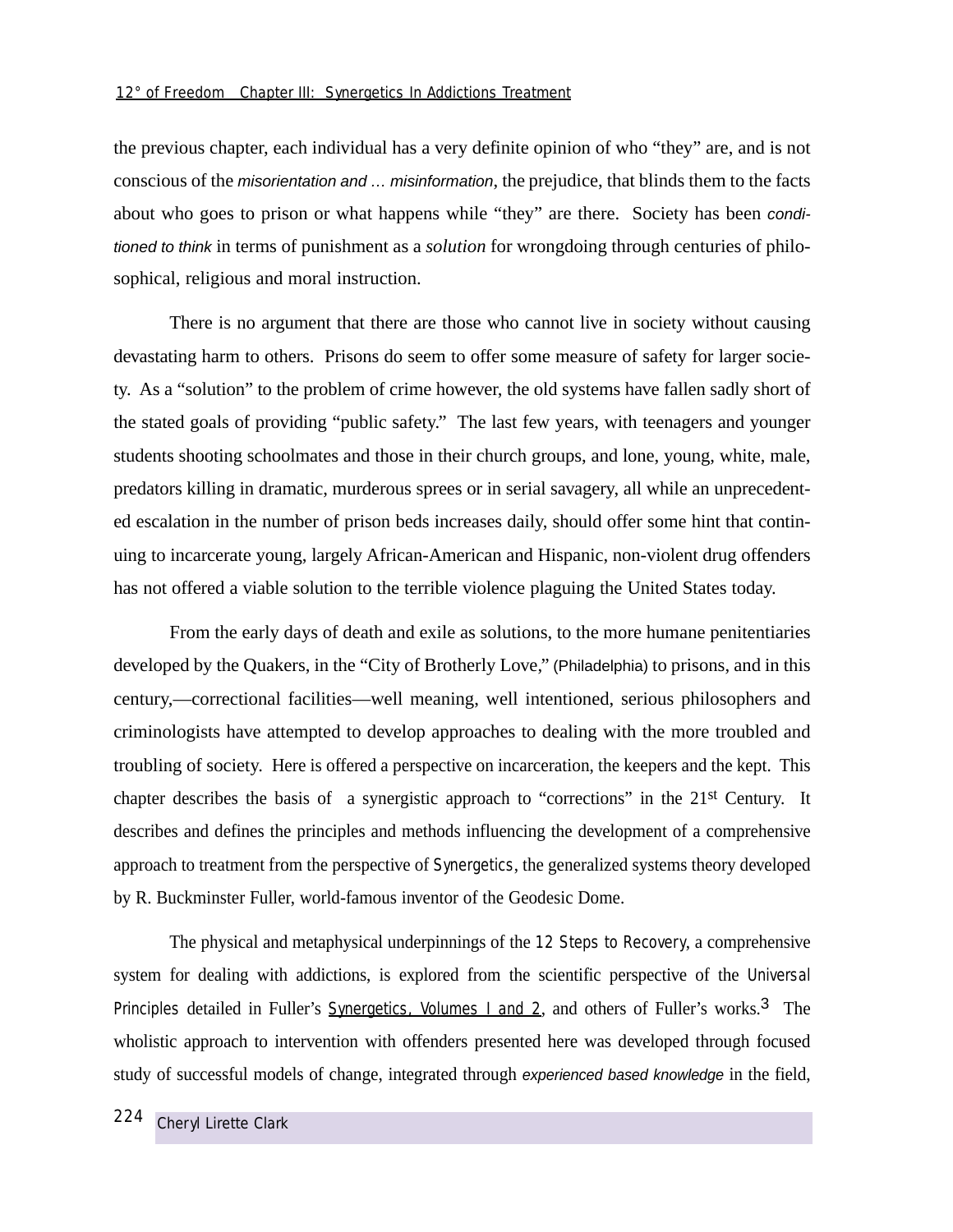the previous chapter, each individual has a very definite opinion of who "they" are, and is not conscious of the *misorientation and … misinformation*, the prejudice, that blinds them to the facts about who goes to prison or what happens while "they" are there. Society has been *conditioned to think* in terms of punishment as a *solution* for wrongdoing through centuries of philosophical, religious and moral instruction.

There is no argument that there are those who cannot live in society without causing devastating harm to others. Prisons do seem to offer some measure of safety for larger society. As a "solution" to the problem of crime however, the old systems have fallen sadly short of the stated goals of providing "public safety." The last few years, with teenagers and younger students shooting schoolmates and those in their church groups, and lone, young, white, male, predators killing in dramatic, murderous sprees or in serial savagery, all while an unprecedented escalation in the number of prison beds increases daily, should offer some hint that continuing to incarcerate young, largely African-American and Hispanic, non-violent drug offenders has not offered a viable solution to the terrible violence plaguing the United States today.

From the early days of death and exile as solutions, to the more humane penitentiaries developed by the Quakers, in the "City of Brotherly Love," (Philadelphia) to prisons, and in this century,—correctional facilities—well meaning, well intentioned, serious philosophers and criminologists have attempted to develop approaches to dealing with the more troubled and troubling of society. Here is offered a perspective on incarceration, the keepers and the kept. This chapter describes the basis of a synergistic approach to "corrections" in the 21st Century. It describes and defines the principles and methods influencing the development of a comprehensive approach to treatment from the perspective of Synergetics, the generalized systems theory developed by R. Buckminster Fuller, world-famous inventor of the Geodesic Dome.

The physical and metaphysical underpinnings of the 12 Steps to Recovery, a comprehensive system for dealing with addictions, is explored from the scientific perspective of the Universal Principles detailed in Fuller's Synergetics, Volumes I and 2, and others of Fuller's works.[3] The wholistic approach to intervention with offenders presented here was developed through focused study of successful models of change, integrated through *experienced based knowledge* in the field,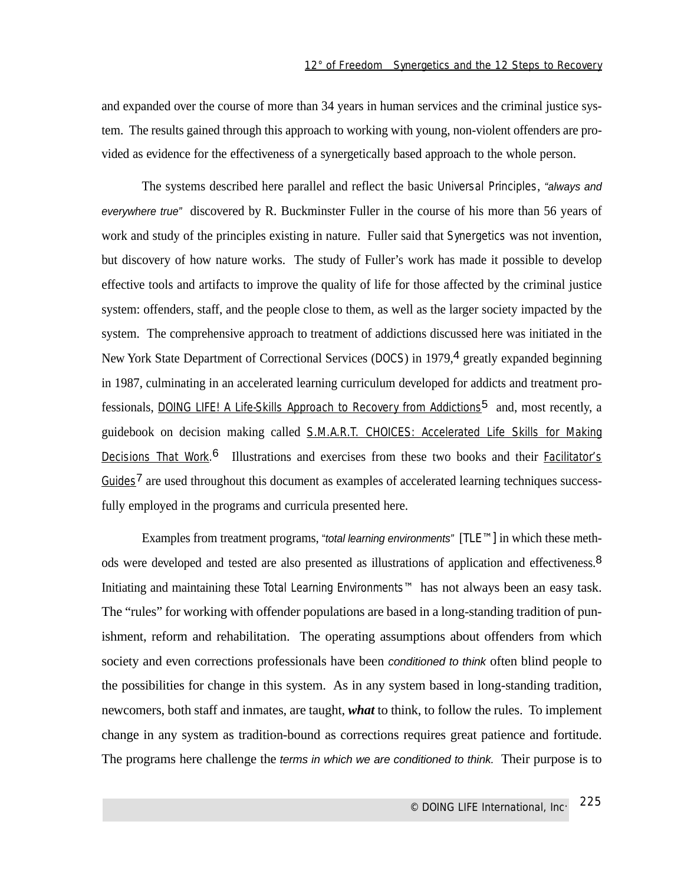and expanded over the course of more than 34 years in human services and the criminal justice system. The results gained through this approach to working with young, non-violent offenders are provided as evidence for the effectiveness of a synergetically based approach to the whole person.

The systems described here parallel and reflect the basic Universal Principles, *"always and everywhere true"* discovered by R. Buckminster Fuller in the course of his more than 56 years of work and study of the principles existing in nature. Fuller said that Synergetics was not invention, but discovery of how nature works. The study of Fuller's work has made it possible to develop effective tools and artifacts to improve the quality of life for those affected by the criminal justice system: offenders, staff, and the people close to them, as well as the larger society impacted by the system. The comprehensive approach to treatment of addictions discussed here was initiated in the New York State Department of Correctional Services (DOCS) in 1979,[4] greatly expanded beginning in 1987, culminating in an accelerated learning curriculum developed for addicts and treatment professionals, DOING LIFE! A Life-Skills Approach to Recovery from Addictions[5] and, most recently, a guidebook on decision making called S.M.A.R.T. CHOICES: Accelerated Life Skills for Making Decisions That Work.[6] Illustrations and exercises from these two books and their Facilitator's Guides[7] are used throughout this document as examples of accelerated learning techniques successfully employed in the programs and curricula presented here.

Examples from treatment programs, *"total learning environments"* [TLE™] in which these methods were developed and tested are also presented as illustrations of application and effectiveness.[8] Initiating and maintaining these Total Learning Environments™ has not always been an easy task. The "rules" for working with offender populations are based in a long-standing tradition of punishment, reform and rehabilitation. The operating assumptions about offenders from which society and even corrections professionals have been *conditioned to think* often blind people to the possibilities for change in this system. As in any system based in long-standing tradition, newcomers, both staff and inmates, are taught, ***what*** to think, to follow the rules. To implement change in any system as tradition-bound as corrections requires great patience and fortitude. The programs here challenge the *terms in which we are conditioned to think.* Their purpose is to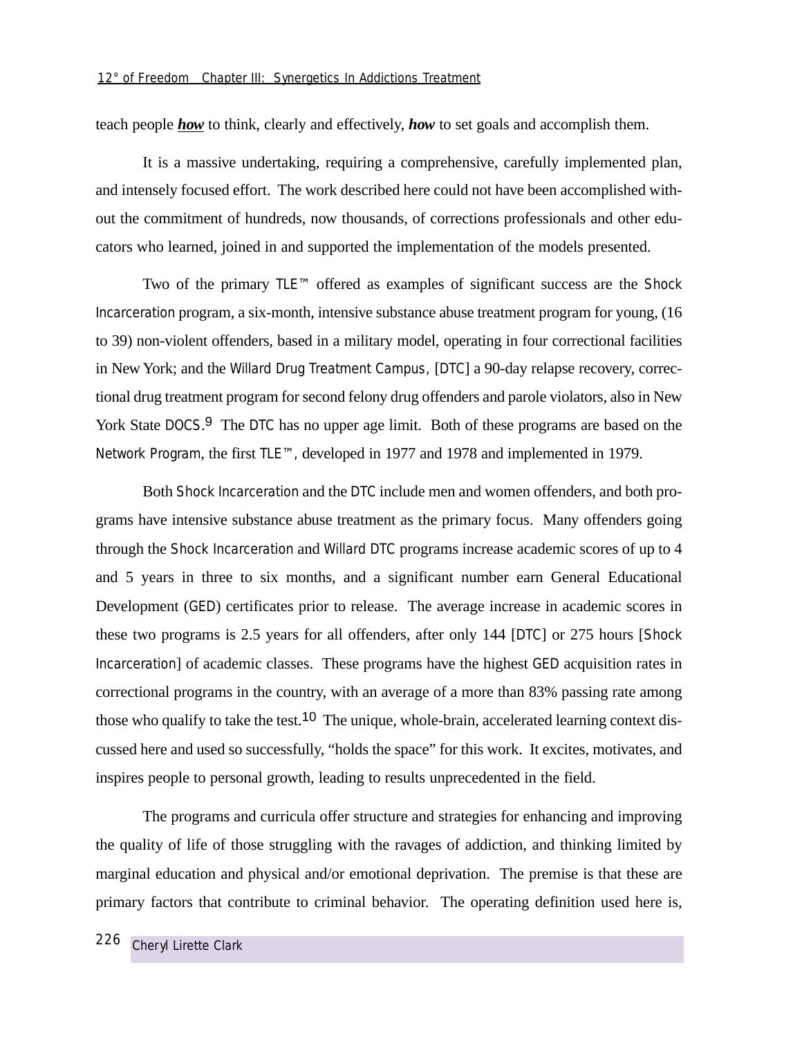teach people ***how*** to think, clearly and effectively, ***how*** to set goals and accomplish them.

It is a massive undertaking, requiring a comprehensive, carefully implemented plan, and intensely focused effort. The work described here could not have been accomplished without the commitment of hundreds, now thousands, of corrections professionals and other educators who learned, joined in and supported the implementation of the models presented.

Two of the primary TLE™ offered as examples of significant success are the Shock Incarceration program, a six-month, intensive substance abuse treatment program for young, (16 to 39) non-violent offenders, based in a military model, operating in four correctional facilities in New York; and the Willard Drug Treatment Campus, [DTC] a 90-day relapse recovery, correctional drug treatment program for second felony drug offenders and parole violators, also in New York State DOCS.[9] The DTC has no upper age limit. Both of these programs are based on the Network Program, the first TLE™, developed in 1977 and 1978 and implemented in 1979.

Both Shock Incarceration and the DTC include men and women offenders, and both programs have intensive substance abuse treatment as the primary focus. Many offenders going through the Shock Incarceration and Willard DTC programs increase academic scores of up to 4 and 5 years in three to six months, and a significant number earn General Educational Development (GED) certificates prior to release. The average increase in academic scores in these two programs is 2.5 years for all offenders, after only 144 [DTC] or 275 hours [Shock Incarceration] of academic classes. These programs have the highest GED acquisition rates in correctional programs in the country, with an average of a more than 83% passing rate among those who qualify to take the test.[10] The unique, whole-brain, accelerated learning context discussed here and used so successfully, "holds the space" for this work. It excites, motivates, and inspires people to personal growth, leading to results unprecedented in the field.

The programs and curricula offer structure and strategies for enhancing and improving the quality of life of those struggling with the ravages of addiction, and thinking limited by marginal education and physical and/or emotional deprivation. The premise is that these are primary factors that contribute to criminal behavior. The operating definition used here is,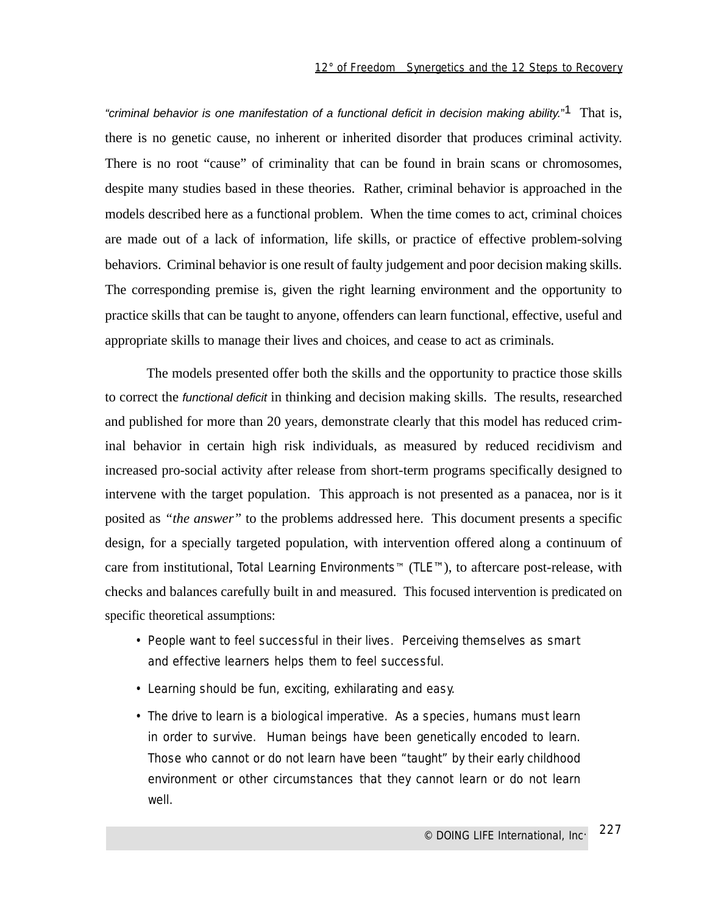*"criminal behavior is one manifestation of a functional deficit in decision making ability."*[1] That is, there is no genetic cause, no inherent or inherited disorder that produces criminal activity. There is no root "cause" of criminality that can be found in brain scans or chromosomes, despite many studies based in these theories. Rather, criminal behavior is approached in the models described here as a functional problem. When the time comes to act, criminal choices are made out of a lack of information, life skills, or practice of effective problem-solving behaviors. Criminal behavior is one result of faulty judgement and poor decision making skills. The corresponding premise is, given the right learning environment and the opportunity to practice skills that can be taught to anyone, offenders can learn functional, effective, useful and appropriate skills to manage their lives and choices, and cease to act as criminals.

The models presented offer both the skills and the opportunity to practice those skills to correct the *functional deficit* in thinking and decision making skills. The results, researched and published for more than 20 years, demonstrate clearly that this model has reduced criminal behavior in certain high risk individuals, as measured by reduced recidivism and increased pro-social activity after release from short-term programs specifically designed to intervene with the target population. This approach is not presented as a panacea, nor is it posited as *"the answer"* to the problems addressed here. This document presents a specific design, for a specially targeted population, with intervention offered along a continuum of care from institutional, Total Learning Environments™ (TLE™), to aftercare post-release, with checks and balances carefully built in and measured. This focused intervention is predicated on specific theoretical assumptions:

- People want to feel successful in their lives. Perceiving themselves as smart and effective learners helps them to feel successful.
- Learning should be fun, exciting, exhilarating and easy.
- The drive to learn is a biological imperative. As a species, humans must learn in order to survive. Human beings have been genetically encoded to learn. Those who cannot or do not learn have been "taught" by their early childhood environment or other circumstances that they cannot learn or do not learn well.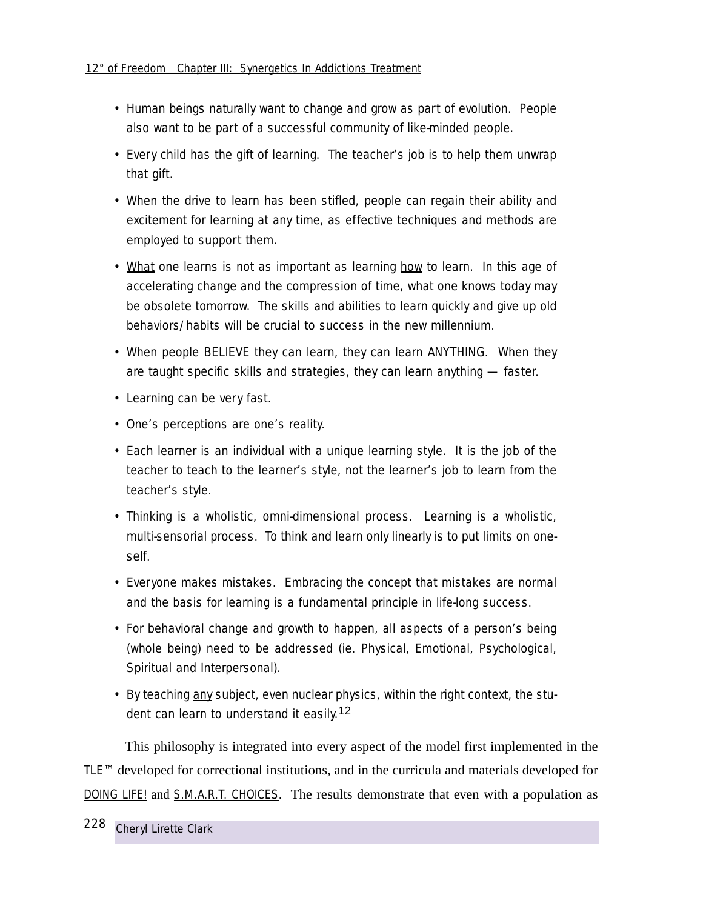- Human beings naturally want to change and grow as part of evolution. People also want to be part of a successful community of like-minded people.
- Every child has the gift of learning. The teacher's job is to help them unwrap that gift.
- When the drive to learn has been stifled, people can regain their ability and excitement for learning at any time, as effective techniques and methods are employed to support them.
- <u>What</u> one learns is not as important as learning <u>how</u> to learn. In this age of accelerating change and the compression of time, what one knows today may be obsolete tomorrow. The skills and abilities to learn quickly and give up old behaviors/habits will be crucial to success in the new millennium.
- When people BELIEVE they can learn, they can learn ANYTHING. When they are taught specific skills and strategies, they can learn anything — faster.
- Learning can be very fast.
- One's perceptions are one's reality.
- Each learner is an individual with a unique learning style. It is the job of the teacher to teach to the learner's style, not the learner's job to learn from the teacher's style.
- Thinking is a wholistic, omni-dimensional process. Learning is a wholistic, multi-sensorial process. To think and learn only linearly is to put limits on oneself.
- Everyone makes mistakes. Embracing the concept that mistakes are normal and the basis for learning is a fundamental principle in life-long success.
- For behavioral change and growth to happen, all aspects of a person's being (whole being) need to be addressed (ie. Physical, Emotional, Psychological, Spiritual and Interpersonal).
- By teaching <u>any</u> subject, even nuclear physics, within the right context, the student can learn to understand it easily.[12]

This philosophy is integrated into every aspect of the model first implemented in the TLE™ developed for correctional institutions, and in the curricula and materials developed for <u>DOING LIFE!</u> and <u>S.M.A.R.T. CHOICES</u>. The results demonstrate that even with a population as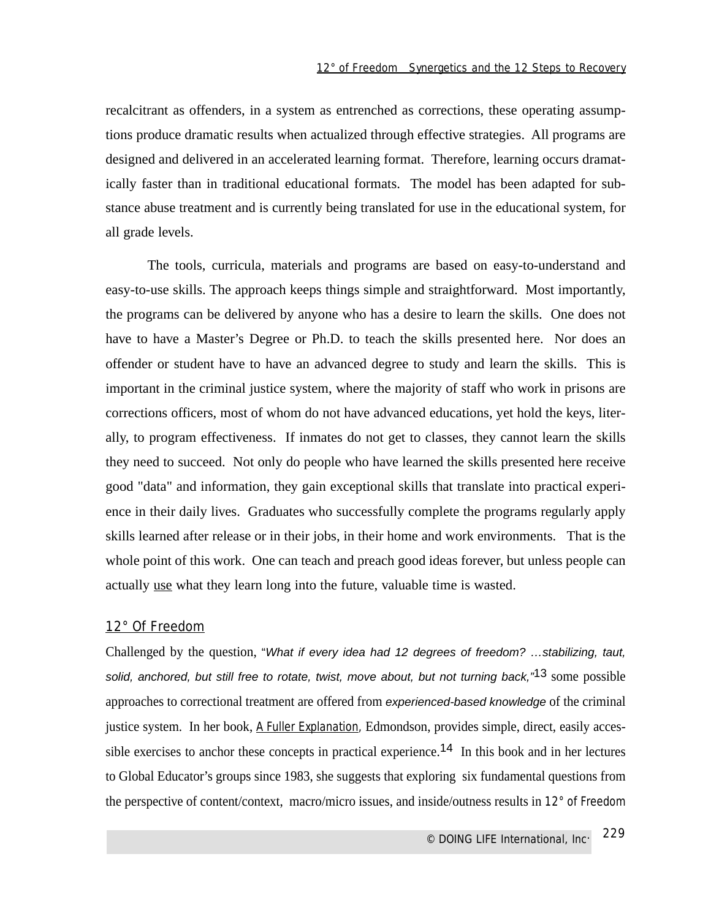recalcitrant as offenders, in a system as entrenched as corrections, these operating assumptions produce dramatic results when actualized through effective strategies. All programs are designed and delivered in an accelerated learning format. Therefore, learning occurs dramatically faster than in traditional educational formats. The model has been adapted for substance abuse treatment and is currently being translated for use in the educational system, for all grade levels.

The tools, curricula, materials and programs are based on easy-to-understand and easy-to-use skills. The approach keeps things simple and straightforward. Most importantly, the programs can be delivered by anyone who has a desire to learn the skills. One does not have to have a Master's Degree or Ph.D. to teach the skills presented here. Nor does an offender or student have to have an advanced degree to study and learn the skills. This is important in the criminal justice system, where the majority of staff who work in prisons are corrections officers, most of whom do not have advanced educations, yet hold the keys, literally, to program effectiveness. If inmates do not get to classes, they cannot learn the skills they need to succeed. Not only do people who have learned the skills presented here receive good "data" and information, they gain exceptional skills that translate into practical experience in their daily lives. Graduates who successfully complete the programs regularly apply skills learned after release or in their jobs, in their home and work environments. That is the whole point of this work. One can teach and preach good ideas forever, but unless people can actually <u>use</u> what they learn long into the future, valuable time is wasted.

## <u>12° Of Freedom</u>

Challenged by the question, "*What if every idea had 12 degrees of freedom? …stabilizing, taut, solid, anchored, but still free to rotate, twist, move about, but not turning back,*"[13] some possible approaches to correctional treatment are offered from *experienced-based knowledge* of the criminal justice system. In her book, <u>A Fuller Explanation</u>, Edmondson, provides simple, direct, easily accessible exercises to anchor these concepts in practical experience.[14] In this book and in her lectures to Global Educator's groups since 1983, she suggests that exploring six fundamental questions from the perspective of content/context, macro/micro issues, and inside/outness results in 12° of Freedom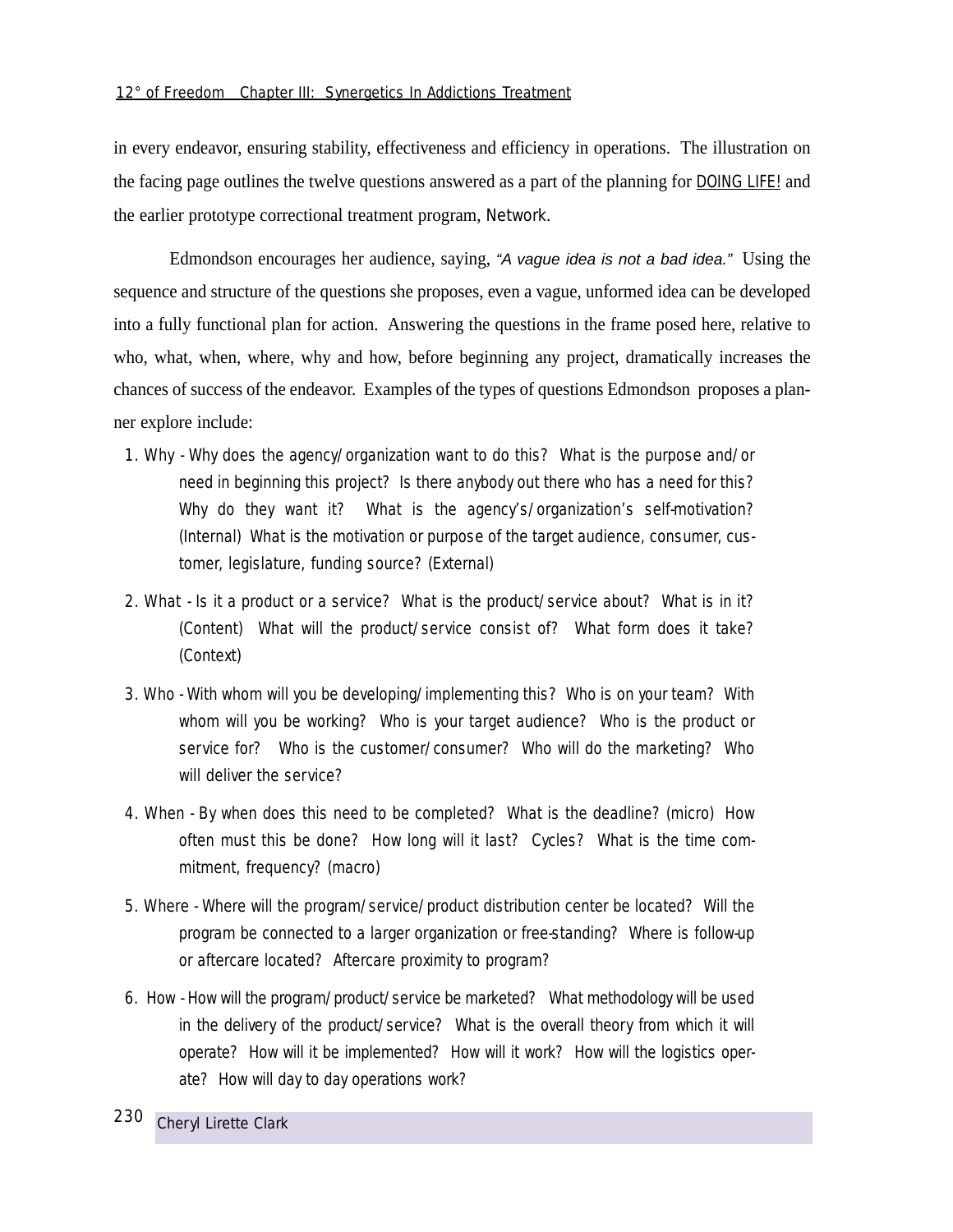in every endeavor, ensuring stability, effectiveness and efficiency in operations. The illustration on the facing page outlines the twelve questions answered as a part of the planning for DOING LIFE! and the earlier prototype correctional treatment program, Network.

Edmondson encourages her audience, saying, *"A vague idea is not a bad idea."* Using the sequence and structure of the questions she proposes, even a vague, unformed idea can be developed into a fully functional plan for action. Answering the questions in the frame posed here, relative to who, what, when, where, why and how, before beginning any project, dramatically increases the chances of success of the endeavor. Examples of the types of questions Edmondson proposes a planner explore include:

1. Why - Why does the agency/organization want to do this? What is the purpose and/or need in beginning this project? Is there anybody out there who has a need for this? Why do they want it? What is the agency's/organization's self-motivation? (Internal) What is the motivation or purpose of the target audience, consumer, customer, legislature, funding source? (External)
2. What - Is it a product or a service? What is the product/service about? What is in it? (Content) What will the product/service consist of? What form does it take? (Context)
3. Who - With whom will you be developing/implementing this? Who is on your team? With whom will you be working? Who is your target audience? Who is the product or service for? Who is the customer/consumer? Who will do the marketing? Who will deliver the service?
4. When - By when does this need to be completed? What is the deadline? (micro) How often must this be done? How long will it last? Cycles? What is the time commitment, frequency? (macro)
5. Where - Where will the program/service/product distribution center be located? Will the program be connected to a larger organization or free-standing? Where is follow-up or aftercare located? Aftercare proximity to program?
6. How - How will the program/product/service be marketed? What methodology will be used in the delivery of the product/service? What is the overall theory from which it will operate? How will it be implemented? How will it work? How will the logistics operate? How will day to day operations work?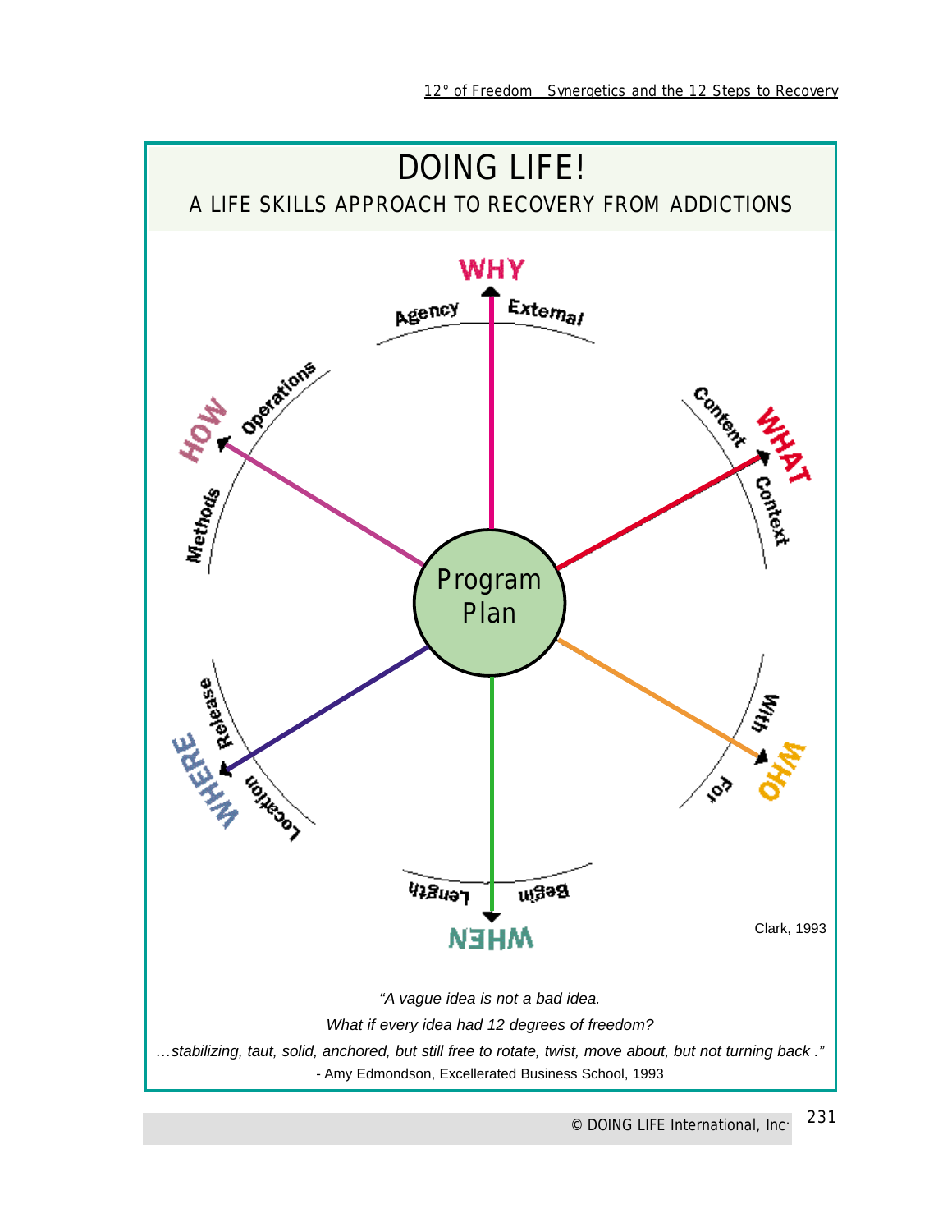# DOING LIFE!

## A LIFE SKILLS APPROACH TO RECOVERY FROM ADDICTIONS

WHY — Agency, External

WHAT — Content, Context

WHO — With, For

WHEN — Begin, Length

WHERE — Location, Release

HOW — Methods, Operations

Program Plan

Clark, 1993

*"A vague idea is not a bad idea.*

*What if every idea had 12 degrees of freedom?*

*…stabilizing, taut, solid, anchored, but still free to rotate, twist, move about, but not turning back ."*

- Amy Edmondson, Excellerated Business School, 1993

© DOING LIFE International, Inc.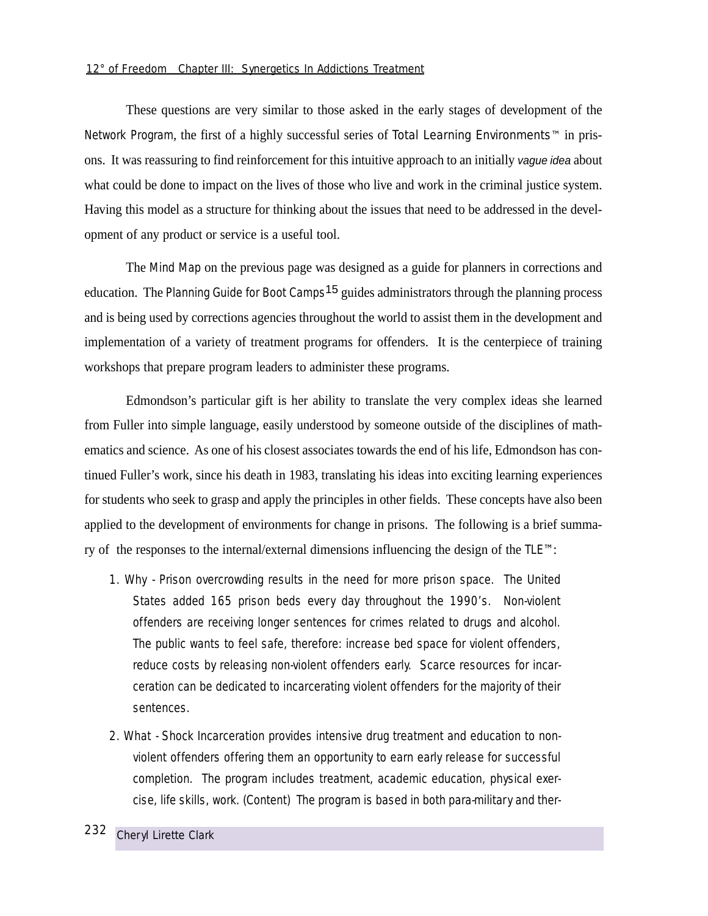These questions are very similar to those asked in the early stages of development of the Network Program, the first of a highly successful series of Total Learning Environments™ in prisons. It was reassuring to find reinforcement for this intuitive approach to an initially *vague idea* about what could be done to impact on the lives of those who live and work in the criminal justice system. Having this model as a structure for thinking about the issues that need to be addressed in the development of any product or service is a useful tool.

The Mind Map on the previous page was designed as a guide for planners in corrections and education. The Planning Guide for Boot Camps[15] guides administrators through the planning process and is being used by corrections agencies throughout the world to assist them in the development and implementation of a variety of treatment programs for offenders. It is the centerpiece of training workshops that prepare program leaders to administer these programs.

Edmondson's particular gift is her ability to translate the very complex ideas she learned from Fuller into simple language, easily understood by someone outside of the disciplines of mathematics and science. As one of his closest associates towards the end of his life, Edmondson has continued Fuller's work, since his death in 1983, translating his ideas into exciting learning experiences for students who seek to grasp and apply the principles in other fields. These concepts have also been applied to the development of environments for change in prisons. The following is a brief summary of the responses to the internal/external dimensions influencing the design of the TLE™:

1. Why - Prison overcrowding results in the need for more prison space. The United States added 165 prison beds every day throughout the 1990's. Non-violent offenders are receiving longer sentences for crimes related to drugs and alcohol. The public wants to feel safe, therefore: increase bed space for violent offenders, reduce costs by releasing non-violent offenders early. Scarce resources for incarceration can be dedicated to incarcerating violent offenders for the majority of their sentences.
2. What - Shock Incarceration provides intensive drug treatment and education to non-violent offenders offering them an opportunity to earn early release for successful completion. The program includes treatment, academic education, physical exercise, life skills, work. (Content) The program is based in both para-military and ther-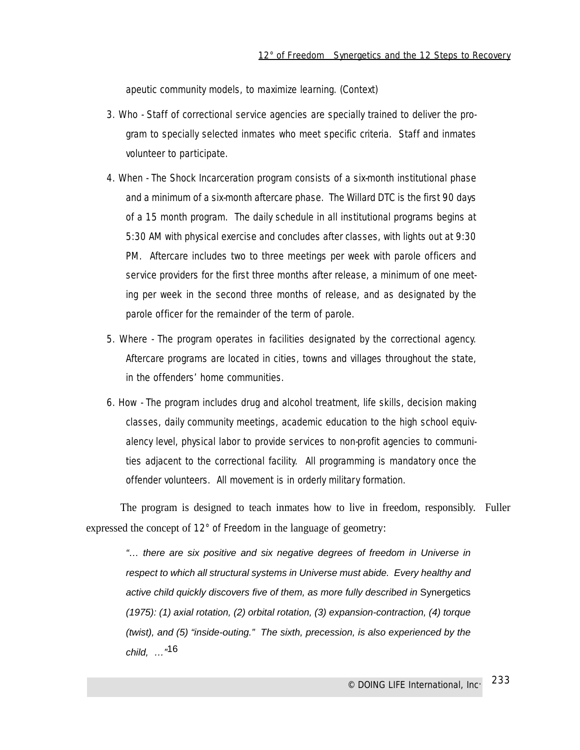apeutic community models, to maximize learning. (Context)

3. Who - Staff of correctional service agencies are specially trained to deliver the program to specially selected inmates who meet specific criteria. Staff and inmates volunteer to participate.
4. When - The Shock Incarceration program consists of a six-month institutional phase and a minimum of a six-month aftercare phase. The Willard DTC is the first 90 days of a 15 month program. The daily schedule in all institutional programs begins at 5:30 AM with physical exercise and concludes after classes, with lights out at 9:30 PM. Aftercare includes two to three meetings per week with parole officers and service providers for the first three months after release, a minimum of one meeting per week in the second three months of release, and as designated by the parole officer for the remainder of the term of parole.
5. Where - The program operates in facilities designated by the correctional agency. Aftercare programs are located in cities, towns and villages throughout the state, in the offenders' home communities.
6. How - The program includes drug and alcohol treatment, life skills, decision making classes, daily community meetings, academic education to the high school equivalency level, physical labor to provide services to non-profit agencies to communities adjacent to the correctional facility. All programming is mandatory once the offender volunteers. All movement is in orderly military formation.

The program is designed to teach inmates how to live in freedom, responsibly. Fuller expressed the concept of 12° of Freedom in the language of geometry:

> *"… there are six positive and six negative degrees of freedom in Universe in respect to which all structural systems in Universe must abide. Every healthy and active child quickly discovers five of them, as more fully described in* Synergetics *(1975): (1) axial rotation, (2) orbital rotation, (3) expansion-contraction, (4) torque (twist), and (5) "inside-outing." The sixth, precession, is also experienced by the child, …"*[16]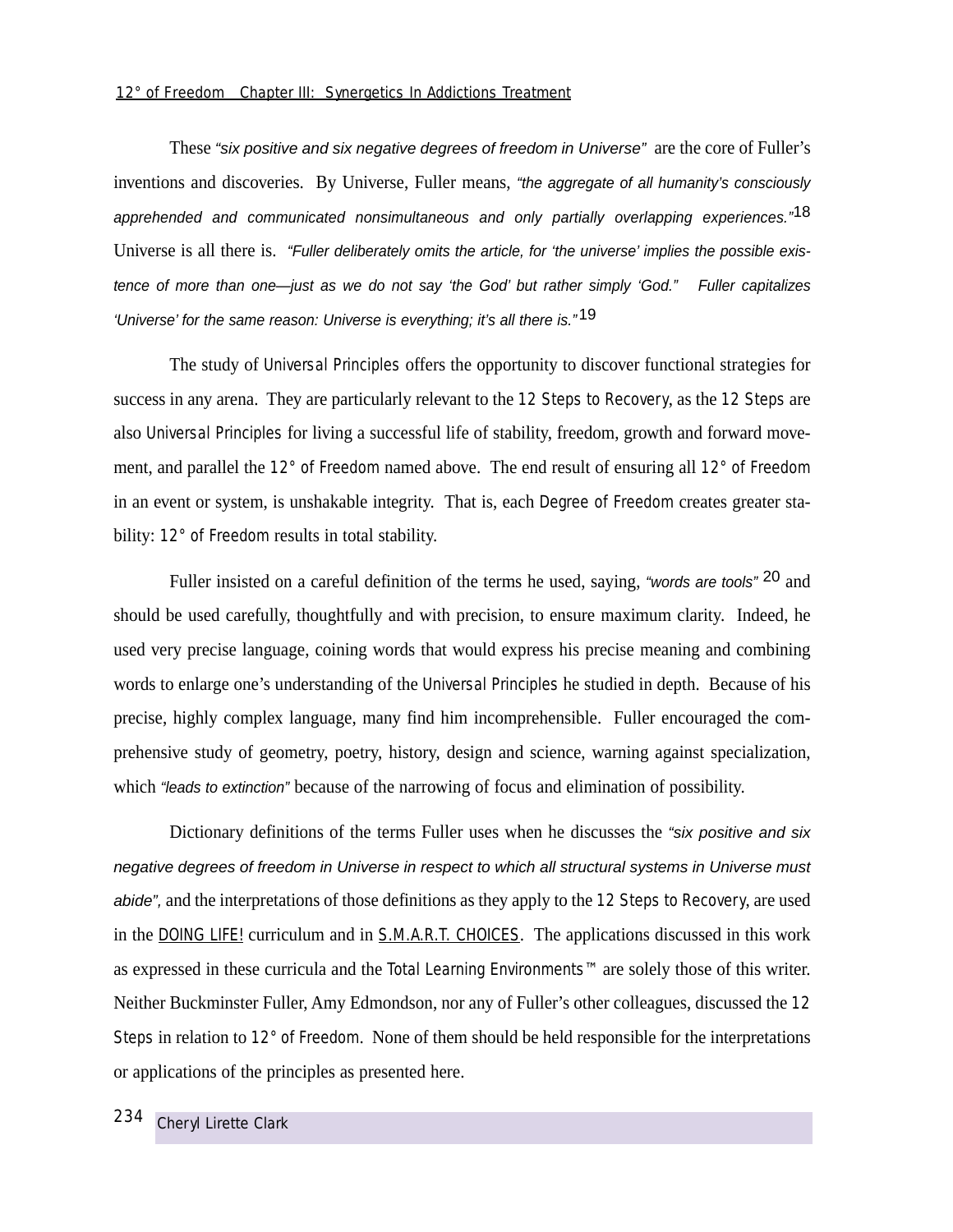These *"six positive and six negative degrees of freedom in Universe"* are the core of Fuller's inventions and discoveries. By Universe, Fuller means, *"the aggregate of all humanity's consciously apprehended and communicated nonsimultaneous and only partially overlapping experiences."*[18] Universe is all there is. *"Fuller deliberately omits the article, for 'the universe' implies the possible existence of more than one—just as we do not say 'the God' but rather simply 'God." Fuller capitalizes 'Universe' for the same reason: Universe is everything; it's all there is."*[19]

The study of Universal Principles offers the opportunity to discover functional strategies for success in any arena. They are particularly relevant to the 12 Steps to Recovery, as the 12 Steps are also Universal Principles for living a successful life of stability, freedom, growth and forward movement, and parallel the 12° of Freedom named above. The end result of ensuring all 12° of Freedom in an event or system, is unshakable integrity. That is, each Degree of Freedom creates greater stability: 12° of Freedom results in total stability.

Fuller insisted on a careful definition of the terms he used, saying, *"words are tools"* [20] and should be used carefully, thoughtfully and with precision, to ensure maximum clarity. Indeed, he used very precise language, coining words that would express his precise meaning and combining words to enlarge one's understanding of the Universal Principles he studied in depth. Because of his precise, highly complex language, many find him incomprehensible. Fuller encouraged the comprehensive study of geometry, poetry, history, design and science, warning against specialization, which *"leads to extinction"* because of the narrowing of focus and elimination of possibility.

Dictionary definitions of the terms Fuller uses when he discusses the *"six positive and six negative degrees of freedom in Universe in respect to which all structural systems in Universe must abide"*, and the interpretations of those definitions as they apply to the 12 Steps to Recovery, are used in the DOING LIFE! curriculum and in S.M.A.R.T. CHOICES. The applications discussed in this work as expressed in these curricula and the Total Learning Environments™ are solely those of this writer. Neither Buckminster Fuller, Amy Edmondson, nor any of Fuller's other colleagues, discussed the 12 Steps in relation to 12° of Freedom. None of them should be held responsible for the interpretations or applications of the principles as presented here.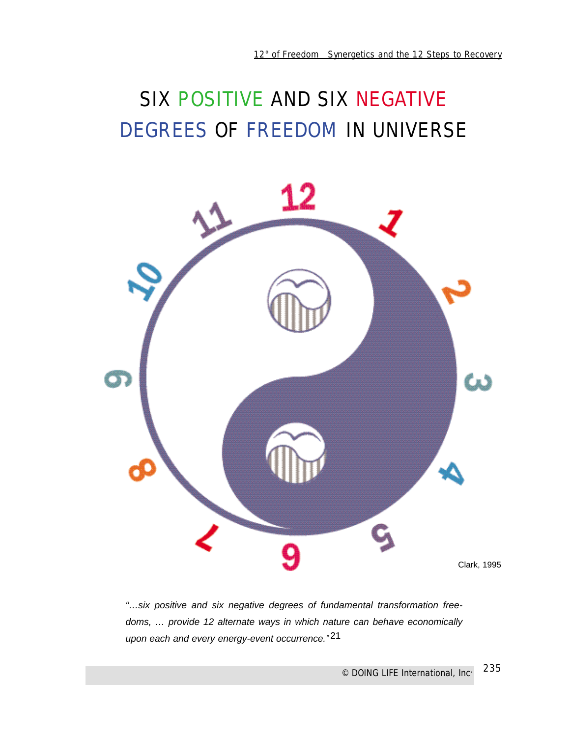# SIX POSITIVE AND SIX NEGATIVE DEGREES OF FREEDOM IN UNIVERSE

Clark, 1995

*"...six positive and six negative degrees of fundamental transformation freedoms, ... provide 12 alternate ways in which nature can behave economically upon each and every energy-event occurrence."*[21]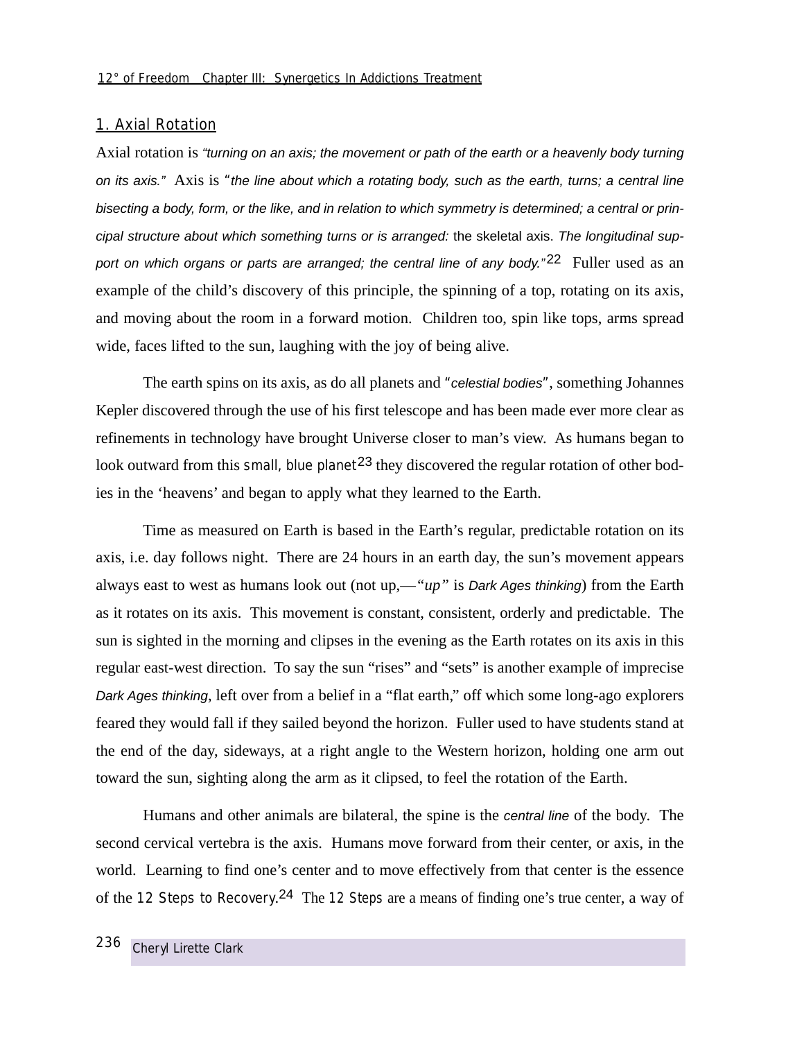## 1. Axial Rotation

Axial rotation is *"turning on an axis; the movement or path of the earth or a heavenly body turning on its axis."* Axis is *"the line about which a rotating body, such as the earth, turns; a central line bisecting a body, form, or the like, and in relation to which symmetry is determined; a central or principal structure about which something turns or is arranged:* the skeletal axis. *The longitudinal support on which organs or parts are arranged; the central line of any body."*[22] Fuller used as an example of the child's discovery of this principle, the spinning of a top, rotating on its axis, and moving about the room in a forward motion. Children too, spin like tops, arms spread wide, faces lifted to the sun, laughing with the joy of being alive.

The earth spins on its axis, as do all planets and "*celestial bodies*", something Johannes Kepler discovered through the use of his first telescope and has been made ever more clear as refinements in technology have brought Universe closer to man's view. As humans began to look outward from this small, blue planet[23] they discovered the regular rotation of other bodies in the 'heavens' and began to apply what they learned to the Earth.

Time as measured on Earth is based in the Earth's regular, predictable rotation on its axis, i.e. day follows night. There are 24 hours in an earth day, the sun's movement appears always east to west as humans look out (not up,—*"up"* is *Dark Ages thinking*) from the Earth as it rotates on its axis. This movement is constant, consistent, orderly and predictable. The sun is sighted in the morning and clipses in the evening as the Earth rotates on its axis in this regular east-west direction. To say the sun "rises" and "sets" is another example of imprecise *Dark Ages thinking*, left over from a belief in a "flat earth," off which some long-ago explorers feared they would fall if they sailed beyond the horizon. Fuller used to have students stand at the end of the day, sideways, at a right angle to the Western horizon, holding one arm out toward the sun, sighting along the arm as it clipsed, to feel the rotation of the Earth.

Humans and other animals are bilateral, the spine is the *central line* of the body. The second cervical vertebra is the axis. Humans move forward from their center, or axis, in the world. Learning to find one's center and to move effectively from that center is the essence of the 12 Steps to Recovery.[24] The 12 Steps are a means of finding one's true center, a way of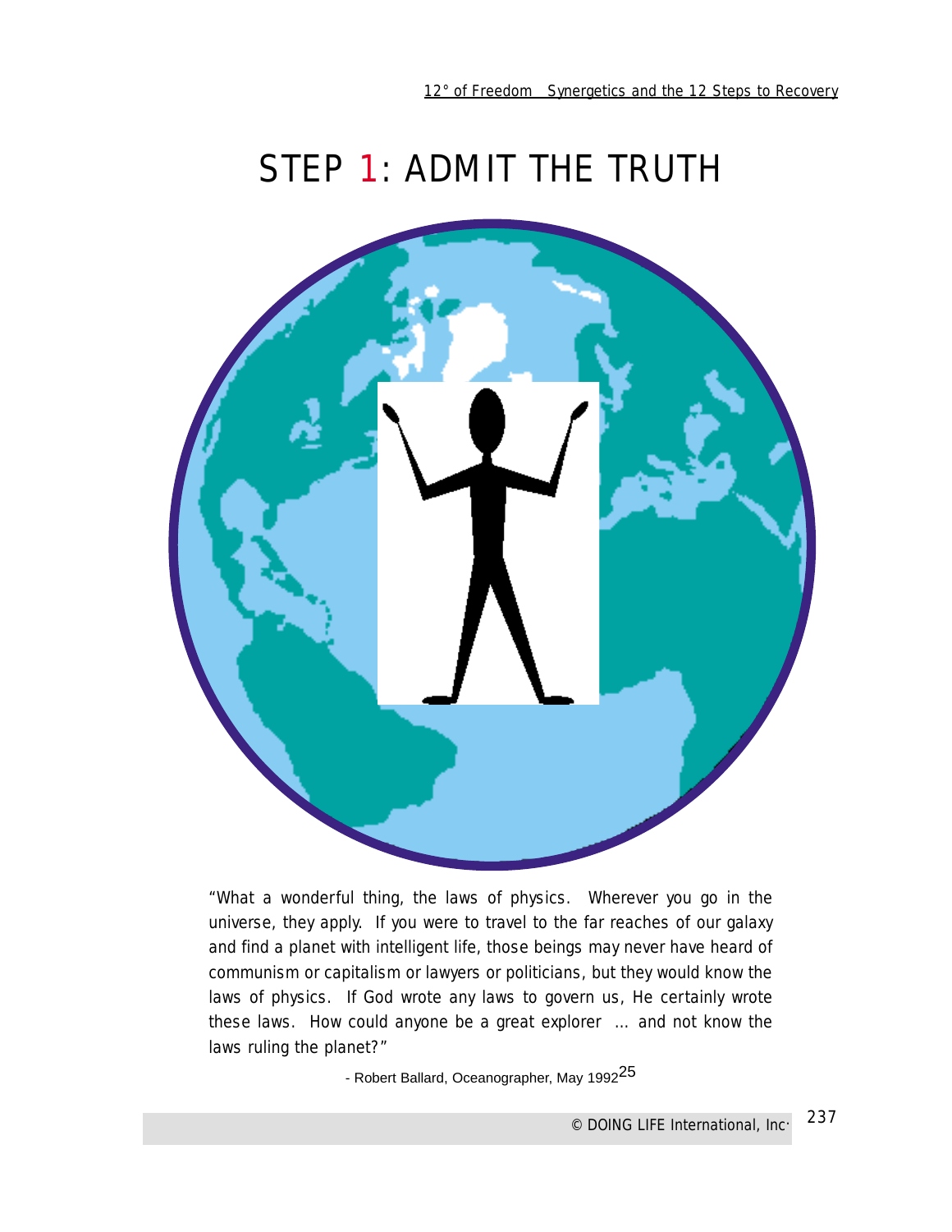# STEP 1: ADMIT THE TRUTH

"What a wonderful thing, the laws of physics. Wherever you go in the universe, they apply. If you were to travel to the far reaches of our galaxy and find a planet with intelligent life, those beings may never have heard of communism or capitalism or lawyers or politicians, but they would know the laws of physics. If God wrote any laws to govern us, He certainly wrote these laws. How could anyone be a great explorer … and not know the laws ruling the planet?"

- Robert Ballard, Oceanographer, May 1992[25]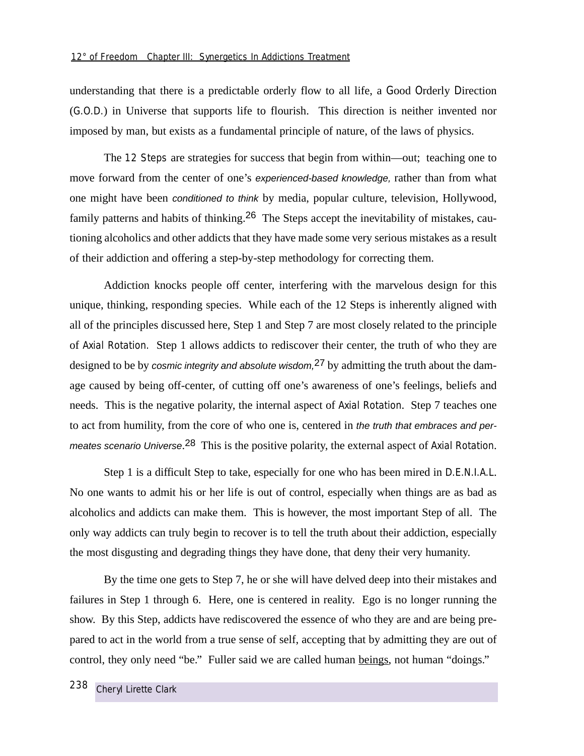understanding that there is a predictable orderly flow to all life, a Good Orderly Direction (G.O.D.) in Universe that supports life to flourish. This direction is neither invented nor imposed by man, but exists as a fundamental principle of nature, of the laws of physics.

The 12 Steps are strategies for success that begin from within—out; teaching one to move forward from the center of one's *experienced-based knowledge,* rather than from what one might have been *conditioned to think* by media, popular culture, television, Hollywood, family patterns and habits of thinking.[26] The Steps accept the inevitability of mistakes, cautioning alcoholics and other addicts that they have made some very serious mistakes as a result of their addiction and offering a step-by-step methodology for correcting them.

Addiction knocks people off center, interfering with the marvelous design for this unique, thinking, responding species. While each of the 12 Steps is inherently aligned with all of the principles discussed here, Step 1 and Step 7 are most closely related to the principle of Axial Rotation. Step 1 allows addicts to rediscover their center, the truth of who they are designed to be by *cosmic integrity and absolute wisdom,*[27] by admitting the truth about the damage caused by being off-center, of cutting off one's awareness of one's feelings, beliefs and needs. This is the negative polarity, the internal aspect of Axial Rotation. Step 7 teaches one to act from humility, from the core of who one is, centered in *the truth that embraces and permeates scenario Universe*.[28] This is the positive polarity, the external aspect of Axial Rotation.

Step 1 is a difficult Step to take, especially for one who has been mired in D.E.N.I.A.L. No one wants to admit his or her life is out of control, especially when things are as bad as alcoholics and addicts can make them. This is however, the most important Step of all. The only way addicts can truly begin to recover is to tell the truth about their addiction, especially the most disgusting and degrading things they have done, that deny their very humanity.

By the time one gets to Step 7, he or she will have delved deep into their mistakes and failures in Step 1 through 6. Here, one is centered in reality. Ego is no longer running the show. By this Step, addicts have rediscovered the essence of who they are and are being prepared to act in the world from a true sense of self, accepting that by admitting they are out of control, they only need "be." Fuller said we are called human <u>beings</u>, not human "doings."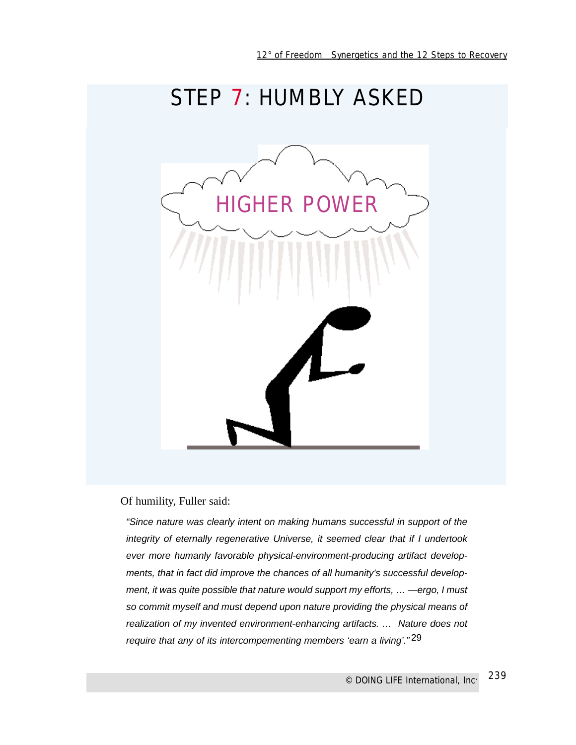# STEP 7: HUMBLY ASKED

Of humility, Fuller said:

> *"Since nature was clearly intent on making humans successful in support of the integrity of eternally regenerative Universe, it seemed clear that if I undertook ever more humanly favorable physical-environment-producing artifact developments, that in fact did improve the chances of all humanity's successful development, it was quite possible that nature would support my efforts, … —ergo, I must so commit myself and must depend upon nature providing the physical means of realization of my invented environment-enhancing artifacts. … Nature does not require that any of its intercompementing members 'earn a living'."*[29]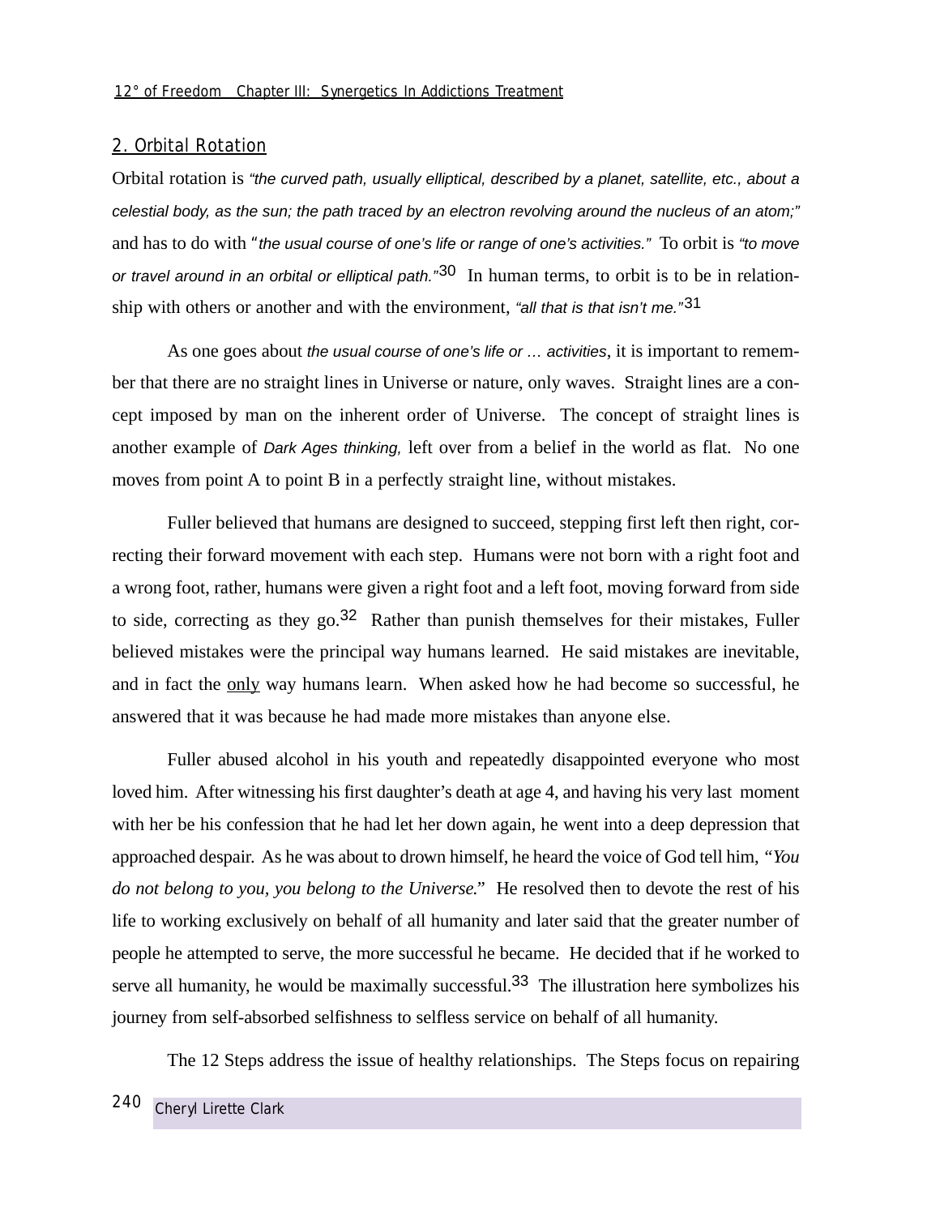## 2. Orbital Rotation

Orbital rotation is *"the curved path, usually elliptical, described by a planet, satellite, etc., about a celestial body, as the sun; the path traced by an electron revolving around the nucleus of an atom;"* and has to do with "*the usual course of one's life or range of one's activities."* To orbit is *"to move or travel around in an orbital or elliptical path."*[30] In human terms, to orbit is to be in relationship with others or another and with the environment, *"all that is that isn't me."*[31]

As one goes about *the usual course of one's life or … activities*, it is important to remember that there are no straight lines in Universe or nature, only waves. Straight lines are a concept imposed by man on the inherent order of Universe. The concept of straight lines is another example of *Dark Ages thinking,* left over from a belief in the world as flat. No one moves from point A to point B in a perfectly straight line, without mistakes.

Fuller believed that humans are designed to succeed, stepping first left then right, correcting their forward movement with each step. Humans were not born with a right foot and a wrong foot, rather, humans were given a right foot and a left foot, moving forward from side to side, correcting as they go.[32] Rather than punish themselves for their mistakes, Fuller believed mistakes were the principal way humans learned. He said mistakes are inevitable, and in fact the <u>only</u> way humans learn. When asked how he had become so successful, he answered that it was because he had made more mistakes than anyone else.

Fuller abused alcohol in his youth and repeatedly disappointed everyone who most loved him. After witnessing his first daughter's death at age 4, and having his very last moment with her be his confession that he had let her down again, he went into a deep depression that approached despair. As he was about to drown himself, he heard the voice of God tell him, "*You do not belong to you, you belong to the Universe.*" He resolved then to devote the rest of his life to working exclusively on behalf of all humanity and later said that the greater number of people he attempted to serve, the more successful he became. He decided that if he worked to serve all humanity, he would be maximally successful.[33] The illustration here symbolizes his journey from self-absorbed selfishness to selfless service on behalf of all humanity.

The 12 Steps address the issue of healthy relationships. The Steps focus on repairing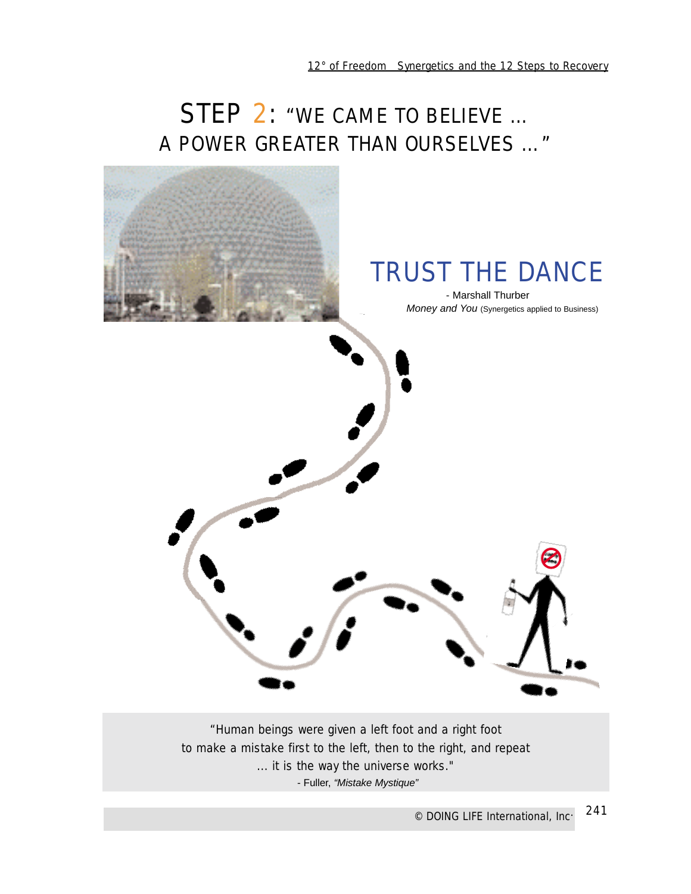# STEP 2: "WE CAME TO BELIEVE … A POWER GREATER THAN OURSELVES …"

## TRUST THE DANCE

- Marshall Thurber
*Money and You* (Synergetics applied to Business)

"Human beings were given a left foot and a right foot
to make a mistake first to the left, then to the right, and repeat
… it is the way the universe works."
- Fuller, *"Mistake Mystique"*

© DOING LIFE International, Inc·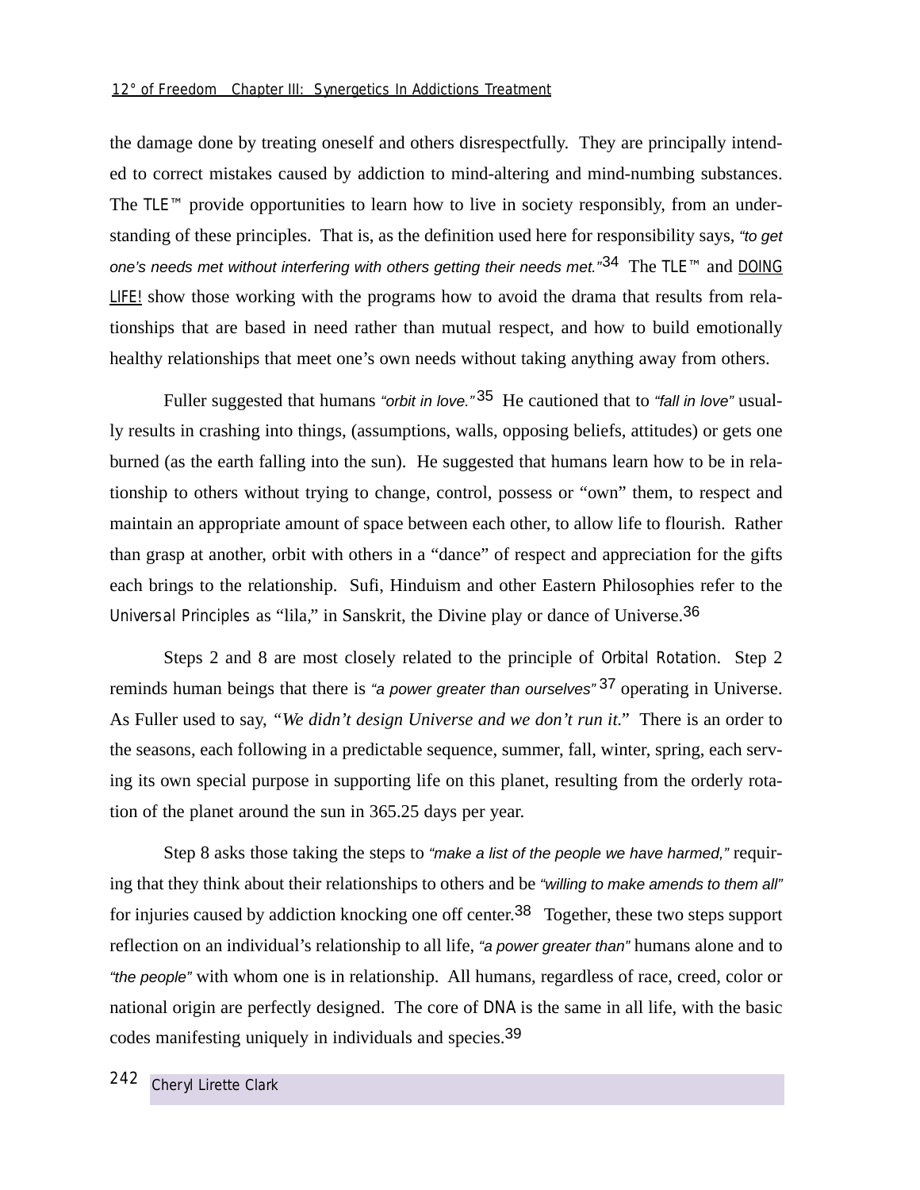the damage done by treating oneself and others disrespectfully. They are principally intended to correct mistakes caused by addiction to mind-altering and mind-numbing substances. The TLE™ provide opportunities to learn how to live in society responsibly, from an understanding of these principles. That is, as the definition used here for responsibility says, *"to get one's needs met without interfering with others getting their needs met."*[34] The TLE™ and DOING LIFE! show those working with the programs how to avoid the drama that results from relationships that are based in need rather than mutual respect, and how to build emotionally healthy relationships that meet one's own needs without taking anything away from others.

Fuller suggested that humans *"orbit in love."*[35] He cautioned that to *"fall in love"* usually results in crashing into things, (assumptions, walls, opposing beliefs, attitudes) or gets one burned (as the earth falling into the sun). He suggested that humans learn how to be in relationship to others without trying to change, control, possess or "own" them, to respect and maintain an appropriate amount of space between each other, to allow life to flourish. Rather than grasp at another, orbit with others in a "dance" of respect and appreciation for the gifts each brings to the relationship. Sufi, Hinduism and other Eastern Philosophies refer to the Universal Principles as "lila," in Sanskrit, the Divine play or dance of Universe.[36]

Steps 2 and 8 are most closely related to the principle of Orbital Rotation. Step 2 reminds human beings that there is *"a power greater than ourselves"*[37] operating in Universe. As Fuller used to say, *"We didn't design Universe and we don't run it."* There is an order to the seasons, each following in a predictable sequence, summer, fall, winter, spring, each serving its own special purpose in supporting life on this planet, resulting from the orderly rotation of the planet around the sun in 365.25 days per year.

Step 8 asks those taking the steps to *"make a list of the people we have harmed,"* requiring that they think about their relationships to others and be *"willing to make amends to them all"* for injuries caused by addiction knocking one off center.[38] Together, these two steps support reflection on an individual's relationship to all life, *"a power greater than"* humans alone and to *"the people"* with whom one is in relationship. All humans, regardless of race, creed, color or national origin are perfectly designed. The core of DNA is the same in all life, with the basic codes manifesting uniquely in individuals and species.[39]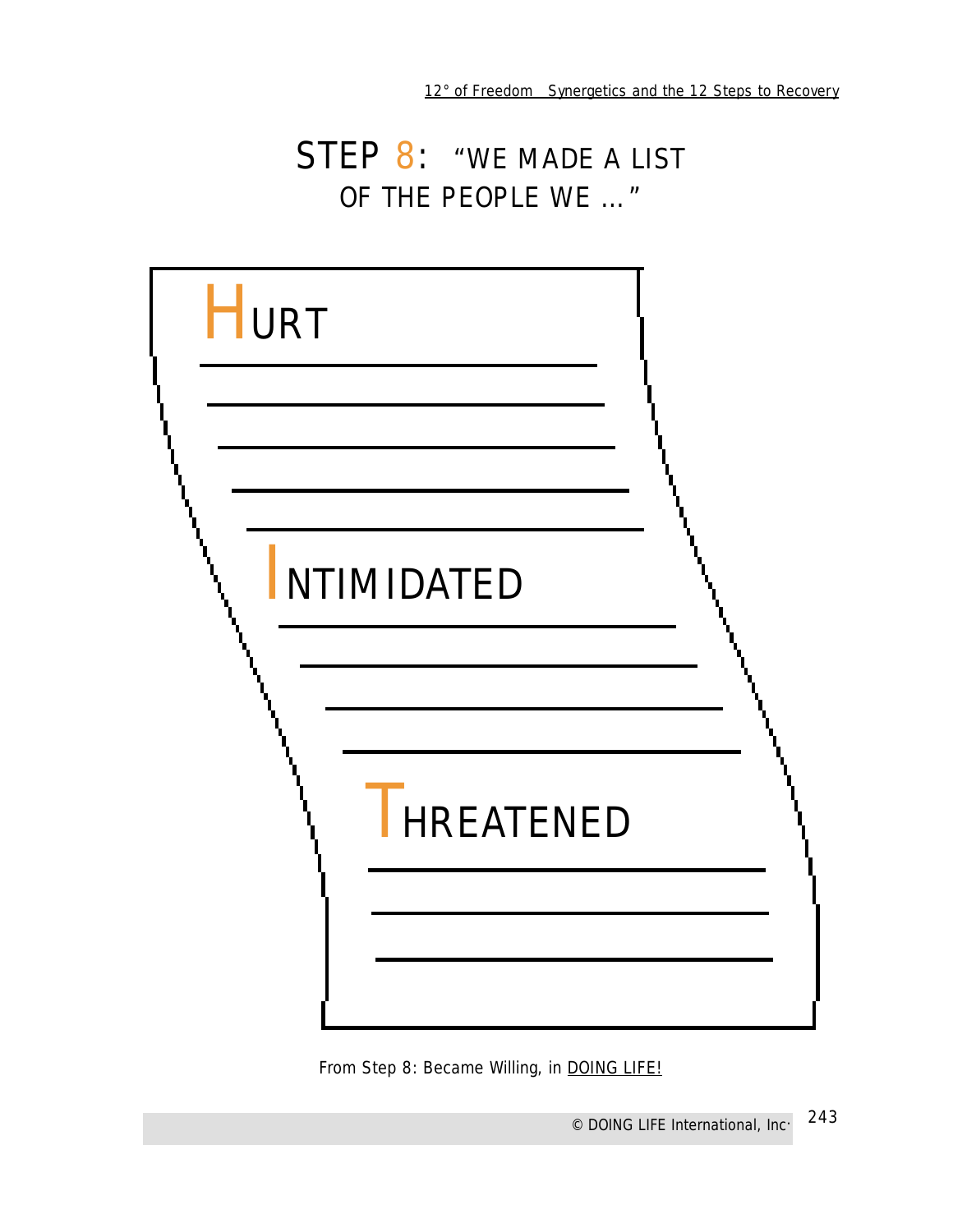# STEP 8: "WE MADE A LIST OF THE PEOPLE WE ..."

HURT

\_\_\_\_\_\_\_\_\_\_\_\_\_\_\_\_\_\_\_\_\_\_\_\_\_\_\_\_\_\_

\_\_\_\_\_\_\_\_\_\_\_\_\_\_\_\_\_\_\_\_\_\_\_\_\_\_\_\_\_\_

\_\_\_\_\_\_\_\_\_\_\_\_\_\_\_\_\_\_\_\_\_\_\_\_\_\_\_\_\_\_

\_\_\_\_\_\_\_\_\_\_\_\_\_\_\_\_\_\_\_\_\_\_\_\_\_\_\_\_\_\_

\_\_\_\_\_\_\_\_\_\_\_\_\_\_\_\_\_\_\_\_\_\_\_\_\_\_\_\_\_\_

INTIMIDATED

\_\_\_\_\_\_\_\_\_\_\_\_\_\_\_\_\_\_\_\_\_\_\_\_\_\_\_\_\_\_

\_\_\_\_\_\_\_\_\_\_\_\_\_\_\_\_\_\_\_\_\_\_\_\_\_\_\_\_\_\_

\_\_\_\_\_\_\_\_\_\_\_\_\_\_\_\_\_\_\_\_\_\_\_\_\_\_\_\_\_\_

\_\_\_\_\_\_\_\_\_\_\_\_\_\_\_\_\_\_\_\_\_\_\_\_\_\_\_\_\_\_

THREATENED

\_\_\_\_\_\_\_\_\_\_\_\_\_\_\_\_\_\_\_\_\_\_\_\_\_\_\_\_\_\_

\_\_\_\_\_\_\_\_\_\_\_\_\_\_\_\_\_\_\_\_\_\_\_\_\_\_\_\_\_\_

\_\_\_\_\_\_\_\_\_\_\_\_\_\_\_\_\_\_\_\_\_\_\_\_\_\_\_\_\_\_

From Step 8: Became Willing, in DOING LIFE!

© DOING LIFE International, Inc.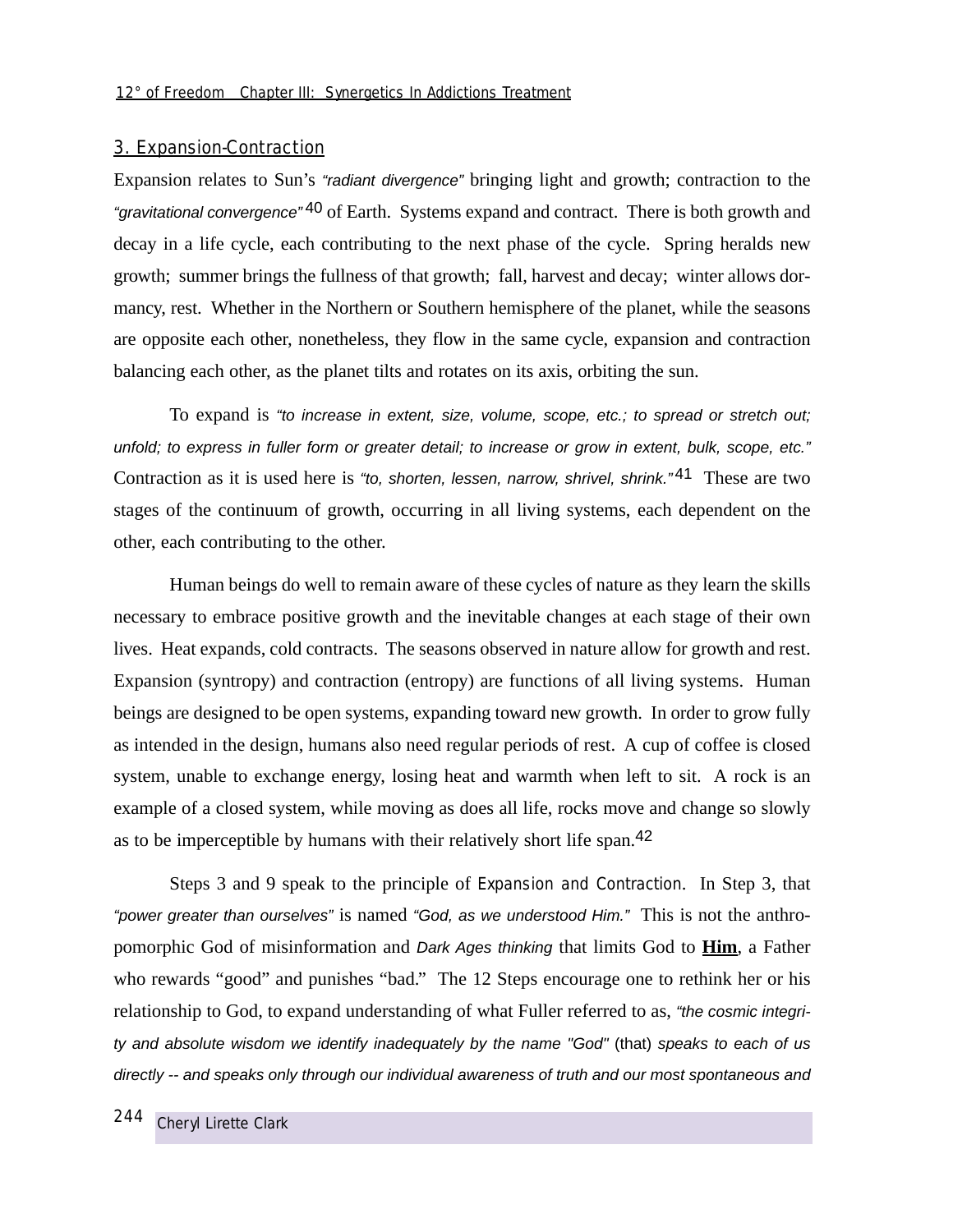## 3. Expansion-Contraction

Expansion relates to Sun's *"radiant divergence"* bringing light and growth; contraction to the *"gravitational convergence"*[40] of Earth. Systems expand and contract. There is both growth and decay in a life cycle, each contributing to the next phase of the cycle. Spring heralds new growth; summer brings the fullness of that growth; fall, harvest and decay; winter allows dormancy, rest. Whether in the Northern or Southern hemisphere of the planet, while the seasons are opposite each other, nonetheless, they flow in the same cycle, expansion and contraction balancing each other, as the planet tilts and rotates on its axis, orbiting the sun.

To expand is *"to increase in extent, size, volume, scope, etc.; to spread or stretch out; unfold; to express in fuller form or greater detail; to increase or grow in extent, bulk, scope, etc."* Contraction as it is used here is *"to, shorten, lessen, narrow, shrivel, shrink."*[41] These are two stages of the continuum of growth, occurring in all living systems, each dependent on the other, each contributing to the other.

Human beings do well to remain aware of these cycles of nature as they learn the skills necessary to embrace positive growth and the inevitable changes at each stage of their own lives. Heat expands, cold contracts. The seasons observed in nature allow for growth and rest. Expansion (syntropy) and contraction (entropy) are functions of all living systems. Human beings are designed to be open systems, expanding toward new growth. In order to grow fully as intended in the design, humans also need regular periods of rest. A cup of coffee is closed system, unable to exchange energy, losing heat and warmth when left to sit. A rock is an example of a closed system, while moving as does all life, rocks move and change so slowly as to be imperceptible by humans with their relatively short life span.[42]

Steps 3 and 9 speak to the principle of Expansion and Contraction. In Step 3, that *"power greater than ourselves"* is named *"God, as we understood Him."* This is not the anthropomorphic God of misinformation and *Dark Ages thinking* that limits God to **<u>Him</u>**, a Father who rewards "good" and punishes "bad." The 12 Steps encourage one to rethink her or his relationship to God, to expand understanding of what Fuller referred to as, *"the cosmic integrity and absolute wisdom we identify inadequately by the name "God"* (that) *speaks to each of us directly -- and speaks only through our individual awareness of truth and our most spontaneous and*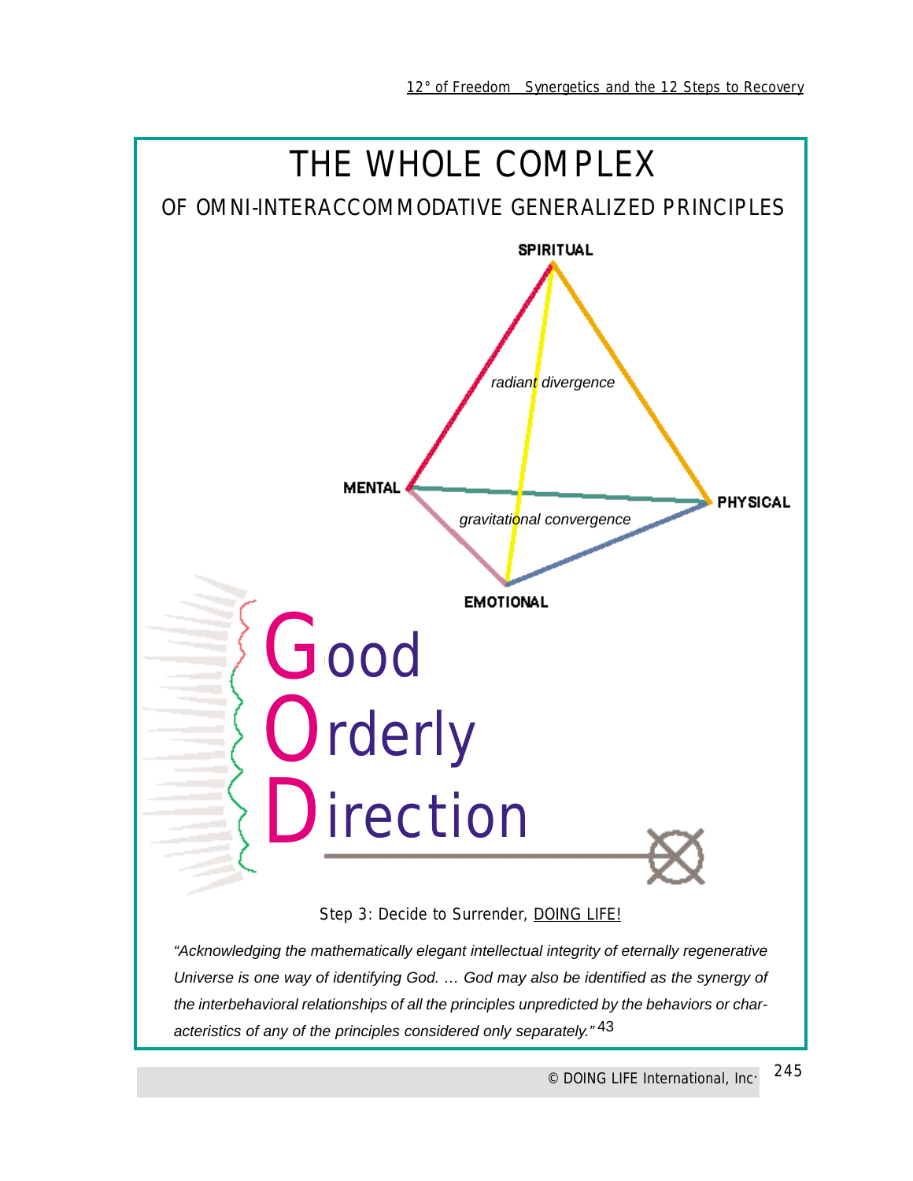# THE WHOLE COMPLEX

## OF OMNI-INTERACCOMMODATIVE GENERALIZED PRINCIPLES

SPIRITUAL

*radiant divergence*

MENTAL

PHYSICAL

*gravitational convergence*

EMOTIONAL

**G**ood
**O**rderly
**D**irection

Step 3: Decide to Surrender, DOING LIFE!

*"Acknowledging the mathematically elegant intellectual integrity of eternally regenerative Universe is one way of identifying God. … God may also be identified as the synergy of the interbehavioral relationships of all the principles unpredicted by the behaviors or characteristics of any of the principles considered only separately."* [43]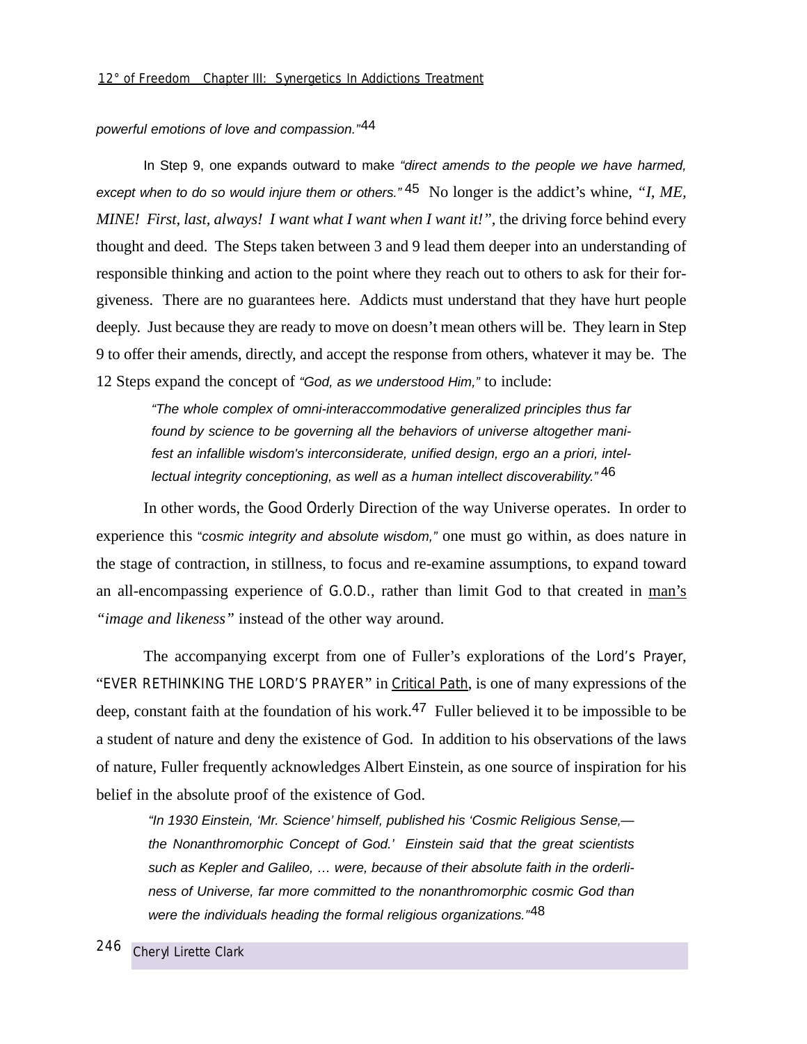*powerful emotions of love and compassion."*[44]

In Step 9, one expands outward to make *"direct amends to the people we have harmed, except when to do so would injure them or others."*[45] No longer is the addict's whine, *"I, ME, MINE! First, last, always! I want what I want when I want it!",* the driving force behind every thought and deed. The Steps taken between 3 and 9 lead them deeper into an understanding of responsible thinking and action to the point where they reach out to others to ask for their forgiveness. There are no guarantees here. Addicts must understand that they have hurt people deeply. Just because they are ready to move on doesn't mean others will be. They learn in Step 9 to offer their amends, directly, and accept the response from others, whatever it may be. The 12 Steps expand the concept of *"God, as we understood Him,"* to include:

> *"The whole complex of omni-interaccommodative generalized principles thus far found by science to be governing all the behaviors of universe altogether manifest an infallible wisdom's interconsiderate, unified design, ergo an a priori, intellectual integrity conceptioning, as well as a human intellect discoverability."*[46]

In other words, the Good Orderly Direction of the way Universe operates. In order to experience this *"cosmic integrity and absolute wisdom,"* one must go within, as does nature in the stage of contraction, in stillness, to focus and re-examine assumptions, to expand toward an all-encompassing experience of G.O.D., rather than limit God to that created in man's *"image and likeness"* instead of the other way around.

The accompanying excerpt from one of Fuller's explorations of the Lord's Prayer, "EVER RETHINKING THE LORD'S PRAYER" in Critical Path, is one of many expressions of the deep, constant faith at the foundation of his work.[47] Fuller believed it to be impossible to be a student of nature and deny the existence of God. In addition to his observations of the laws of nature, Fuller frequently acknowledges Albert Einstein, as one source of inspiration for his belief in the absolute proof of the existence of God.

> *"In 1930 Einstein, 'Mr. Science' himself, published his 'Cosmic Religious Sense,—the Nonanthromorphic Concept of God.' Einstein said that the great scientists such as Kepler and Galileo, … were, because of their absolute faith in the orderliness of Universe, far more committed to the nonanthromorphic cosmic God than were the individuals heading the formal religious organizations."*[48]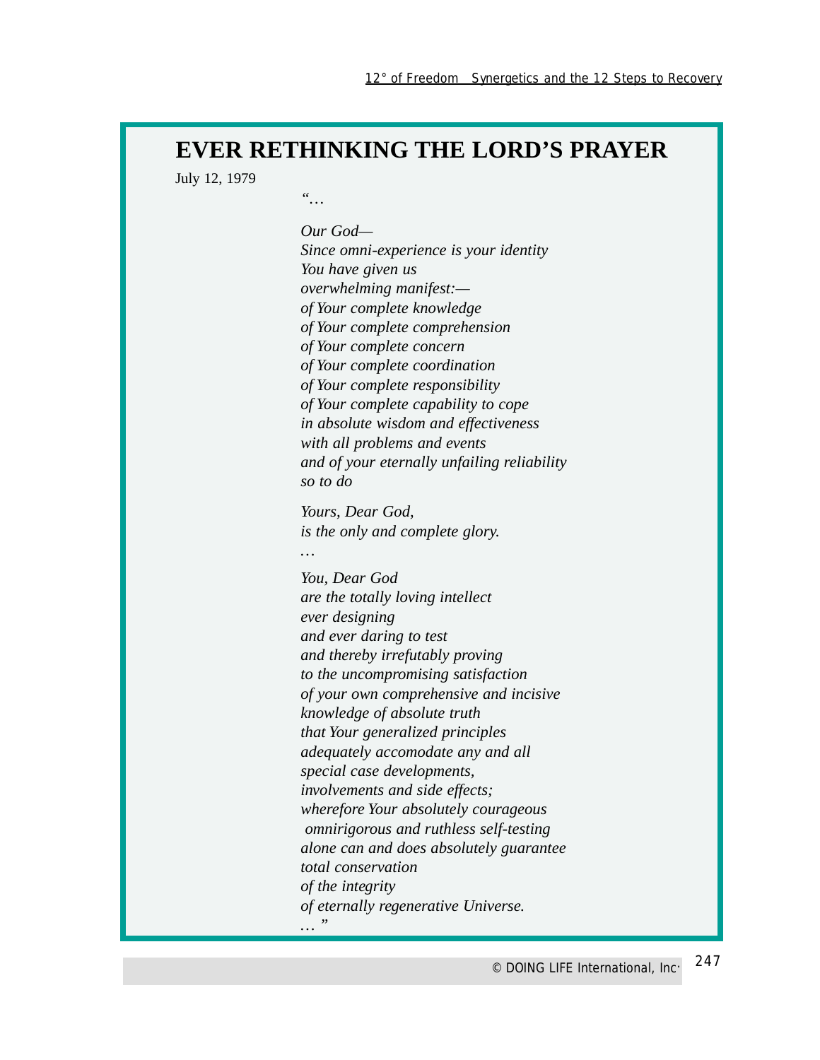# EVER RETHINKING THE LORD'S PRAYER

July 12, 1979

*"…*

*Our God—*
*Since omni-experience is your identity*
*You have given us*
*overwhelming manifest:—*
*of Your complete knowledge*
*of Your complete comprehension*
*of Your complete concern*
*of Your complete coordination*
*of Your complete responsibility*
*of Your complete capability to cope*
*in absolute wisdom and effectiveness*
*with all problems and events*
*and of your eternally unfailing reliability*
*so to do*

*Yours, Dear God,*
*is the only and complete glory.*
*…*

*You, Dear God*
*are the totally loving intellect*
*ever designing*
*and ever daring to test*
*and thereby irrefutably proving*
*to the uncompromising satisfaction*
*of your own comprehensive and incisive*
*knowledge of absolute truth*
*that Your generalized principles*
*adequately accomodate any and all*
*special case developments,*
*involvements and side effects;*
*wherefore Your absolutely courageous*
*omnirigorous and ruthless self-testing*
*alone can and does absolutely guarantee*
*total conservation*
*of the integrity*
*of eternally regenerative Universe.*
*… "*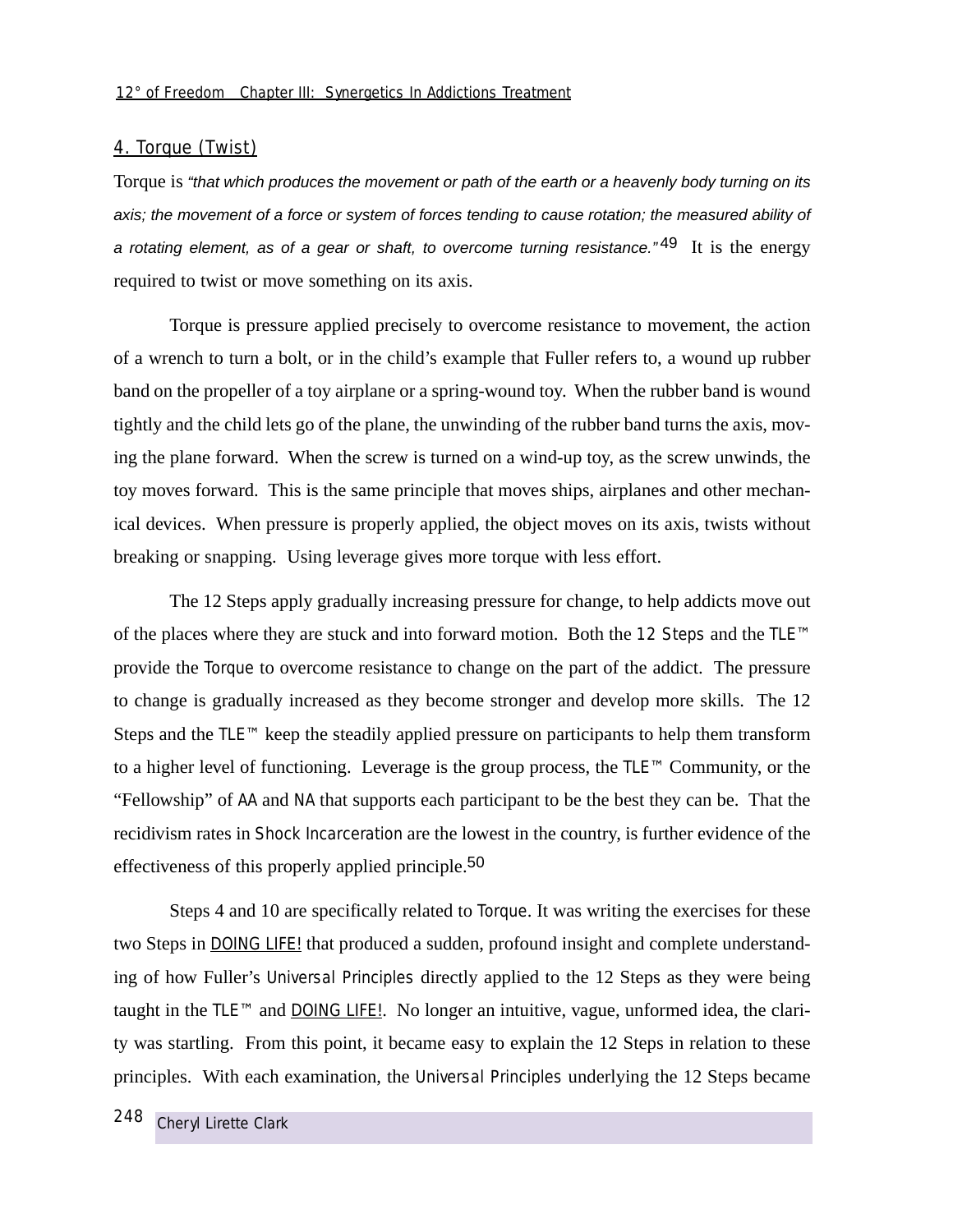## 4. Torque (Twist)

Torque is *"that which produces the movement or path of the earth or a heavenly body turning on its axis; the movement of a force or system of forces tending to cause rotation; the measured ability of a rotating element, as of a gear or shaft, to overcome turning resistance."*[49] It is the energy required to twist or move something on its axis.

Torque is pressure applied precisely to overcome resistance to movement, the action of a wrench to turn a bolt, or in the child's example that Fuller refers to, a wound up rubber band on the propeller of a toy airplane or a spring-wound toy. When the rubber band is wound tightly and the child lets go of the plane, the unwinding of the rubber band turns the axis, moving the plane forward. When the screw is turned on a wind-up toy, as the screw unwinds, the toy moves forward. This is the same principle that moves ships, airplanes and other mechanical devices. When pressure is properly applied, the object moves on its axis, twists without breaking or snapping. Using leverage gives more torque with less effort.

The 12 Steps apply gradually increasing pressure for change, to help addicts move out of the places where they are stuck and into forward motion. Both the 12 Steps and the TLE™ provide the Torque to overcome resistance to change on the part of the addict. The pressure to change is gradually increased as they become stronger and develop more skills. The 12 Steps and the TLE™ keep the steadily applied pressure on participants to help them transform to a higher level of functioning. Leverage is the group process, the TLE™ Community, or the "Fellowship" of AA and NA that supports each participant to be the best they can be. That the recidivism rates in Shock Incarceration are the lowest in the country, is further evidence of the effectiveness of this properly applied principle.[50]

Steps 4 and 10 are specifically related to Torque. It was writing the exercises for these two Steps in DOING LIFE! that produced a sudden, profound insight and complete understanding of how Fuller's Universal Principles directly applied to the 12 Steps as they were being taught in the TLE™ and DOING LIFE!. No longer an intuitive, vague, unformed idea, the clarity was startling. From this point, it became easy to explain the 12 Steps in relation to these principles. With each examination, the Universal Principles underlying the 12 Steps became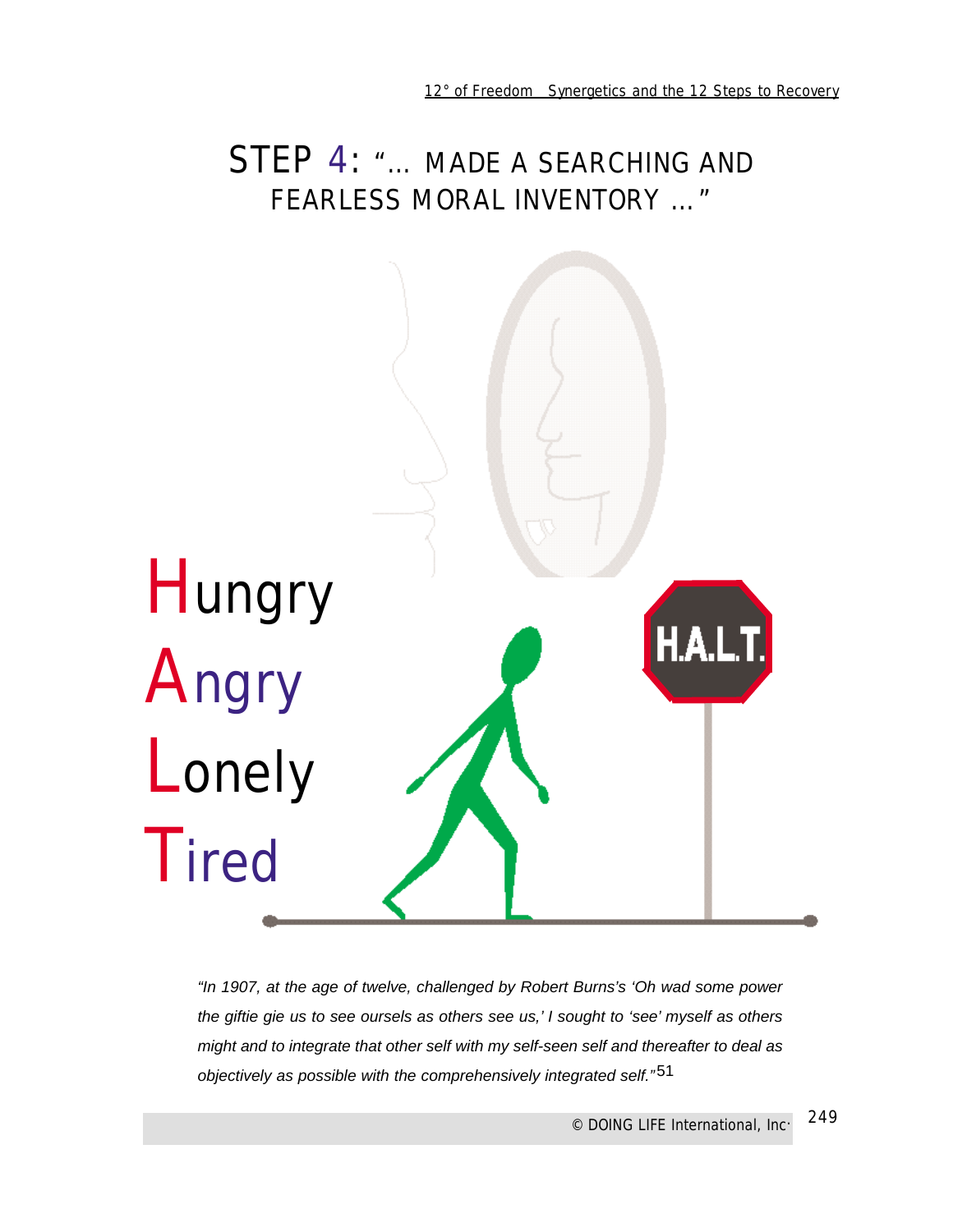# STEP 4: "… MADE A SEARCHING AND FEARLESS MORAL INVENTORY …"

Hungry

Angry

Lonely

Tired

H.A.L.T.

*"In 1907, at the age of twelve, challenged by Robert Burns's 'Oh wad some power the giftie gie us to see oursels as others see us,' I sought to 'see' myself as others might and to integrate that other self with my self-seen self and thereafter to deal as objectively as possible with the comprehensively integrated self."*[51]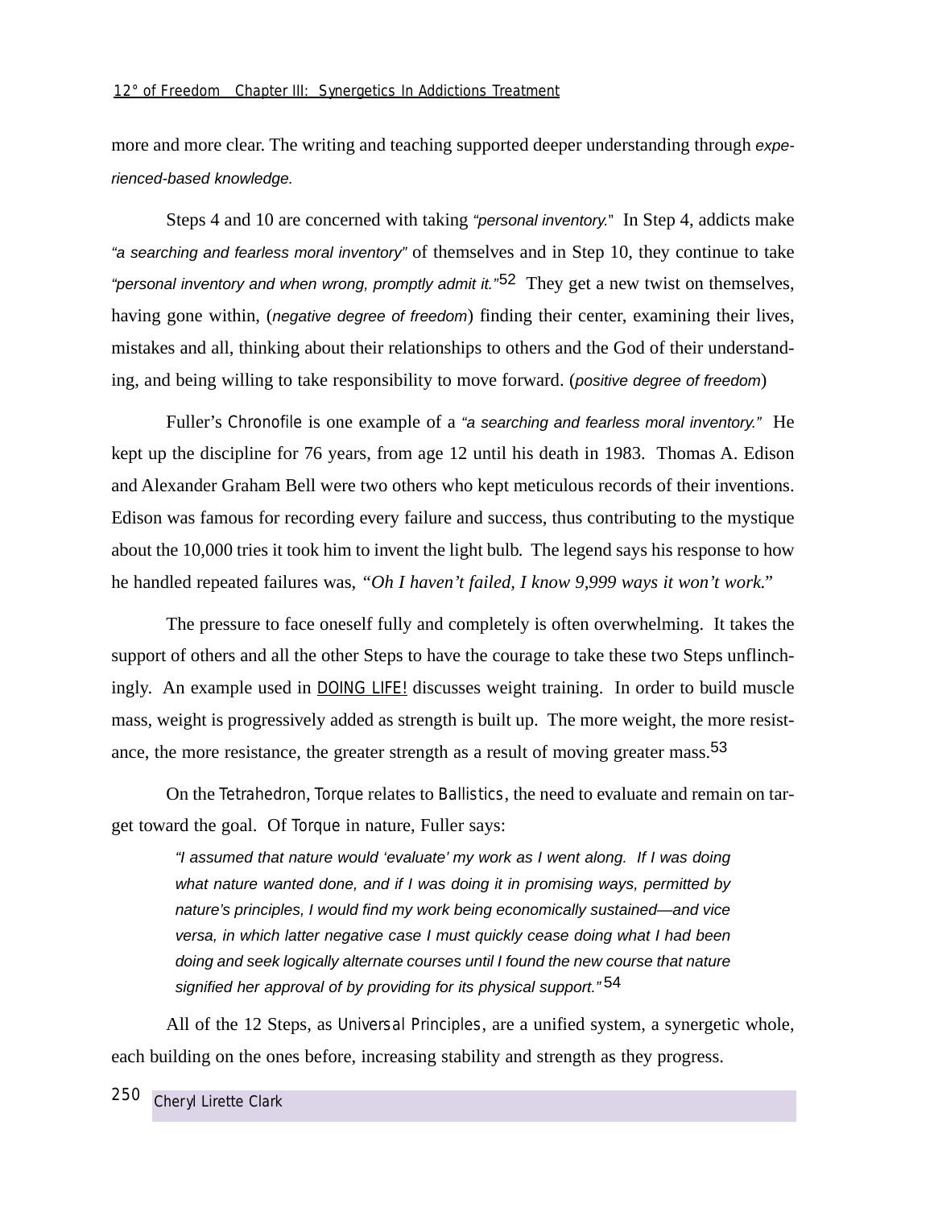more and more clear. The writing and teaching supported deeper understanding through *experienced-based knowledge.*

Steps 4 and 10 are concerned with taking *"personal inventory."* In Step 4, addicts make *"a searching and fearless moral inventory"* of themselves and in Step 10, they continue to take *"personal inventory and when wrong, promptly admit it."*[52] They get a new twist on themselves, having gone within, (*negative degree of freedom*) finding their center, examining their lives, mistakes and all, thinking about their relationships to others and the God of their understanding, and being willing to take responsibility to move forward. (*positive degree of freedom*)

Fuller's Chronofile is one example of a *"a searching and fearless moral inventory."* He kept up the discipline for 76 years, from age 12 until his death in 1983. Thomas A. Edison and Alexander Graham Bell were two others who kept meticulous records of their inventions. Edison was famous for recording every failure and success, thus contributing to the mystique about the 10,000 tries it took him to invent the light bulb. The legend says his response to how he handled repeated failures was, *"Oh I haven't failed, I know 9,999 ways it won't work."*

The pressure to face oneself fully and completely is often overwhelming. It takes the support of others and all the other Steps to have the courage to take these two Steps unflinchingly. An example used in DOING LIFE! discusses weight training. In order to build muscle mass, weight is progressively added as strength is built up. The more weight, the more resistance, the more resistance, the greater strength as a result of moving greater mass.[53]

On the Tetrahedron, Torque relates to Ballistics, the need to evaluate and remain on target toward the goal. Of Torque in nature, Fuller says:

> *"I assumed that nature would 'evaluate' my work as I went along. If I was doing what nature wanted done, and if I was doing it in promising ways, permitted by nature's principles, I would find my work being economically sustained—and vice versa, in which latter negative case I must quickly cease doing what I had been doing and seek logically alternate courses until I found the new course that nature signified her approval of by providing for its physical support."*[54]

All of the 12 Steps, as Universal Principles, are a unified system, a synergetic whole, each building on the ones before, increasing stability and strength as they progress.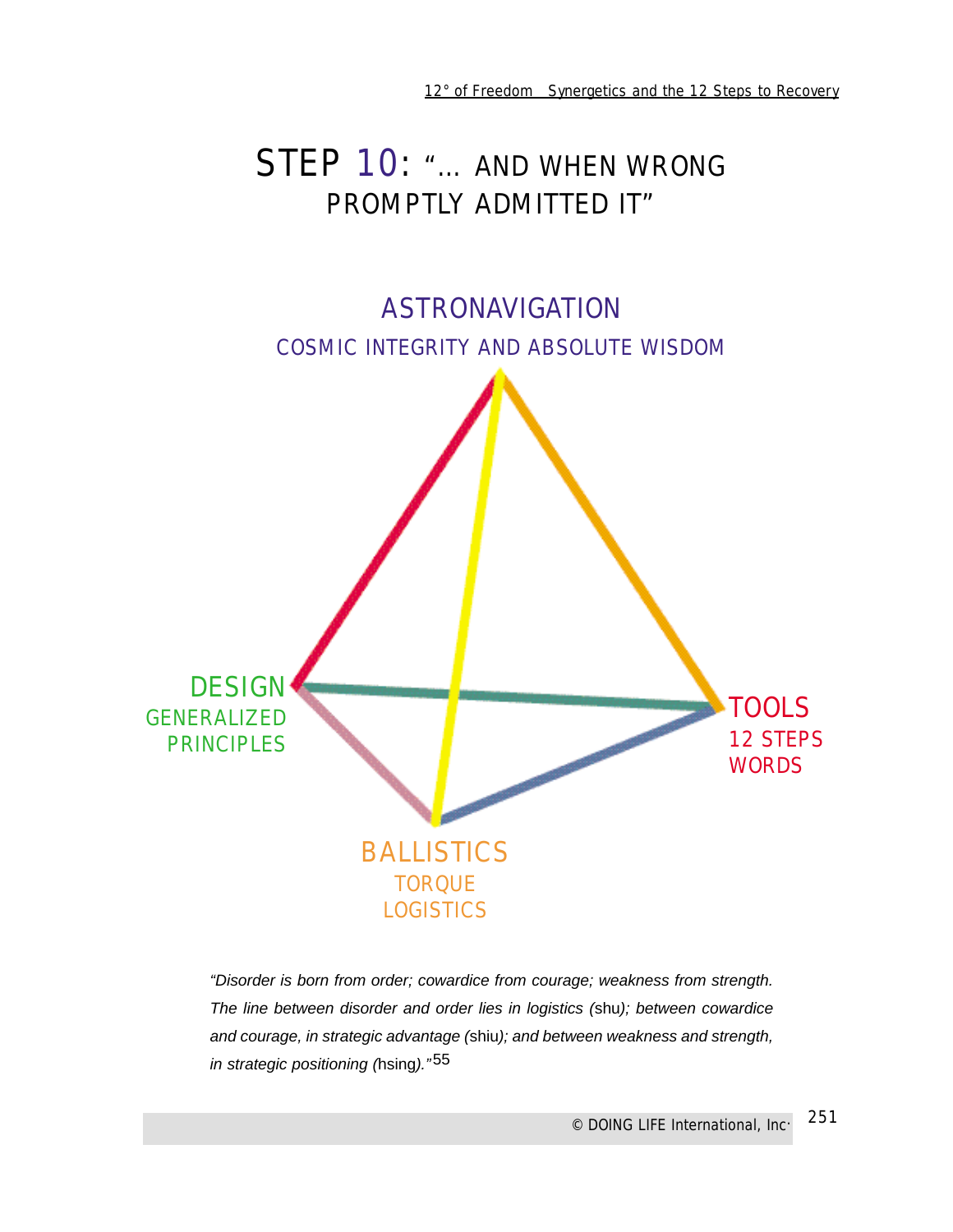# STEP 10: "... AND WHEN WRONG PROMPTLY ADMITTED IT"

ASTRONAVIGATION

COSMIC INTEGRITY AND ABSOLUTE WISDOM

DESIGN

GENERALIZED PRINCIPLES

TOOLS

12 STEPS

WORDS

BALLISTICS

TORQUE

LOGISTICS

*"Disorder is born from order; cowardice from courage; weakness from strength. The line between disorder and order lies in logistics (*shu*); between cowardice and courage, in strategic advantage (*shiu*); and between weakness and strength, in strategic positioning (*hsing*)."*[55]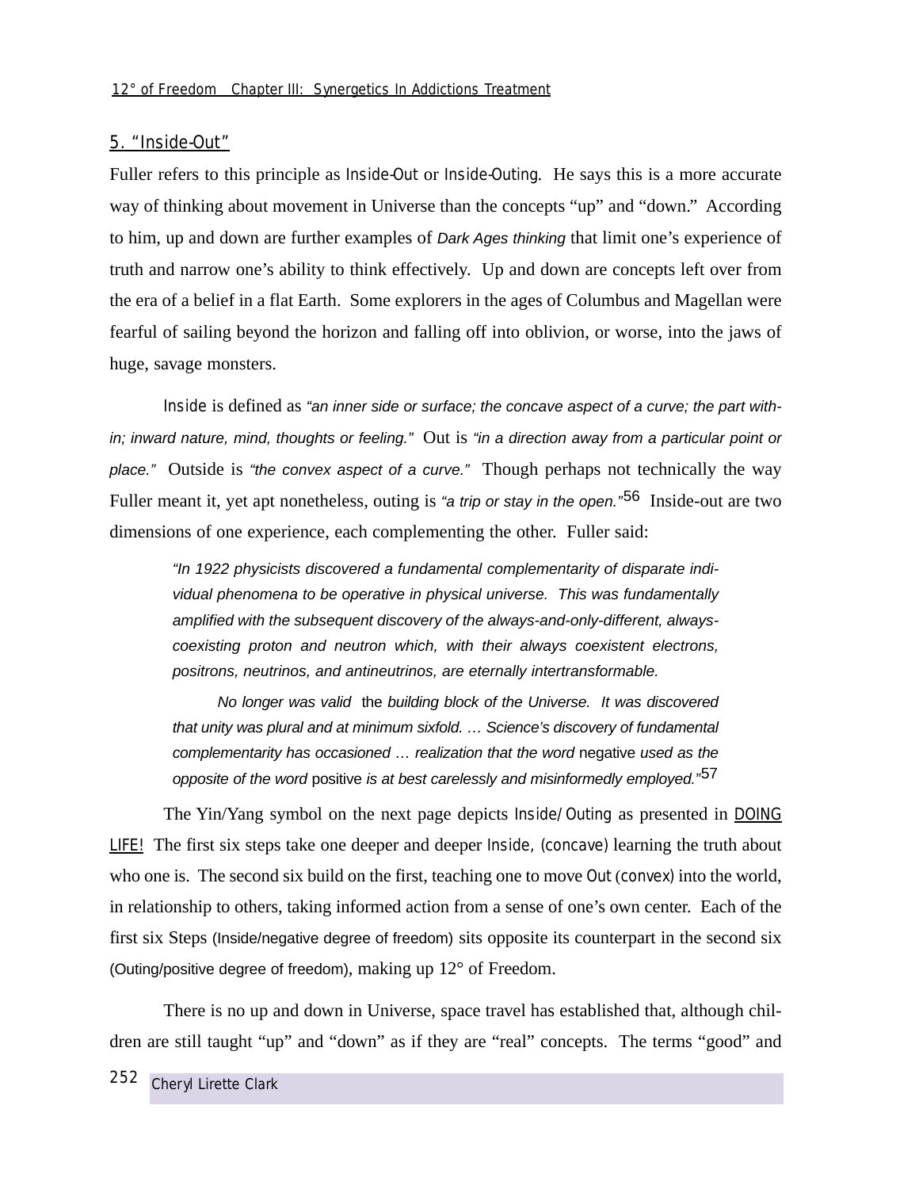## 5. "Inside-Out"

Fuller refers to this principle as Inside-Out or Inside-Outing. He says this is a more accurate way of thinking about movement in Universe than the concepts "up" and "down." According to him, up and down are further examples of *Dark Ages thinking* that limit one's experience of truth and narrow one's ability to think effectively. Up and down are concepts left over from the era of a belief in a flat Earth. Some explorers in the ages of Columbus and Magellan were fearful of sailing beyond the horizon and falling off into oblivion, or worse, into the jaws of huge, savage monsters.

Inside is defined as *"an inner side or surface; the concave aspect of a curve; the part within; inward nature, mind, thoughts or feeling."* Out is *"in a direction away from a particular point or place."* Outside is *"the convex aspect of a curve."* Though perhaps not technically the way Fuller meant it, yet apt nonetheless, outing is *"a trip or stay in the open."*[56] Inside-out are two dimensions of one experience, each complementing the other. Fuller said:

> *"In 1922 physicists discovered a fundamental complementarity of disparate individual phenomena to be operative in physical universe. This was fundamentally amplified with the subsequent discovery of the always-and-only-different, always-coexisting proton and neutron which, with their always coexistent electrons, positrons, neutrinos, and antineutrinos, are eternally intertransformable.*
>
> *No longer was valid* the *building block of the Universe. It was discovered that unity was plural and at minimum sixfold. … Science's discovery of fundamental complementarity has occasioned … realization that the word* negative *used as the opposite of the word* positive *is at best carelessly and misinformedly employed."*[57]

The Yin/Yang symbol on the next page depicts Inside/Outing as presented in DOING LIFE! The first six steps take one deeper and deeper Inside, (concave) learning the truth about who one is. The second six build on the first, teaching one to move Out (convex) into the world, in relationship to others, taking informed action from a sense of one's own center. Each of the first six Steps (Inside/negative degree of freedom) sits opposite its counterpart in the second six (Outing/positive degree of freedom), making up 12° of Freedom.

There is no up and down in Universe, space travel has established that, although children are still taught "up" and "down" as if they are "real" concepts. The terms "good" and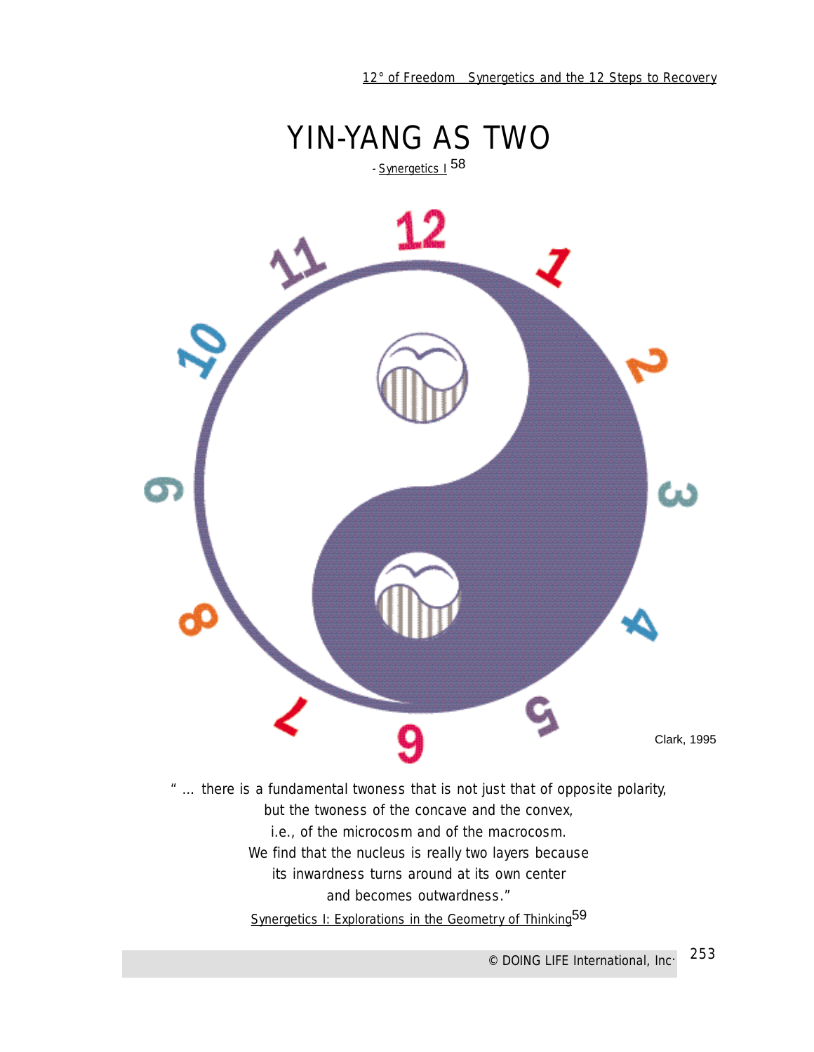# YIN-YANG AS TWO

- Synergetics I [58]

Clark, 1995

" ... there is a fundamental twoness that is not just that of opposite polarity,
but the twoness of the concave and the convex,
i.e., of the microcosm and of the macrocosm.
We find that the nucleus is really two layers because
its inwardness turns around at its own center
and becomes outwardness."

Synergetics I: Explorations in the Geometry of Thinking[59]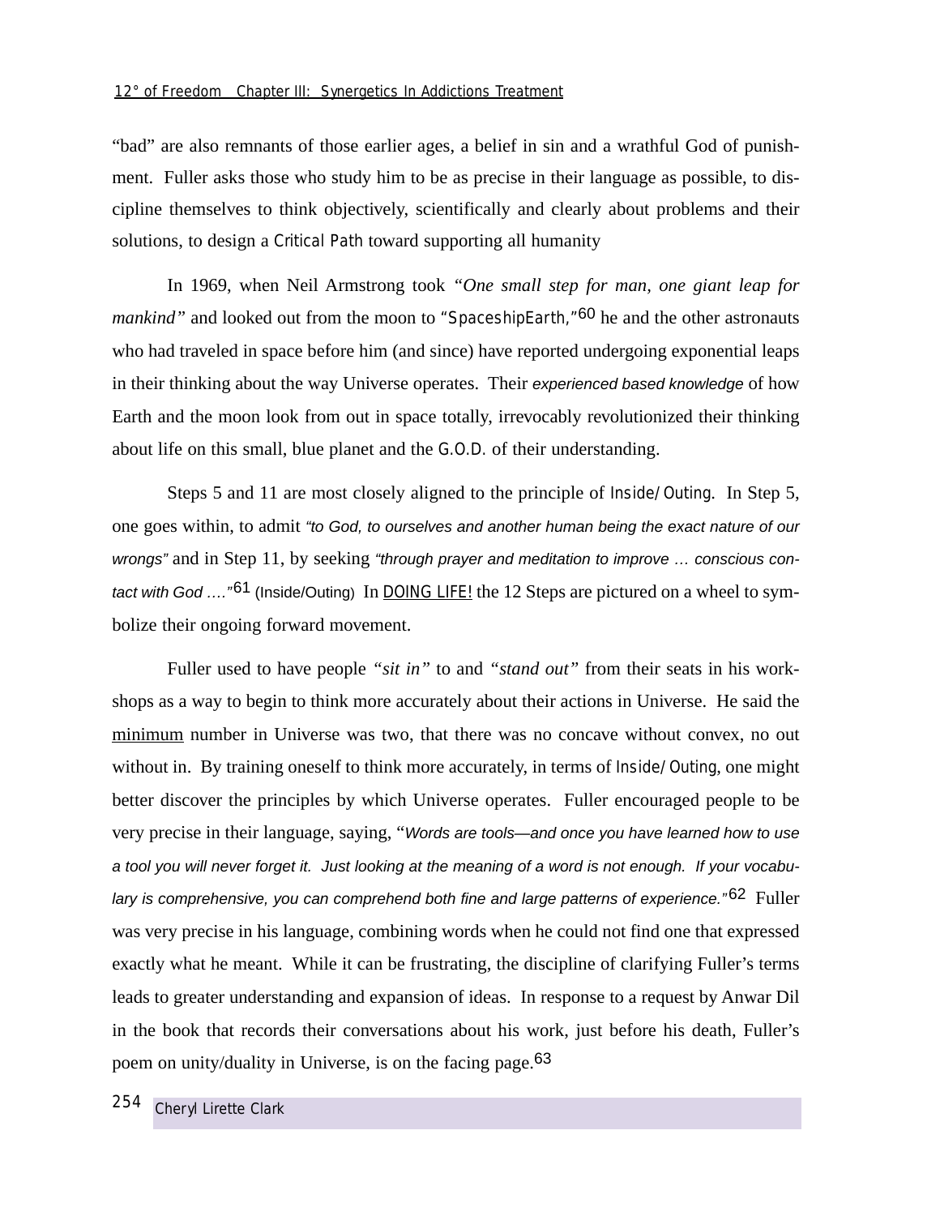"bad" are also remnants of those earlier ages, a belief in sin and a wrathful God of punishment. Fuller asks those who study him to be as precise in their language as possible, to discipline themselves to think objectively, scientifically and clearly about problems and their solutions, to design a Critical Path toward supporting all humanity

In 1969, when Neil Armstrong took *"One small step for man, one giant leap for mankind"* and looked out from the moon to "SpaceshipEarth,"[60] he and the other astronauts who had traveled in space before him (and since) have reported undergoing exponential leaps in their thinking about the way Universe operates. Their *experienced based knowledge* of how Earth and the moon look from out in space totally, irrevocably revolutionized their thinking about life on this small, blue planet and the G.O.D. of their understanding.

Steps 5 and 11 are most closely aligned to the principle of Inside/Outing. In Step 5, one goes within, to admit *"to God, to ourselves and another human being the exact nature of our wrongs"* and in Step 11, by seeking *"through prayer and meditation to improve … conscious contact with God …."*[61] (Inside/Outing) In DOING LIFE! the 12 Steps are pictured on a wheel to symbolize their ongoing forward movement.

Fuller used to have people *"sit in"* to and *"stand out"* from their seats in his workshops as a way to begin to think more accurately about their actions in Universe. He said the minimum number in Universe was two, that there was no concave without convex, no out without in. By training oneself to think more accurately, in terms of Inside/Outing, one might better discover the principles by which Universe operates. Fuller encouraged people to be very precise in their language, saying, "*Words are tools—and once you have learned how to use a tool you will never forget it. Just looking at the meaning of a word is not enough. If your vocabulary is comprehensive, you can comprehend both fine and large patterns of experience.*"[62] Fuller was very precise in his language, combining words when he could not find one that expressed exactly what he meant. While it can be frustrating, the discipline of clarifying Fuller's terms leads to greater understanding and expansion of ideas. In response to a request by Anwar Dil in the book that records their conversations about his work, just before his death, Fuller's poem on unity/duality in Universe, is on the facing page.[63]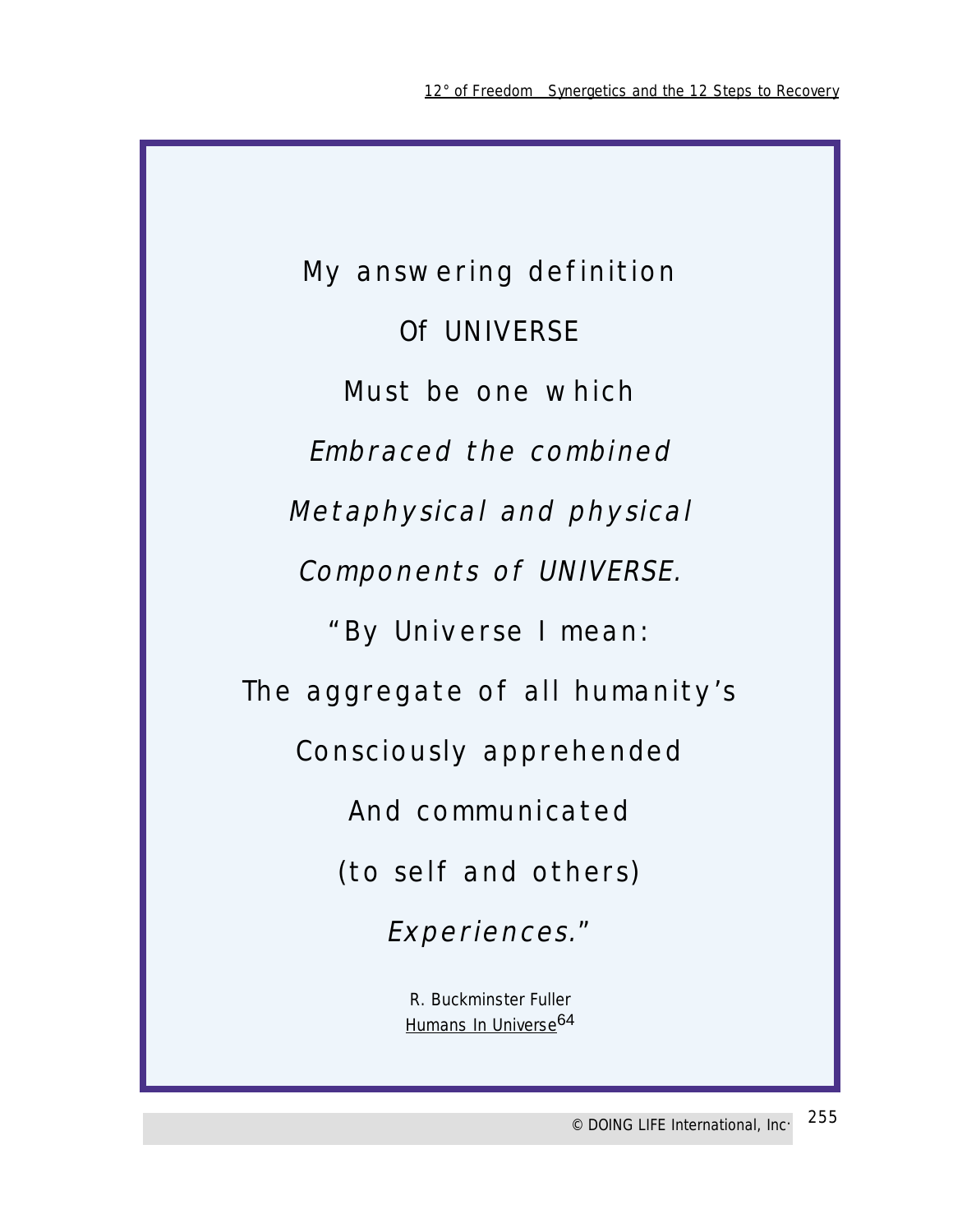My answering definition

Of UNIVERSE

Must be one which

*Embraced the combined*

*Metaphysical and physical*

*Components of UNIVERSE.*

"By Universe I mean:

The aggregate of all humanity's

Consciously apprehended

And communicated

(to self and others)

*Experiences.*"

R. Buckminster Fuller
Humans In Universe[64]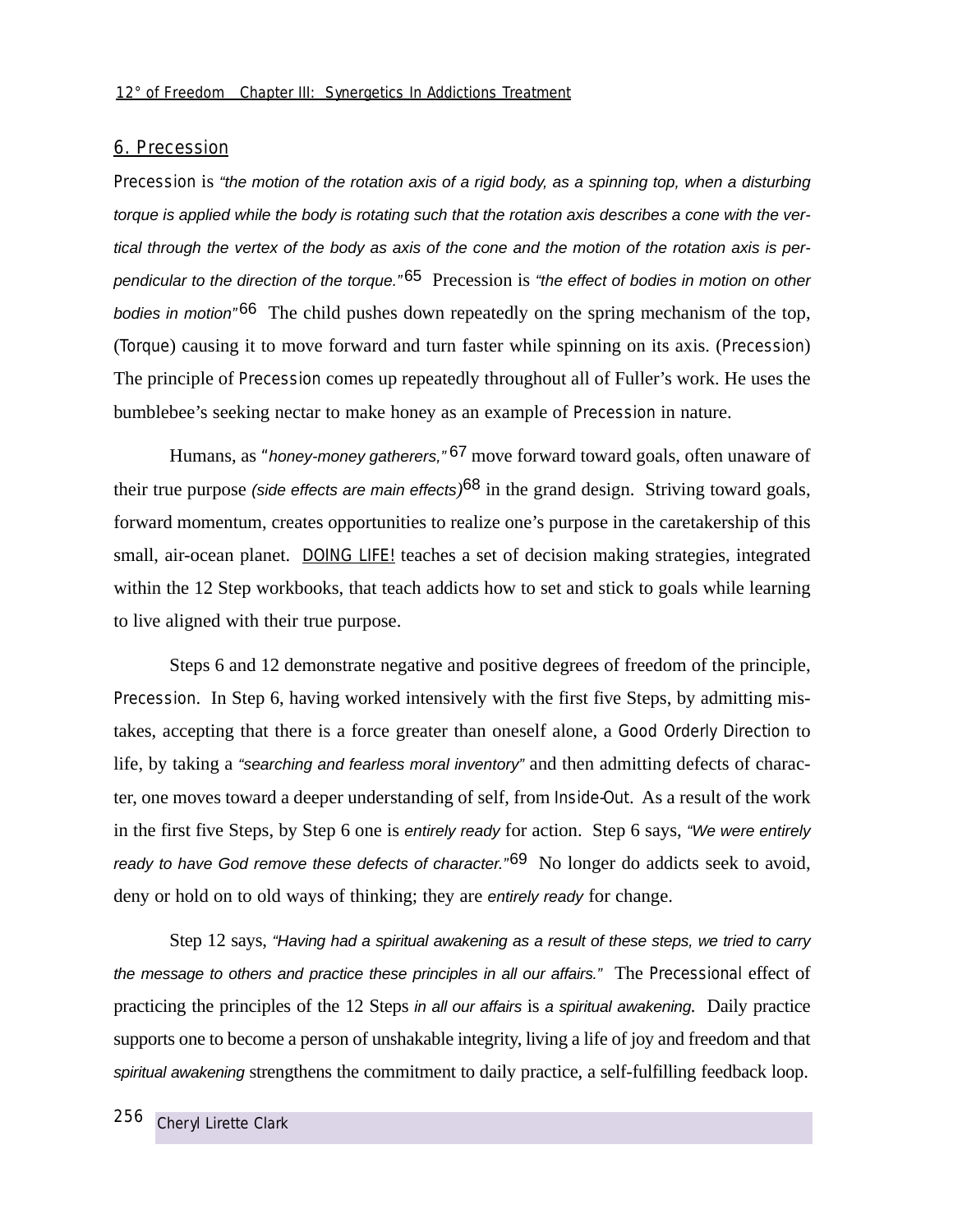## 6. Precession

Precession is *"the motion of the rotation axis of a rigid body, as a spinning top, when a disturbing torque is applied while the body is rotating such that the rotation axis describes a cone with the vertical through the vertex of the body as axis of the cone and the motion of the rotation axis is perpendicular to the direction of the torque."*[65] Precession is *"the effect of bodies in motion on other bodies in motion"*[66] The child pushes down repeatedly on the spring mechanism of the top, (Torque) causing it to move forward and turn faster while spinning on its axis. (Precession) The principle of Precession comes up repeatedly throughout all of Fuller's work. He uses the bumblebee's seeking nectar to make honey as an example of Precession in nature.

Humans, as "*honey-money gatherers,"*[67] move forward toward goals, often unaware of their true purpose *(side effects are main effects)*[68] in the grand design. Striving toward goals, forward momentum, creates opportunities to realize one's purpose in the caretakership of this small, air-ocean planet. DOING LIFE! teaches a set of decision making strategies, integrated within the 12 Step workbooks, that teach addicts how to set and stick to goals while learning to live aligned with their true purpose.

Steps 6 and 12 demonstrate negative and positive degrees of freedom of the principle, Precession. In Step 6, having worked intensively with the first five Steps, by admitting mistakes, accepting that there is a force greater than oneself alone, a Good Orderly Direction to life, by taking a *"searching and fearless moral inventory"* and then admitting defects of character, one moves toward a deeper understanding of self, from Inside-Out. As a result of the work in the first five Steps, by Step 6 one is *entirely ready* for action. Step 6 says, *"We were entirely ready to have God remove these defects of character."*[69] No longer do addicts seek to avoid, deny or hold on to old ways of thinking; they are *entirely ready* for change.

Step 12 says, *"Having had a spiritual awakening as a result of these steps, we tried to carry the message to others and practice these principles in all our affairs."* The Precessional effect of practicing the principles of the 12 Steps *in all our affairs* is *a spiritual awakening.* Daily practice supports one to become a person of unshakable integrity, living a life of joy and freedom and that *spiritual awakening* strengthens the commitment to daily practice, a self-fulfilling feedback loop.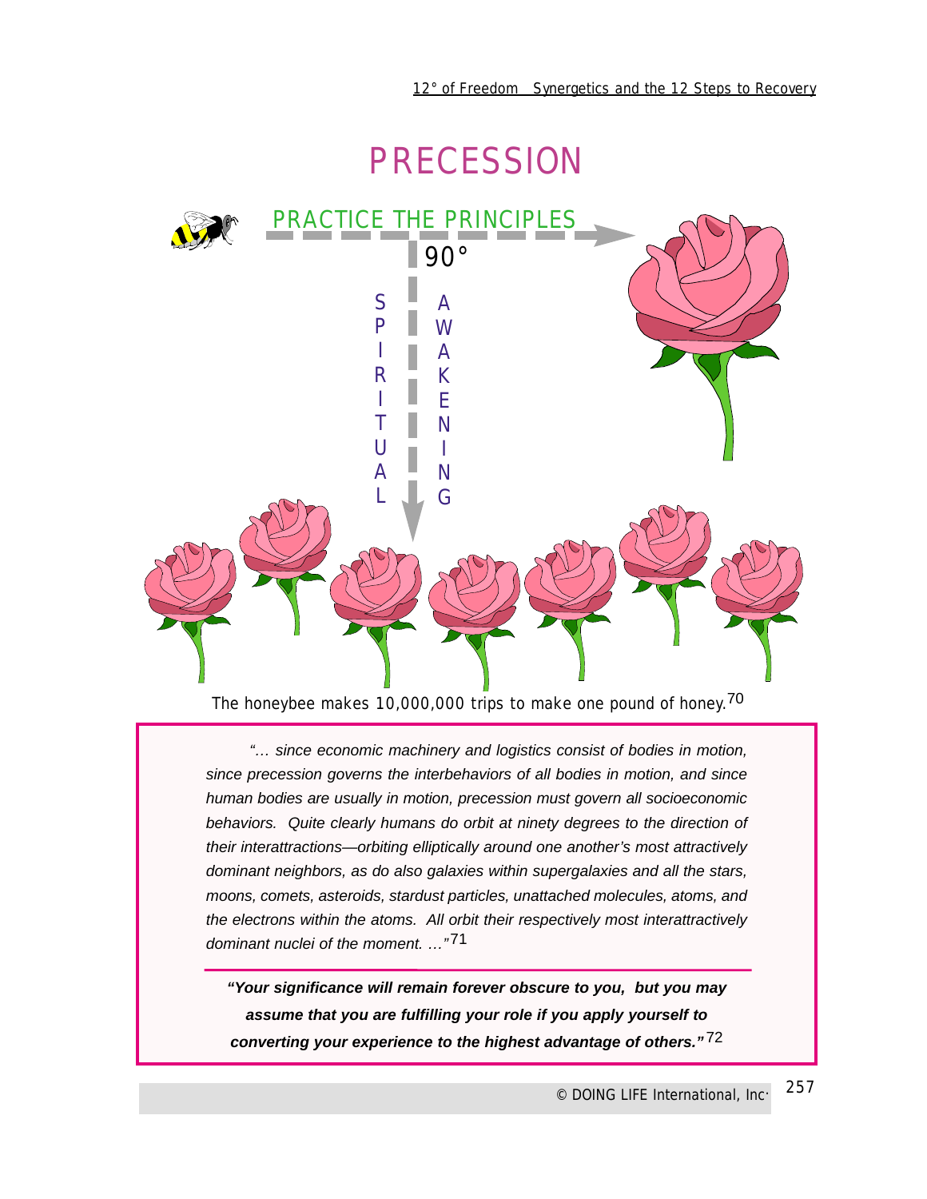# PRECESSION

PRACTICE THE PRINCIPLES

90°

SPIRITUAL AWAKENING

The honeybee makes 10,000,000 trips to make one pound of honey.[70]

*"… since economic machinery and logistics consist of bodies in motion, since precession governs the interbehaviors of all bodies in motion, and since human bodies are usually in motion, precession must govern all socioeconomic behaviors. Quite clearly humans do orbit at ninety degrees to the direction of their interattractions—orbiting elliptically around one another's most attractively dominant neighbors, as do also galaxies within supergalaxies and all the stars, moons, comets, asteroids, stardust particles, unattached molecules, atoms, and the electrons within the atoms. All orbit their respectively most interattractively dominant nuclei of the moment. …"*[71]

***"Your significance will remain forever obscure to you, but you may assume that you are fulfilling your role if you apply yourself to converting your experience to the highest advantage of others."***[72]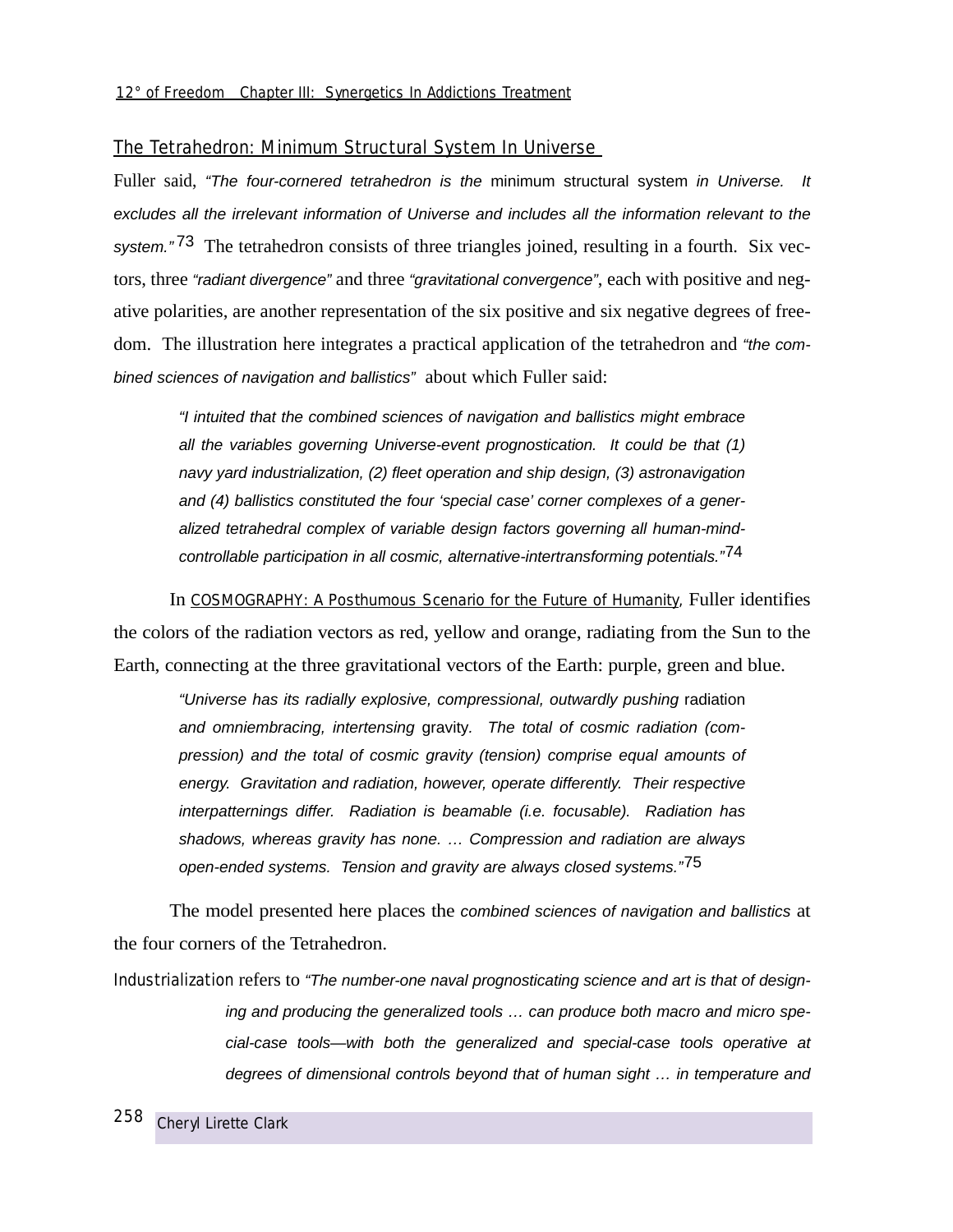## The Tetrahedron: Minimum Structural System In Universe

Fuller said, *"The four-cornered tetrahedron is the* minimum structural system *in Universe. It excludes all the irrelevant information of Universe and includes all the information relevant to the system."* [73] The tetrahedron consists of three triangles joined, resulting in a fourth. Six vectors, three *"radiant divergence"* and three *"gravitational convergence"*, each with positive and negative polarities, are another representation of the six positive and six negative degrees of freedom. The illustration here integrates a practical application of the tetrahedron and *"the combined sciences of navigation and ballistics"* about which Fuller said:

> *"I intuited that the combined sciences of navigation and ballistics might embrace all the variables governing Universe-event prognostication. It could be that (1) navy yard industrialization, (2) fleet operation and ship design, (3) astronavigation and (4) ballistics constituted the four 'special case' corner complexes of a generalized tetrahedral complex of variable design factors governing all human-mind-controllable participation in all cosmic, alternative-intertransforming potentials."* [74]

In COSMOGRAPHY: A Posthumous Scenario for the Future of Humanity, Fuller identifies the colors of the radiation vectors as red, yellow and orange, radiating from the Sun to the Earth, connecting at the three gravitational vectors of the Earth: purple, green and blue.

> *"Universe has its radially explosive, compressional, outwardly pushing* radiation *and omniembracing, intertensing* gravity*. The total of cosmic radiation (compression) and the total of cosmic gravity (tension) comprise equal amounts of energy. Gravitation and radiation, however, operate differently. Their respective interpatternings differ. Radiation is beamable (i.e. focusable). Radiation has shadows, whereas gravity has none. … Compression and radiation are always open-ended systems. Tension and gravity are always closed systems."* [75]

The model presented here places the *combined sciences of navigation and ballistics* at the four corners of the Tetrahedron.

Industrialization refers to *"The number-one naval prognosticating science and art is that of designing and producing the generalized tools … can produce both macro and micro special-case tools—with both the generalized and special-case tools operative at degrees of dimensional controls beyond that of human sight … in temperature and*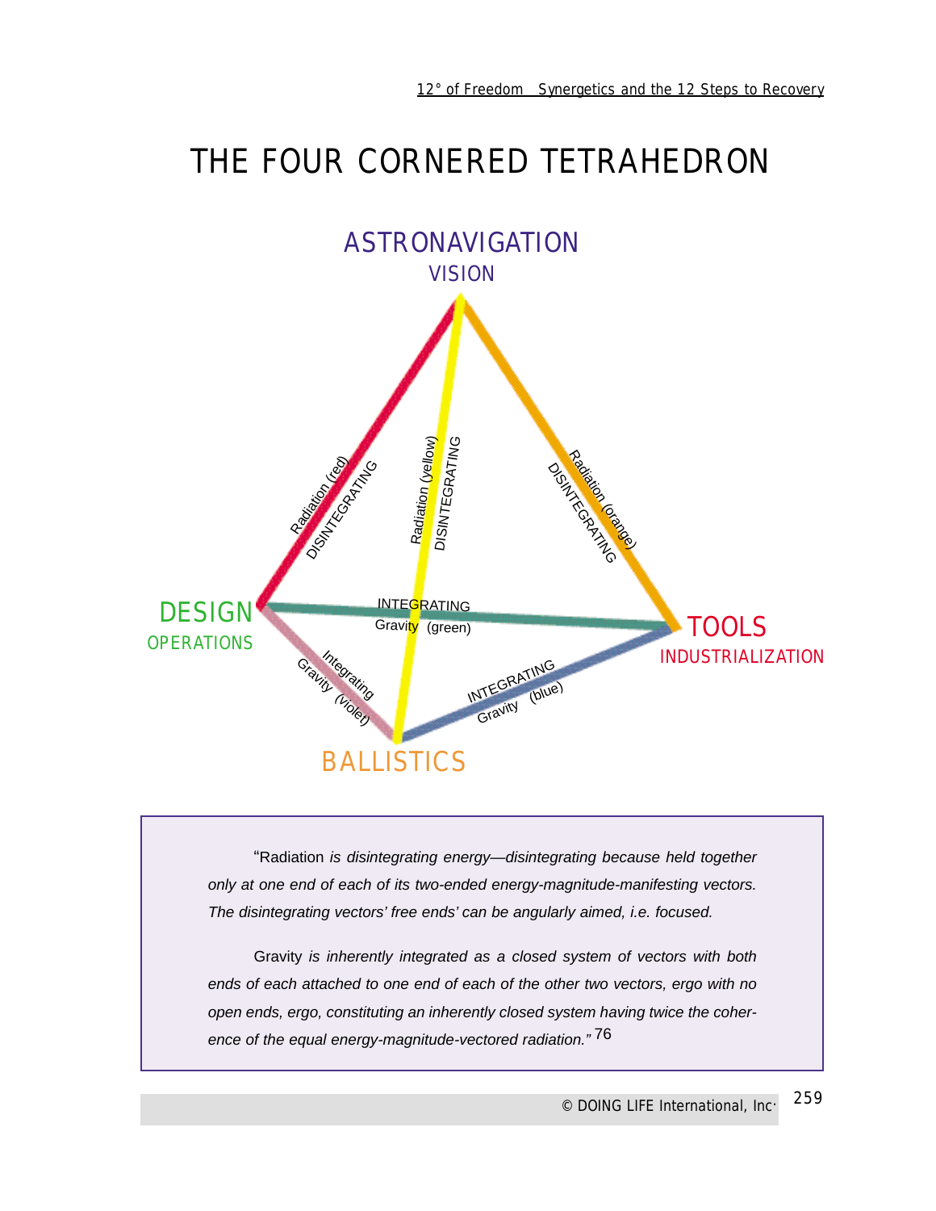# THE FOUR CORNERED TETRAHEDRON

ASTRONAVIGATION
VISION

DESIGN
OPERATIONS

TOOLS
INDUSTRIALIZATION

BALLISTICS

Radiation (red) DISINTEGRATING

Radiation (yellow) DISINTEGRATING

Radiation (orange) DISINTEGRATING

INTEGRATING Gravity (green)

Integrating Gravity (violet)

INTEGRATING Gravity (blue)

> “Radiation *is disintegrating energy—disintegrating because held together only at one end of each of its two-ended energy-magnitude-manifesting vectors. The disintegrating vectors' free ends' can be angularly aimed, i.e. focused.*
>
> Gravity *is inherently integrated as a closed system of vectors with both ends of each attached to one end of each of the other two vectors, ergo with no open ends, ergo, constituting an inherently closed system having twice the coherence of the equal energy-magnitude-vectored radiation.”* [76]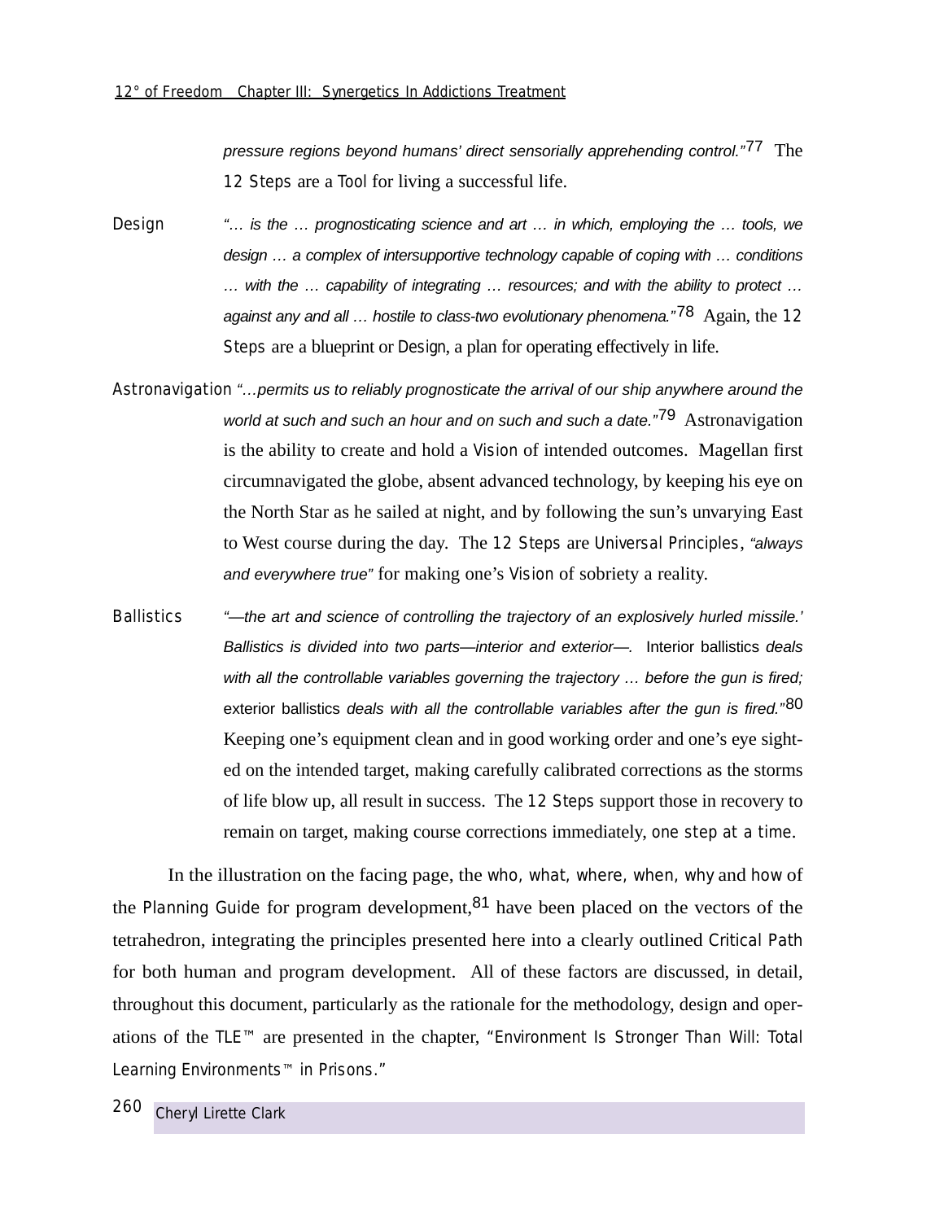*pressure regions beyond humans' direct sensorially apprehending control."*[77] The 12 Steps are a Tool for living a successful life.

**Design** *"… is the … prognosticating science and art … in which, employing the … tools, we design … a complex of intersupportive technology capable of coping with … conditions … with the … capability of integrating … resources; and with the ability to protect … against any and all … hostile to class-two evolutionary phenomena."*[78] Again, the 12 Steps are a blueprint or Design, a plan for operating effectively in life.

**Astronavigation** *"…permits us to reliably prognosticate the arrival of our ship anywhere around the world at such and such an hour and on such and such a date."*[79] Astronavigation is the ability to create and hold a Vision of intended outcomes. Magellan first circumnavigated the globe, absent advanced technology, by keeping his eye on the North Star as he sailed at night, and by following the sun's unvarying East to West course during the day. The 12 Steps are Universal Principles, *"always and everywhere true"* for making one's Vision of sobriety a reality.

**Ballistics** *"—the art and science of controlling the trajectory of an explosively hurled missile.' Ballistics is divided into two parts—interior and exterior—.* Interior ballistics *deals with all the controllable variables governing the trajectory … before the gun is fired;* exterior ballistics *deals with all the controllable variables after the gun is fired."*[80] Keeping one's equipment clean and in good working order and one's eye sight-ed on the intended target, making carefully calibrated corrections as the storms of life blow up, all result in success. The 12 Steps support those in recovery to remain on target, making course corrections immediately, one step at a time.

In the illustration on the facing page, the who, what, where, when, why and how of the Planning Guide for program development,[81] have been placed on the vectors of the tetrahedron, integrating the principles presented here into a clearly outlined Critical Path for both human and program development. All of these factors are discussed, in detail, throughout this document, particularly as the rationale for the methodology, design and operations of the TLE™ are presented in the chapter, "Environment Is Stronger Than Will: Total Learning Environments™ in Prisons."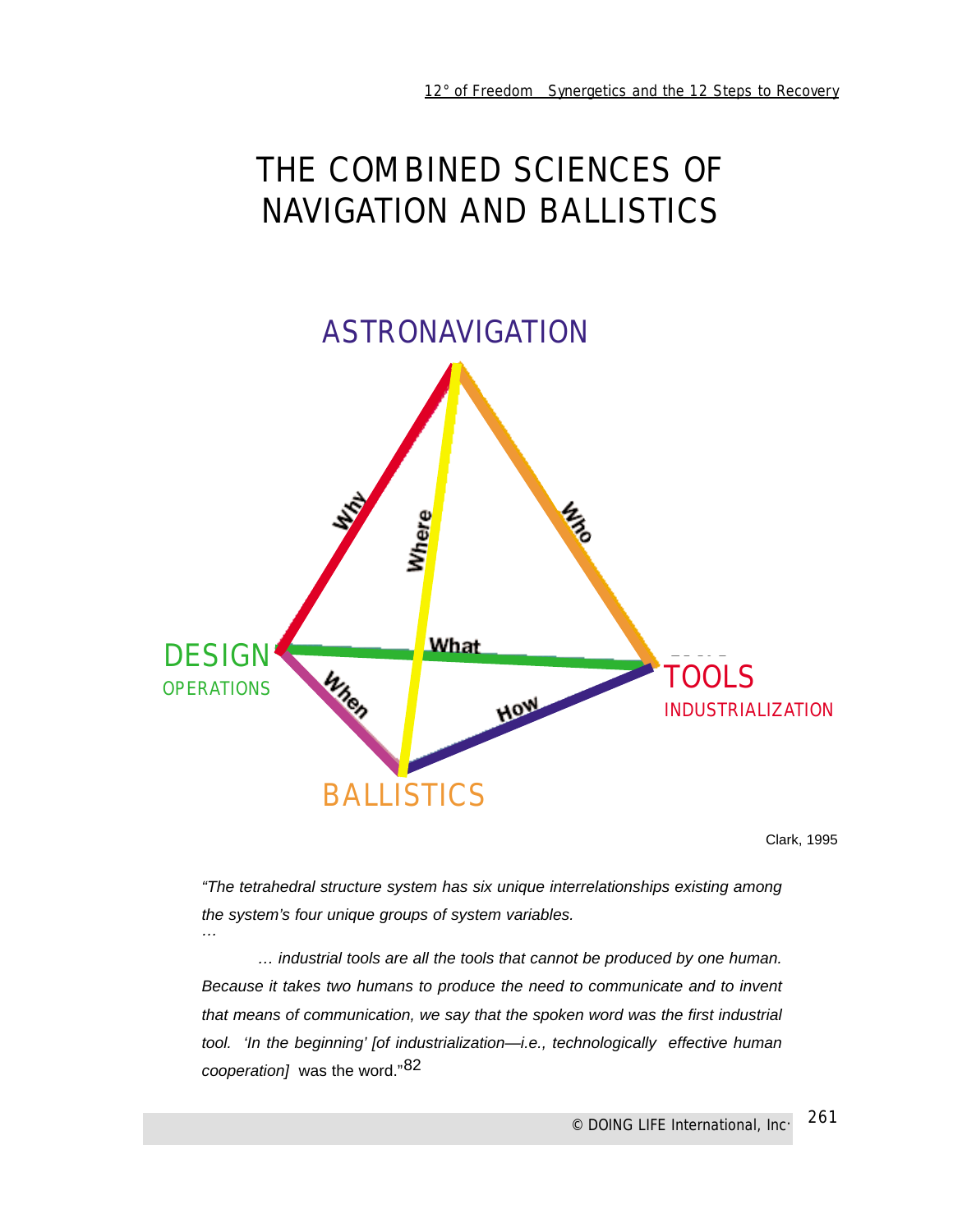# THE COMBINED SCIENCES OF NAVIGATION AND BALLISTICS

ASTRONAVIGATION

Why | Where | Who

DESIGN
OPERATIONS

What

TOOLS
INDUSTRIALIZATION

When | How

BALLISTICS

Clark, 1995

*"The tetrahedral structure system has six unique interrelationships existing among the system's four unique groups of system variables.*
*…*

*… industrial tools are all the tools that cannot be produced by one human. Because it takes two humans to produce the need to communicate and to invent that means of communication, we say that the spoken word was the first industrial tool. 'In the beginning' [of industrialization—i.e., technologically effective human cooperation]* was the word."[82]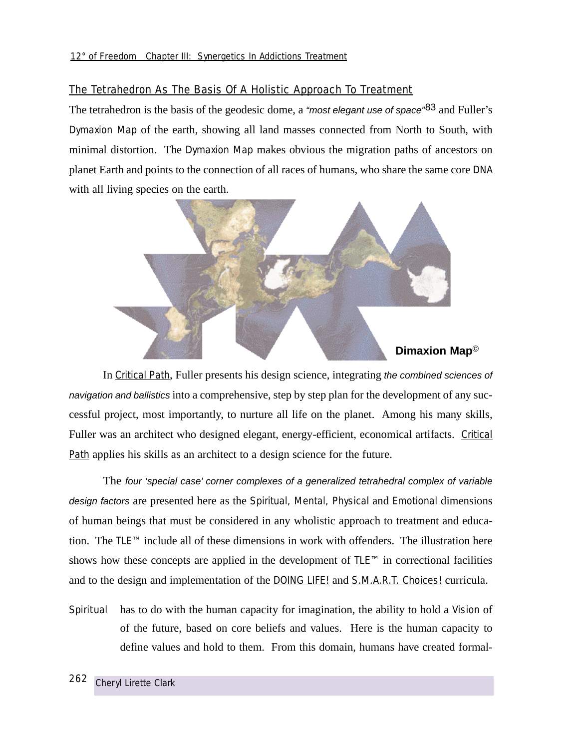## The Tetrahedron As The Basis Of A Holistic Approach To Treatment

The tetrahedron is the basis of the geodesic dome, a *"most elegant use of space"*[83] and Fuller's Dymaxion Map of the earth, showing all land masses connected from North to South, with minimal distortion. The Dymaxion Map makes obvious the migration paths of ancestors on planet Earth and points to the connection of all races of humans, who share the same core DNA with all living species on the earth.

**Dimaxion Map**©

In Critical Path, Fuller presents his design science, integrating *the combined sciences of navigation and ballistics* into a comprehensive, step by step plan for the development of any successful project, most importantly, to nurture all life on the planet. Among his many skills, Fuller was an architect who designed elegant, energy-efficient, economical artifacts. Critical Path applies his skills as an architect to a design science for the future.

The *four 'special case' corner complexes of a generalized tetrahedral complex of variable design factors* are presented here as the Spiritual, Mental, Physical and Emotional dimensions of human beings that must be considered in any wholistic approach to treatment and education. The TLE™ include all of these dimensions in work with offenders. The illustration here shows how these concepts are applied in the development of TLE™ in correctional facilities and to the design and implementation of the DOING LIFE! and S.M.A.R.T. Choices! curricula.

Spiritual has to do with the human capacity for imagination, the ability to hold a Vision of of the future, based on core beliefs and values. Here is the human capacity to define values and hold to them. From this domain, humans have created formal-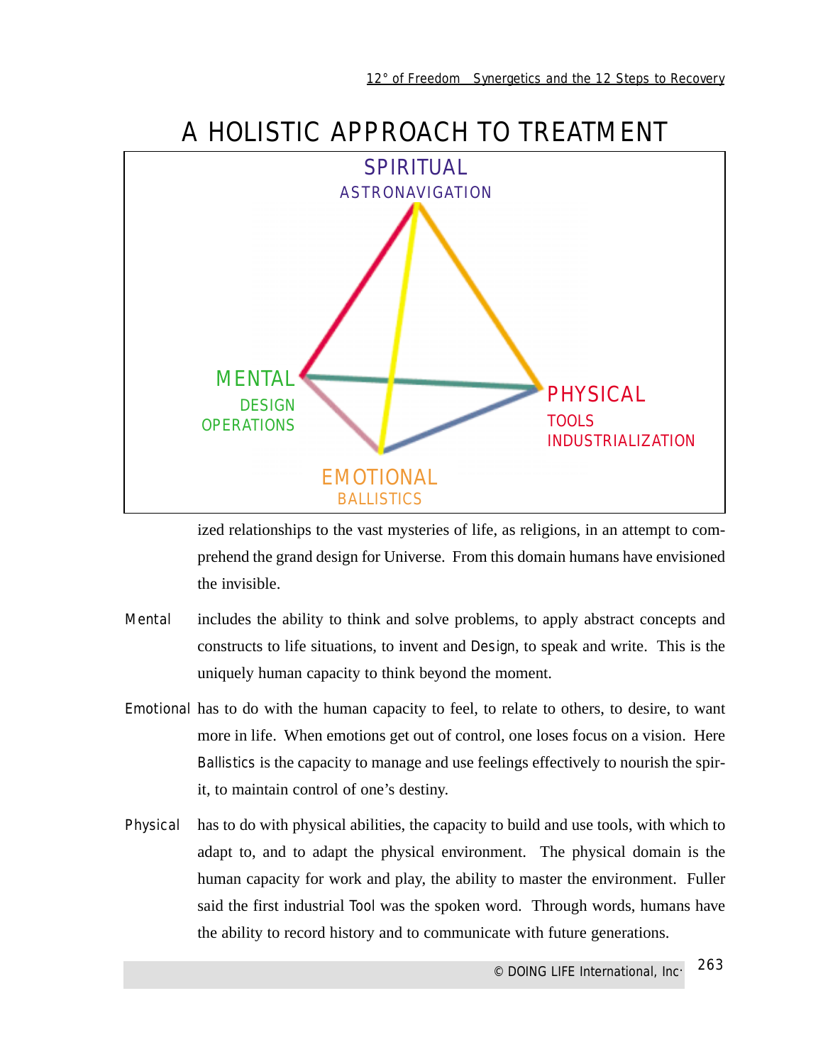# A HOLISTIC APPROACH TO TREATMENT

SPIRITUAL
ASTRONAVIGATION

MENTAL
DESIGN
OPERATIONS

PHYSICAL
TOOLS
INDUSTRIALIZATION

EMOTIONAL
BALLISTICS

ized relationships to the vast mysteries of life, as religions, in an attempt to comprehend the grand design for Universe. From this domain humans have envisioned the invisible.

Mental includes the ability to think and solve problems, to apply abstract concepts and constructs to life situations, to invent and Design, to speak and write. This is the uniquely human capacity to think beyond the moment.

Emotional has to do with the human capacity to feel, to relate to others, to desire, to want more in life. When emotions get out of control, one loses focus on a vision. Here Ballistics is the capacity to manage and use feelings effectively to nourish the spirit, to maintain control of one's destiny.

Physical has to do with physical abilities, the capacity to build and use tools, with which to adapt to, and to adapt the physical environment. The physical domain is the human capacity for work and play, the ability to master the environment. Fuller said the first industrial Tool was the spoken word. Through words, humans have the ability to record history and to communicate with future generations.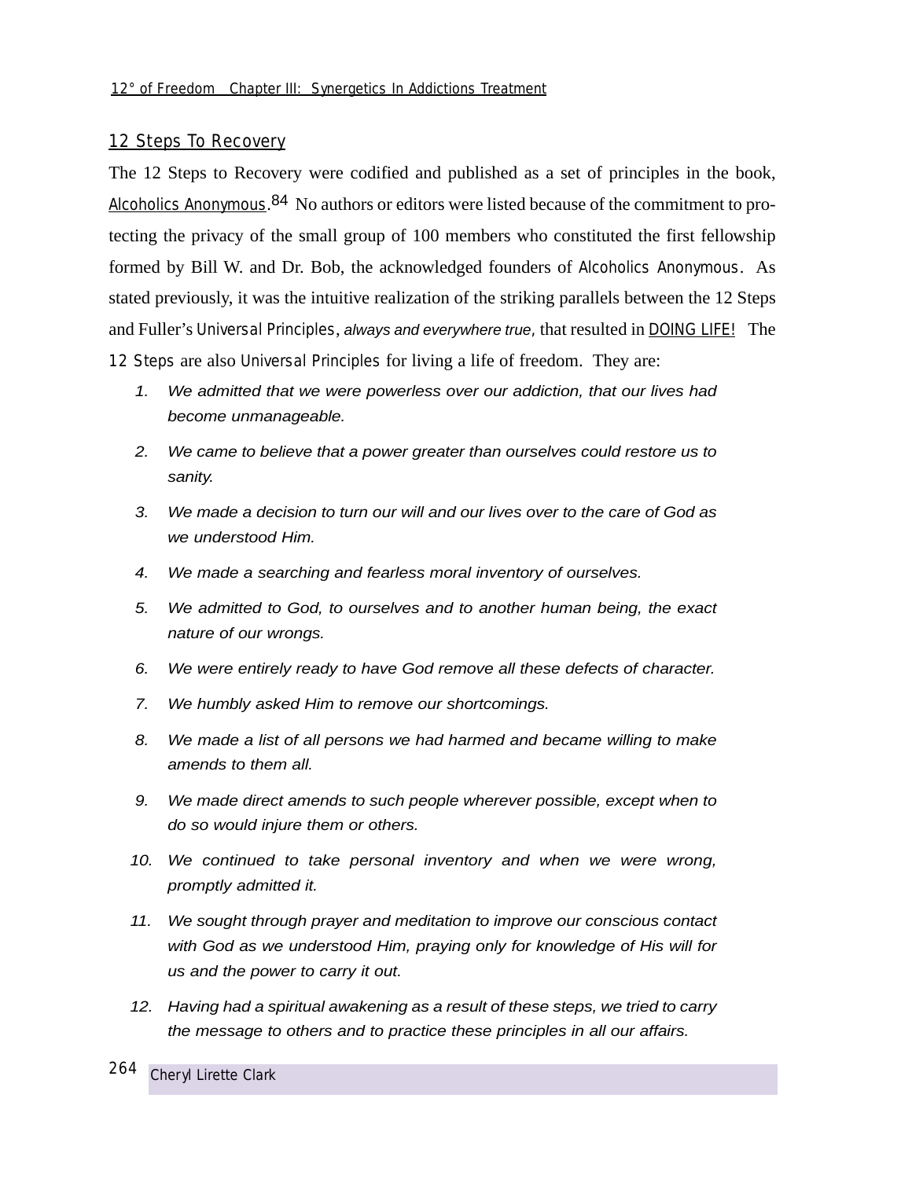## 12 Steps To Recovery

The 12 Steps to Recovery were codified and published as a set of principles in the book, Alcoholics Anonymous.[84] No authors or editors were listed because of the commitment to protecting the privacy of the small group of 100 members who constituted the first fellowship formed by Bill W. and Dr. Bob, the acknowledged founders of Alcoholics Anonymous. As stated previously, it was the intuitive realization of the striking parallels between the 12 Steps and Fuller's Universal Principles, *always and everywhere true*, that resulted in DOING LIFE! The 12 Steps are also Universal Principles for living a life of freedom. They are:

1. *We admitted that we were powerless over our addiction, that our lives had become unmanageable.*
2. *We came to believe that a power greater than ourselves could restore us to sanity.*
3. *We made a decision to turn our will and our lives over to the care of God as we understood Him.*
4. *We made a searching and fearless moral inventory of ourselves.*
5. *We admitted to God, to ourselves and to another human being, the exact nature of our wrongs.*
6. *We were entirely ready to have God remove all these defects of character.*
7. *We humbly asked Him to remove our shortcomings.*
8. *We made a list of all persons we had harmed and became willing to make amends to them all.*
9. *We made direct amends to such people wherever possible, except when to do so would injure them or others.*
10. *We continued to take personal inventory and when we were wrong, promptly admitted it.*
11. *We sought through prayer and meditation to improve our conscious contact with God as we understood Him, praying only for knowledge of His will for us and the power to carry it out.*
12. *Having had a spiritual awakening as a result of these steps, we tried to carry the message to others and to practice these principles in all our affairs.*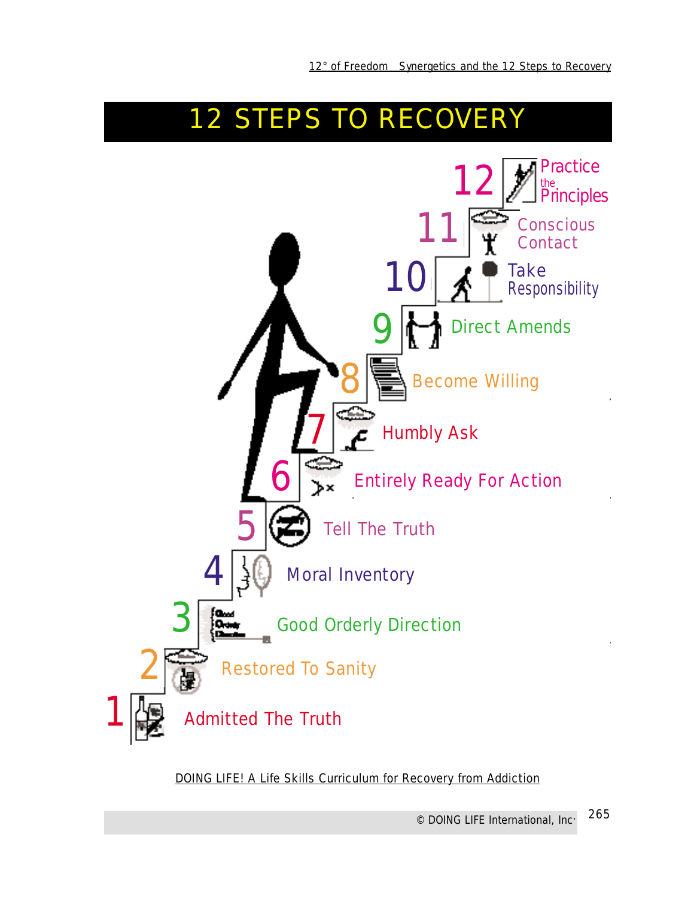# 12 STEPS TO RECOVERY

12 Practice the Principles

11 Conscious Contact

10 Take Responsibility

9 Direct Amends

8 Become Willing

7 Humbly Ask

6 Entirely Ready For Action

5 Tell The Truth

4 Moral Inventory

3 Good Orderly Direction

2 Restored To Sanity

1 Admitted The Truth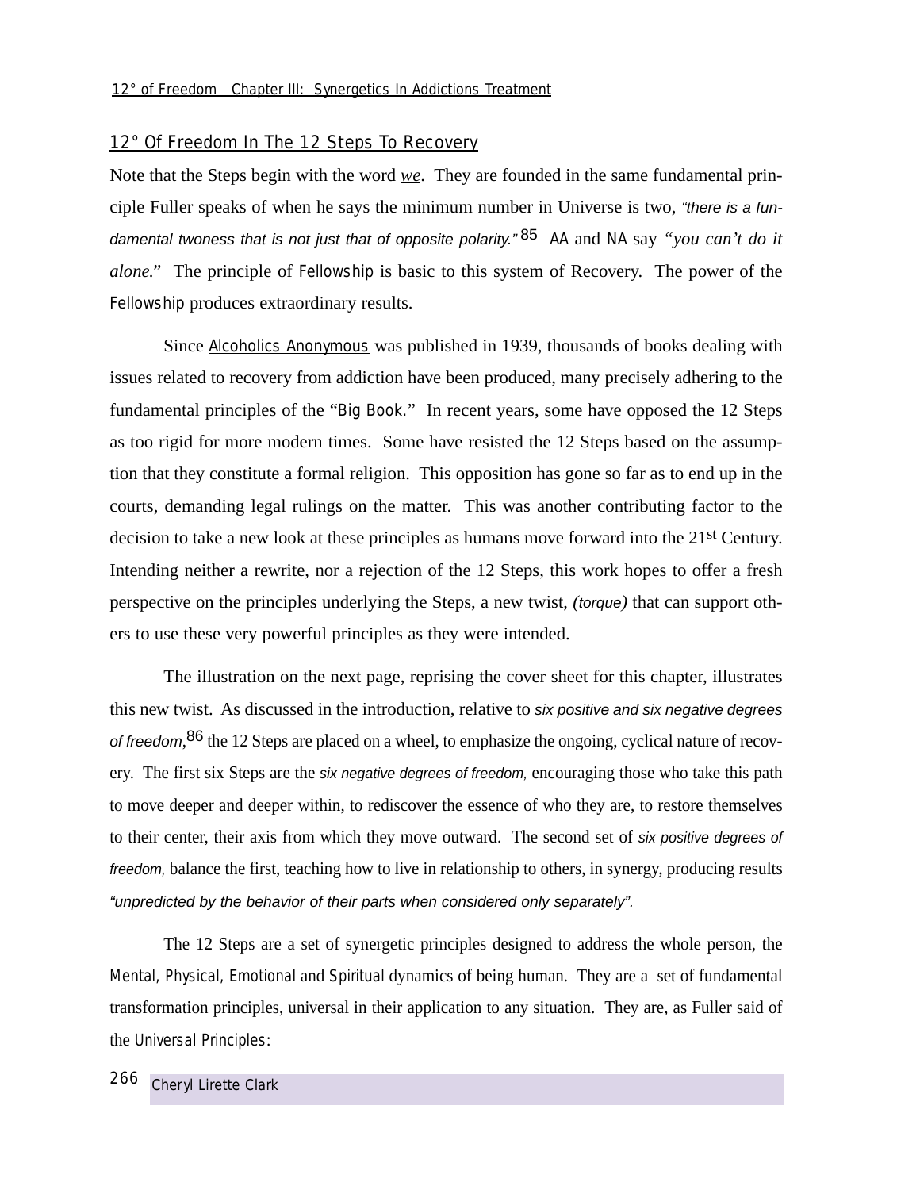## 12° Of Freedom In The 12 Steps To Recovery

Note that the Steps begin with the word *we*. They are founded in the same fundamental principle Fuller speaks of when he says the minimum number in Universe is two, *"there is a fundamental twoness that is not just that of opposite polarity."*[85] AA and NA say *"you can't do it alone."* The principle of Fellowship is basic to this system of Recovery. The power of the Fellowship produces extraordinary results.

Since Alcoholics Anonymous was published in 1939, thousands of books dealing with issues related to recovery from addiction have been produced, many precisely adhering to the fundamental principles of the "Big Book." In recent years, some have opposed the 12 Steps as too rigid for more modern times. Some have resisted the 12 Steps based on the assumption that they constitute a formal religion. This opposition has gone so far as to end up in the courts, demanding legal rulings on the matter. This was another contributing factor to the decision to take a new look at these principles as humans move forward into the 21st Century. Intending neither a rewrite, nor a rejection of the 12 Steps, this work hopes to offer a fresh perspective on the principles underlying the Steps, a new twist, *(torque)* that can support others to use these very powerful principles as they were intended.

The illustration on the next page, reprising the cover sheet for this chapter, illustrates this new twist. As discussed in the introduction, relative to *six positive and six negative degrees of freedom*,[86] the 12 Steps are placed on a wheel, to emphasize the ongoing, cyclical nature of recovery. The first six Steps are the *six negative degrees of freedom,* encouraging those who take this path to move deeper and deeper within, to rediscover the essence of who they are, to restore themselves to their center, their axis from which they move outward. The second set of *six positive degrees of freedom,* balance the first, teaching how to live in relationship to others, in synergy, producing results *"unpredicted by the behavior of their parts when considered only separately".*

The 12 Steps are a set of synergetic principles designed to address the whole person, the Mental, Physical, Emotional and Spiritual dynamics of being human. They are a set of fundamental transformation principles, universal in their application to any situation. They are, as Fuller said of the Universal Principles: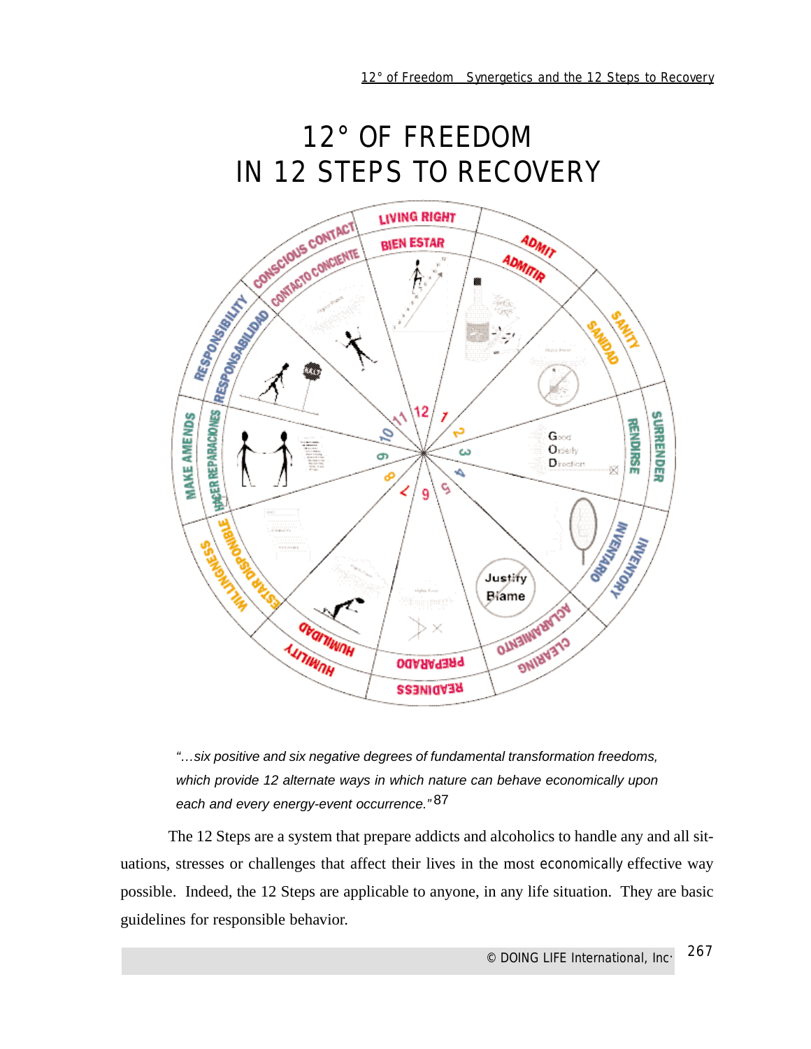# 12° OF FREEDOM
# IN 12 STEPS TO RECOVERY

*"…six positive and six negative degrees of fundamental transformation freedoms, which provide 12 alternate ways in which nature can behave economically upon each and every energy-event occurrence."*[87]

The 12 Steps are a system that prepare addicts and alcoholics to handle any and all situations, stresses or challenges that affect their lives in the most economically effective way possible. Indeed, the 12 Steps are applicable to anyone, in any life situation. They are basic guidelines for responsible behavior.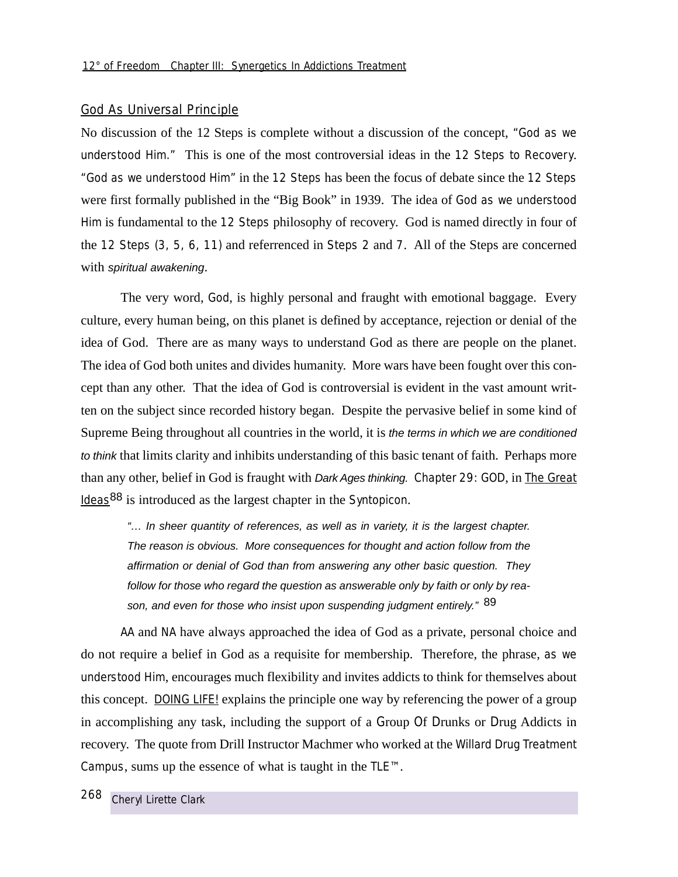## God As Universal Principle

No discussion of the 12 Steps is complete without a discussion of the concept, "God as we understood Him." This is one of the most controversial ideas in the 12 Steps to Recovery. "God as we understood Him" in the 12 Steps has been the focus of debate since the 12 Steps were first formally published in the "Big Book" in 1939. The idea of God as we understood Him is fundamental to the 12 Steps philosophy of recovery. God is named directly in four of the 12 Steps (3, 5, 6, 11) and referrenced in Steps 2 and 7. All of the Steps are concerned with *spiritual awakening*.

The very word, God, is highly personal and fraught with emotional baggage. Every culture, every human being, on this planet is defined by acceptance, rejection or denial of the idea of God. There are as many ways to understand God as there are people on the planet. The idea of God both unites and divides humanity. More wars have been fought over this concept than any other. That the idea of God is controversial is evident in the vast amount written on the subject since recorded history began. Despite the pervasive belief in some kind of Supreme Being throughout all countries in the world, it is *the terms in which we are conditioned to think* that limits clarity and inhibits understanding of this basic tenant of faith. Perhaps more than any other, belief in God is fraught with *Dark Ages thinking.* Chapter 29: GOD, in The Great Ideas[88] is introduced as the largest chapter in the Syntopicon.

> *"… In sheer quantity of references, as well as in variety, it is the largest chapter. The reason is obvious. More consequences for thought and action follow from the affirmation or denial of God than from answering any other basic question. They follow for those who regard the question as answerable only by faith or only by reason, and even for those who insist upon suspending judgment entirely."* [89]

AA and NA have always approached the idea of God as a private, personal choice and do not require a belief in God as a requisite for membership. Therefore, the phrase, as we understood Him, encourages much flexibility and invites addicts to think for themselves about this concept. DOING LIFE! explains the principle one way by referencing the power of a group in accomplishing any task, including the support of a Group Of Drunks or Drug Addicts in recovery. The quote from Drill Instructor Machmer who worked at the Willard Drug Treatment Campus, sums up the essence of what is taught in the TLE™.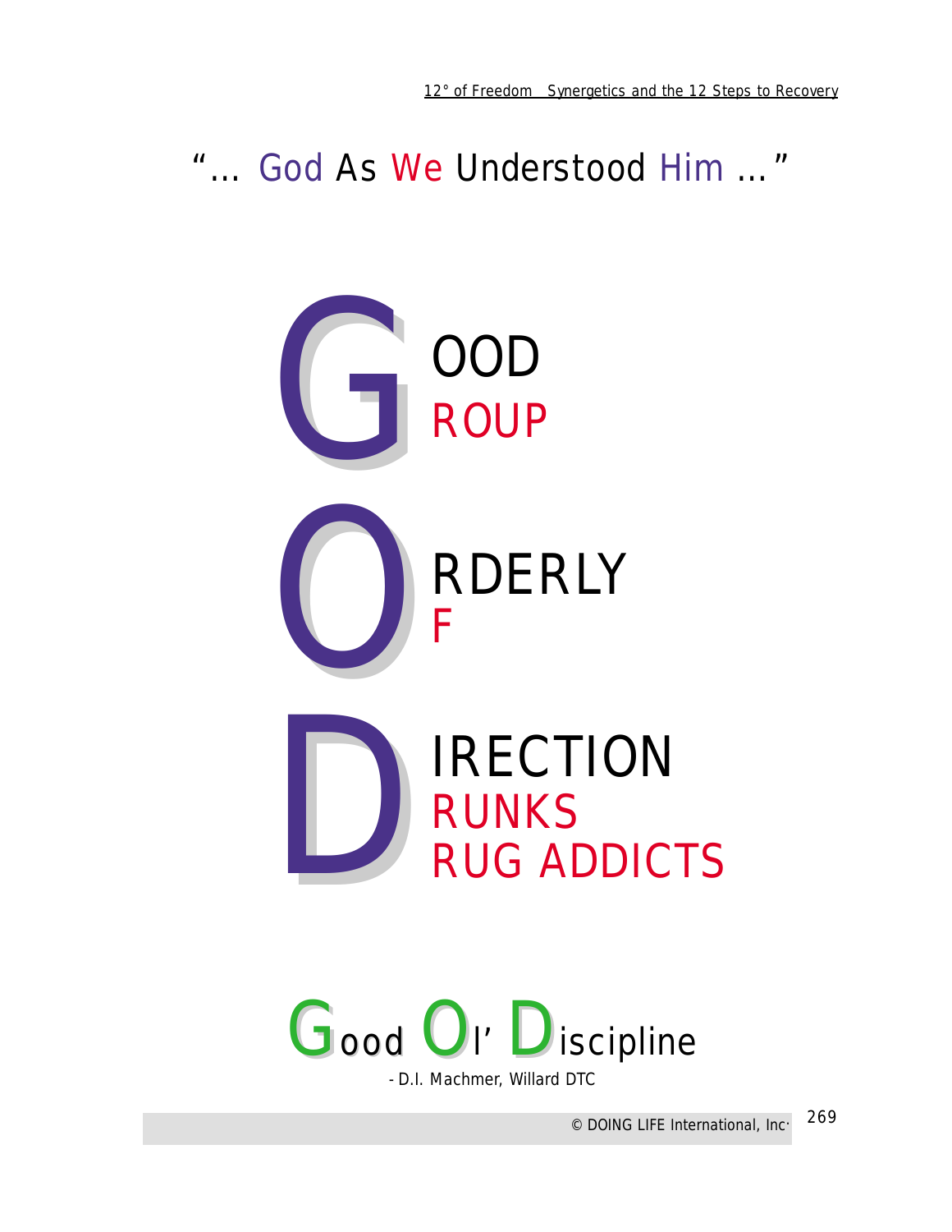# "… God As We Understood Him …"

**G**OOD
**G**ROUP

**O**RDERLY
**O**F

**D**IRECTION
**D**RUNKS
**D**RUG ADDICTS

**G**ood **O**l' **D**iscipline

- D.I. Machmer, Willard DTC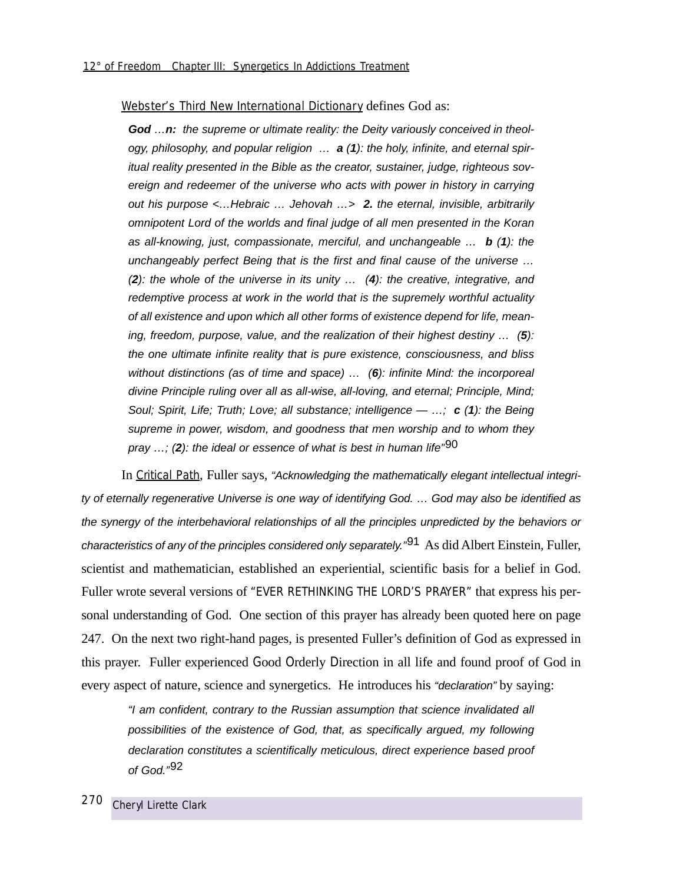Webster's Third New International Dictionary defines God as:

> ***God** …**n:** the supreme or ultimate reality: the Deity variously conceived in theology, philosophy, and popular religion … **a** (**1**): the holy, infinite, and eternal spiritual reality presented in the Bible as the creator, sustainer, judge, righteous sovereign and redeemer of the universe who acts with power in history in carrying out his purpose <…Hebraic … Jehovah …> **2.** the eternal, invisible, arbitrarily omnipotent Lord of the worlds and final judge of all men presented in the Koran as all-knowing, just, compassionate, merciful, and unchangeable … **b** (**1**): the unchangeably perfect Being that is the first and final cause of the universe … (**2**): the whole of the universe in its unity … (**4**): the creative, integrative, and redemptive process at work in the world that is the supremely worthful actuality of all existence and upon which all other forms of existence depend for life, meaning, freedom, purpose, value, and the realization of their highest destiny … (**5**): the one ultimate infinite reality that is pure existence, consciousness, and bliss without distinctions (as of time and space) … (**6**): infinite Mind: the incorporeal divine Principle ruling over all as all-wise, all-loving, and eternal; Principle, Mind; Soul; Spirit, Life; Truth; Love; all substance; intelligence — …; **c** (**1**): the Being supreme in power, wisdom, and goodness that men worship and to whom they pray …; (**2**): the ideal or essence of what is best in human life"*[90]

In Critical Path, Fuller says, *"Acknowledging the mathematically elegant intellectual integrity of eternally regenerative Universe is one way of identifying God. … God may also be identified as the synergy of the interbehavioral relationships of all the principles unpredicted by the behaviors or characteristics of any of the principles considered only separately."*[91] As did Albert Einstein, Fuller, scientist and mathematician, established an experiential, scientific basis for a belief in God. Fuller wrote several versions of "EVER RETHINKING THE LORD'S PRAYER" that express his personal understanding of God. One section of this prayer has already been quoted here on page 247. On the next two right-hand pages, is presented Fuller's definition of God as expressed in this prayer. Fuller experienced Good Orderly Direction in all life and found proof of God in every aspect of nature, science and synergetics. He introduces his *"declaration"* by saying:

> *"I am confident, contrary to the Russian assumption that science invalidated all possibilities of the existence of God, that, as specifically argued, my following declaration constitutes a scientifically meticulous, direct experience based proof of God."*[92]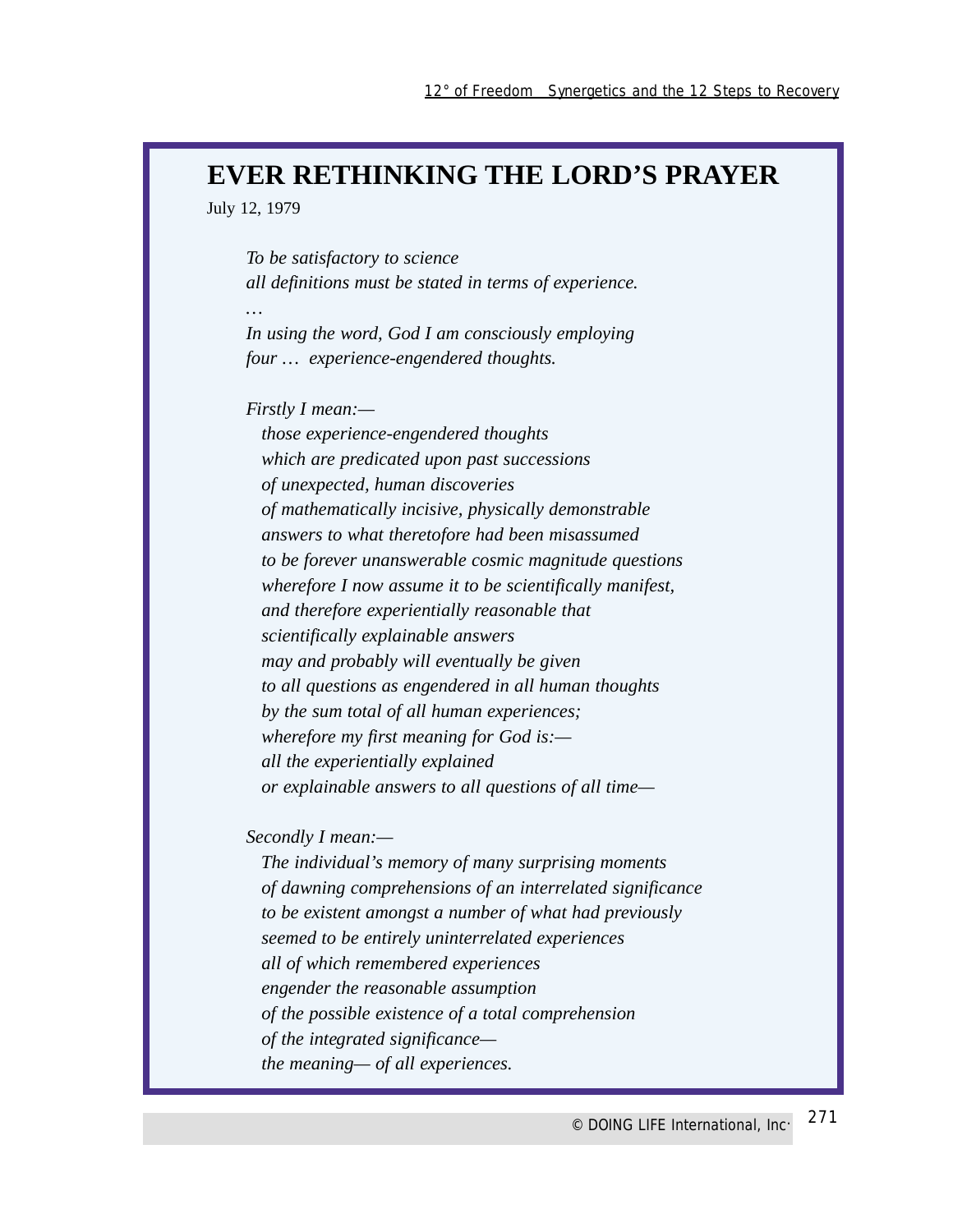# EVER RETHINKING THE LORD'S PRAYER

July 12, 1979

*To be satisfactory to science*
*all definitions must be stated in terms of experience.*
*…*
*In using the word, God I am consciously employing*
*four … experience-engendered thoughts.*

*Firstly I mean:—*
*those experience-engendered thoughts*
*which are predicated upon past successions*
*of unexpected, human discoveries*
*of mathematically incisive, physically demonstrable*
*answers to what theretofore had been misassumed*
*to be forever unanswerable cosmic magnitude questions*
*wherefore I now assume it to be scientifically manifest,*
*and therefore experientially reasonable that*
*scientifically explainable answers*
*may and probably will eventually be given*
*to all questions as engendered in all human thoughts*
*by the sum total of all human experiences;*
*wherefore my first meaning for God is:—*
*all the experientially explained*
*or explainable answers to all questions of all time—*

*Secondly I mean:—*
*The individual's memory of many surprising moments*
*of dawning comprehensions of an interrelated significance*
*to be existent amongst a number of what had previously*
*seemed to be entirely uninterrelated experiences*
*all of which remembered experiences*
*engender the reasonable assumption*
*of the possible existence of a total comprehension*
*of the integrated significance—*
*the meaning— of all experiences.*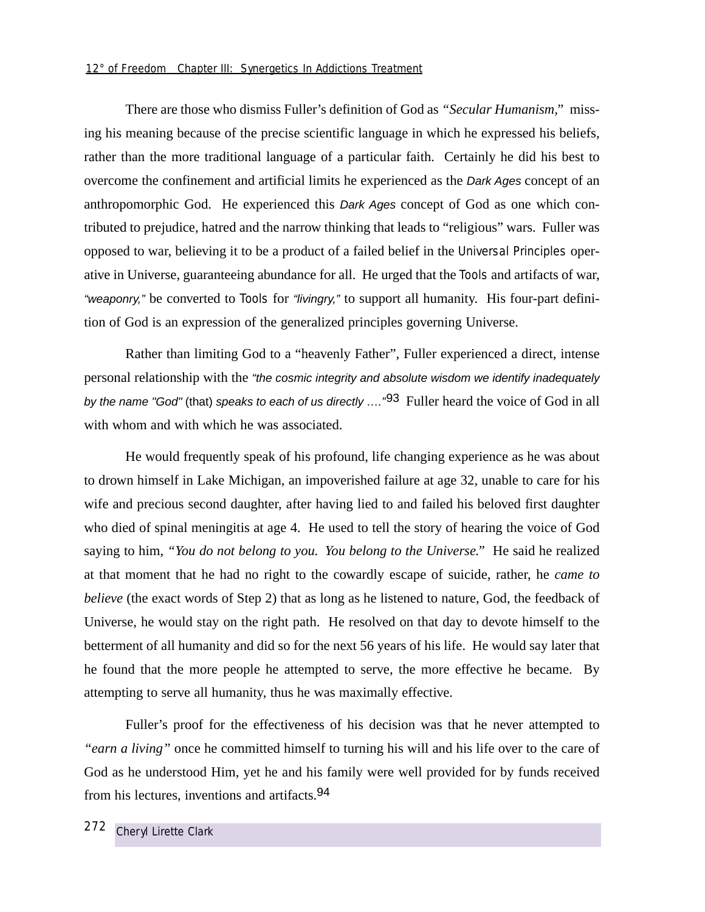There are those who dismiss Fuller's definition of God as *"Secular Humanism,"* missing his meaning because of the precise scientific language in which he expressed his beliefs, rather than the more traditional language of a particular faith. Certainly he did his best to overcome the confinement and artificial limits he experienced as the *Dark Ages* concept of an anthropomorphic God. He experienced this *Dark Ages* concept of God as one which contributed to prejudice, hatred and the narrow thinking that leads to "religious" wars. Fuller was opposed to war, believing it to be a product of a failed belief in the Universal Principles operative in Universe, guaranteeing abundance for all. He urged that the Tools and artifacts of war, *"weaponry,"* be converted to Tools for *"livingry,"* to support all humanity. His four-part definition of God is an expression of the generalized principles governing Universe.

Rather than limiting God to a "heavenly Father", Fuller experienced a direct, intense personal relationship with the *"the cosmic integrity and absolute wisdom we identify inadequately by the name "God"* (that) *speaks to each of us directly …."*[93] Fuller heard the voice of God in all with whom and with which he was associated.

He would frequently speak of his profound, life changing experience as he was about to drown himself in Lake Michigan, an impoverished failure at age 32, unable to care for his wife and precious second daughter, after having lied to and failed his beloved first daughter who died of spinal meningitis at age 4. He used to tell the story of hearing the voice of God saying to him, *"You do not belong to you. You belong to the Universe."* He said he realized at that moment that he had no right to the cowardly escape of suicide, rather, he *came to believe* (the exact words of Step 2) that as long as he listened to nature, God, the feedback of Universe, he would stay on the right path. He resolved on that day to devote himself to the betterment of all humanity and did so for the next 56 years of his life. He would say later that he found that the more people he attempted to serve, the more effective he became. By attempting to serve all humanity, thus he was maximally effective.

Fuller's proof for the effectiveness of his decision was that he never attempted to *"earn a living"* once he committed himself to turning his will and his life over to the care of God as he understood Him, yet he and his family were well provided for by funds received from his lectures, inventions and artifacts.[94]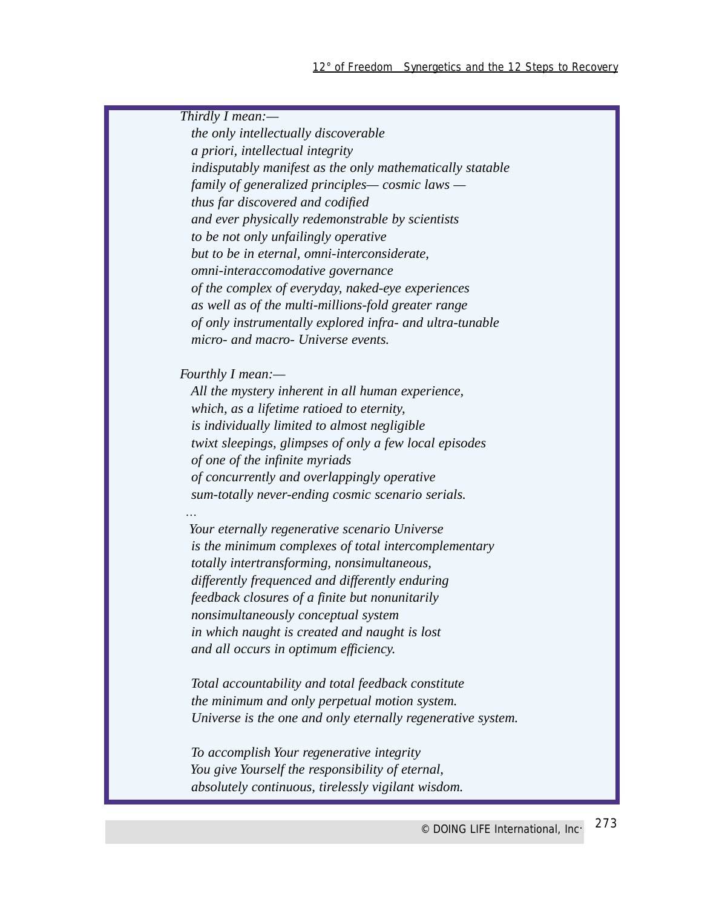*Thirdly I mean:—*
*the only intellectually discoverable*
*a priori, intellectual integrity*
*indisputably manifest as the only mathematically statable*
*family of generalized principles— cosmic laws —*
*thus far discovered and codified*
*and ever physically redemonstrable by scientists*
*to be not only unfailingly operative*
*but to be in eternal, omni-interconsiderate,*
*omni-interaccomodative governance*
*of the complex of everyday, naked-eye experiences*
*as well as of the multi-millions-fold greater range*
*of only instrumentally explored infra- and ultra-tunable*
*micro- and macro- Universe events.*

*Fourthly I mean:—*
*All the mystery inherent in all human experience,*
*which, as a lifetime ratioed to eternity,*
*is individually limited to almost negligible*
*twixt sleepings, glimpses of only a few local episodes*
*of one of the infinite myriads*
*of concurrently and overlappingly operative*
*sum-totally never-ending cosmic scenario serials.*
*…*
*Your eternally regenerative scenario Universe*
*is the minimum complexes of total intercomplementary*
*totally intertransforming, nonsimultaneous,*
*differently frequenced and differently enduring*
*feedback closures of a finite but nonunitarily*
*nonsimultaneously conceptual system*
*in which naught is created and naught is lost*
*and all occurs in optimum efficiency.*

*Total accountability and total feedback constitute*
*the minimum and only perpetual motion system.*
*Universe is the one and only eternally regenerative system.*

*To accomplish Your regenerative integrity*
*You give Yourself the responsibility of eternal,*
*absolutely continuous, tirelessly vigilant wisdom.*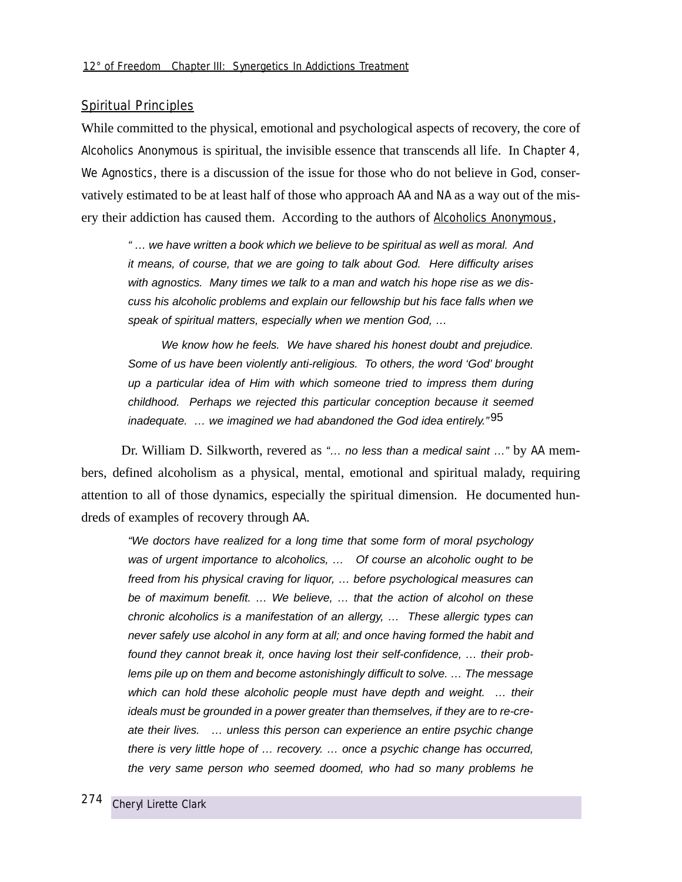## Spiritual Principles

While committed to the physical, emotional and psychological aspects of recovery, the core of Alcoholics Anonymous is spiritual, the invisible essence that transcends all life. In Chapter 4, We Agnostics, there is a discussion of the issue for those who do not believe in God, conservatively estimated to be at least half of those who approach AA and NA as a way out of the misery their addiction has caused them. According to the authors of Alcoholics Anonymous,

> *" … we have written a book which we believe to be spiritual as well as moral. And it means, of course, that we are going to talk about God. Here difficulty arises with agnostics. Many times we talk to a man and watch his hope rise as we discuss his alcoholic problems and explain our fellowship but his face falls when we speak of spiritual matters, especially when we mention God, …*
>
> *We know how he feels. We have shared his honest doubt and prejudice. Some of us have been violently anti-religious. To others, the word 'God' brought up a particular idea of Him with which someone tried to impress them during childhood. Perhaps we rejected this particular conception because it seemed inadequate. … we imagined we had abandoned the God idea entirely."*[95]

Dr. William D. Silkworth, revered as *"… no less than a medical saint …"* by AA members, defined alcoholism as a physical, mental, emotional and spiritual malady, requiring attention to all of those dynamics, especially the spiritual dimension. He documented hundreds of examples of recovery through AA.

> *"We doctors have realized for a long time that some form of moral psychology was of urgent importance to alcoholics, … Of course an alcoholic ought to be freed from his physical craving for liquor, … before psychological measures can be of maximum benefit. … We believe, … that the action of alcohol on these chronic alcoholics is a manifestation of an allergy, … These allergic types can never safely use alcohol in any form at all; and once having formed the habit and found they cannot break it, once having lost their self-confidence, … their problems pile up on them and become astonishingly difficult to solve. … The message which can hold these alcoholic people must have depth and weight. … their ideals must be grounded in a power greater than themselves, if they are to re-create their lives. … unless this person can experience an entire psychic change there is very little hope of … recovery. … once a psychic change has occurred, the very same person who seemed doomed, who had so many problems he*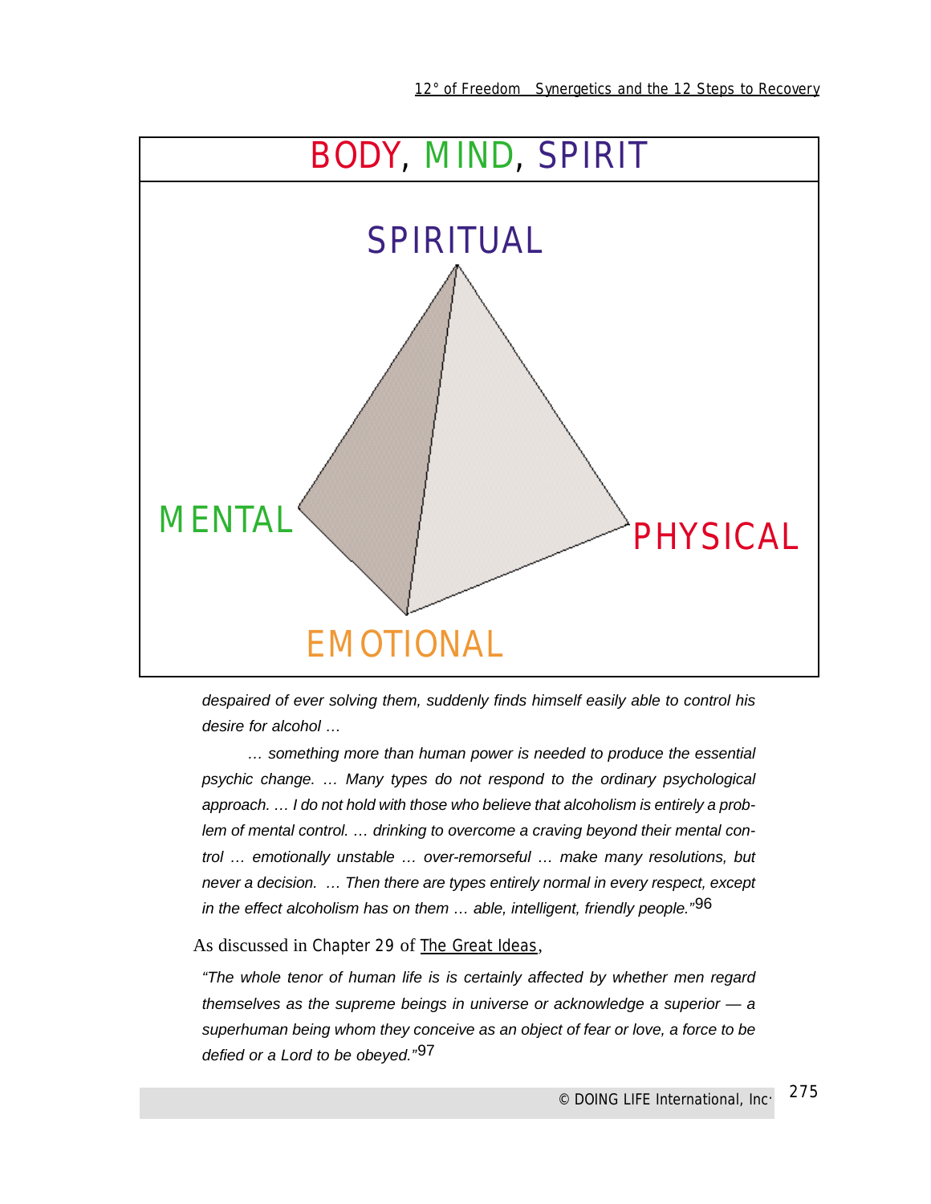BODY, MIND, SPIRIT

SPIRITUAL

MENTAL

PHYSICAL

EMOTIONAL

*despaired of ever solving them, suddenly finds himself easily able to control his desire for alcohol …*

*… something more than human power is needed to produce the essential psychic change. … Many types do not respond to the ordinary psychological approach. … I do not hold with those who believe that alcoholism is entirely a problem of mental control. … drinking to overcome a craving beyond their mental control … emotionally unstable … over-remorseful … make many resolutions, but never a decision. … Then there are types entirely normal in every respect, except in the effect alcoholism has on them … able, intelligent, friendly people."*[96]

As discussed in Chapter 29 of The Great Ideas,

*"The whole tenor of human life is is certainly affected by whether men regard themselves as the supreme beings in universe or acknowledge a superior — a superhuman being whom they conceive as an object of fear or love, a force to be defied or a Lord to be obeyed."*[97]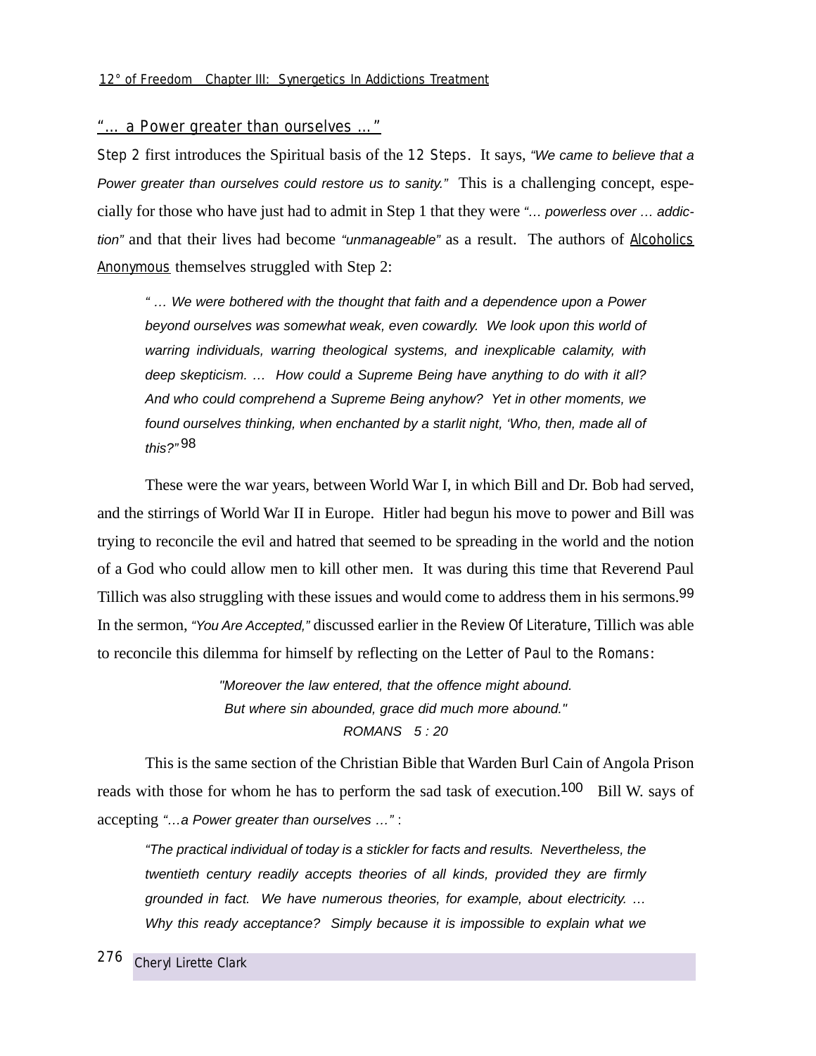## *"… a Power greater than ourselves …"*

Step 2 first introduces the Spiritual basis of the 12 Steps. It says, *"We came to believe that a Power greater than ourselves could restore us to sanity."* This is a challenging concept, especially for those who have just had to admit in Step 1 that they were *"… powerless over … addiction"* and that their lives had become *"unmanageable"* as a result. The authors of Alcoholics Anonymous themselves struggled with Step 2:

> *" … We were bothered with the thought that faith and a dependence upon a Power beyond ourselves was somewhat weak, even cowardly. We look upon this world of warring individuals, warring theological systems, and inexplicable calamity, with deep skepticism. … How could a Supreme Being have anything to do with it all? And who could comprehend a Supreme Being anyhow? Yet in other moments, we found ourselves thinking, when enchanted by a starlit night, 'Who, then, made all of this?"*[98]

These were the war years, between World War I, in which Bill and Dr. Bob had served, and the stirrings of World War II in Europe. Hitler had begun his move to power and Bill was trying to reconcile the evil and hatred that seemed to be spreading in the world and the notion of a God who could allow men to kill other men. It was during this time that Reverend Paul Tillich was also struggling with these issues and would come to address them in his sermons.[99] In the sermon, *"You Are Accepted,"* discussed earlier in the Review Of Literature, Tillich was able to reconcile this dilemma for himself by reflecting on the Letter of Paul to the Romans:

> *"Moreover the law entered, that the offence might abound.*
> *But where sin abounded, grace did much more abound."*
> *ROMANS 5 : 20*

This is the same section of the Christian Bible that Warden Burl Cain of Angola Prison reads with those for whom he has to perform the sad task of execution.[100] Bill W. says of accepting *"…a Power greater than ourselves …"* :

> *"The practical individual of today is a stickler for facts and results. Nevertheless, the twentieth century readily accepts theories of all kinds, provided they are firmly grounded in fact. We have numerous theories, for example, about electricity. … Why this ready acceptance? Simply because it is impossible to explain what we*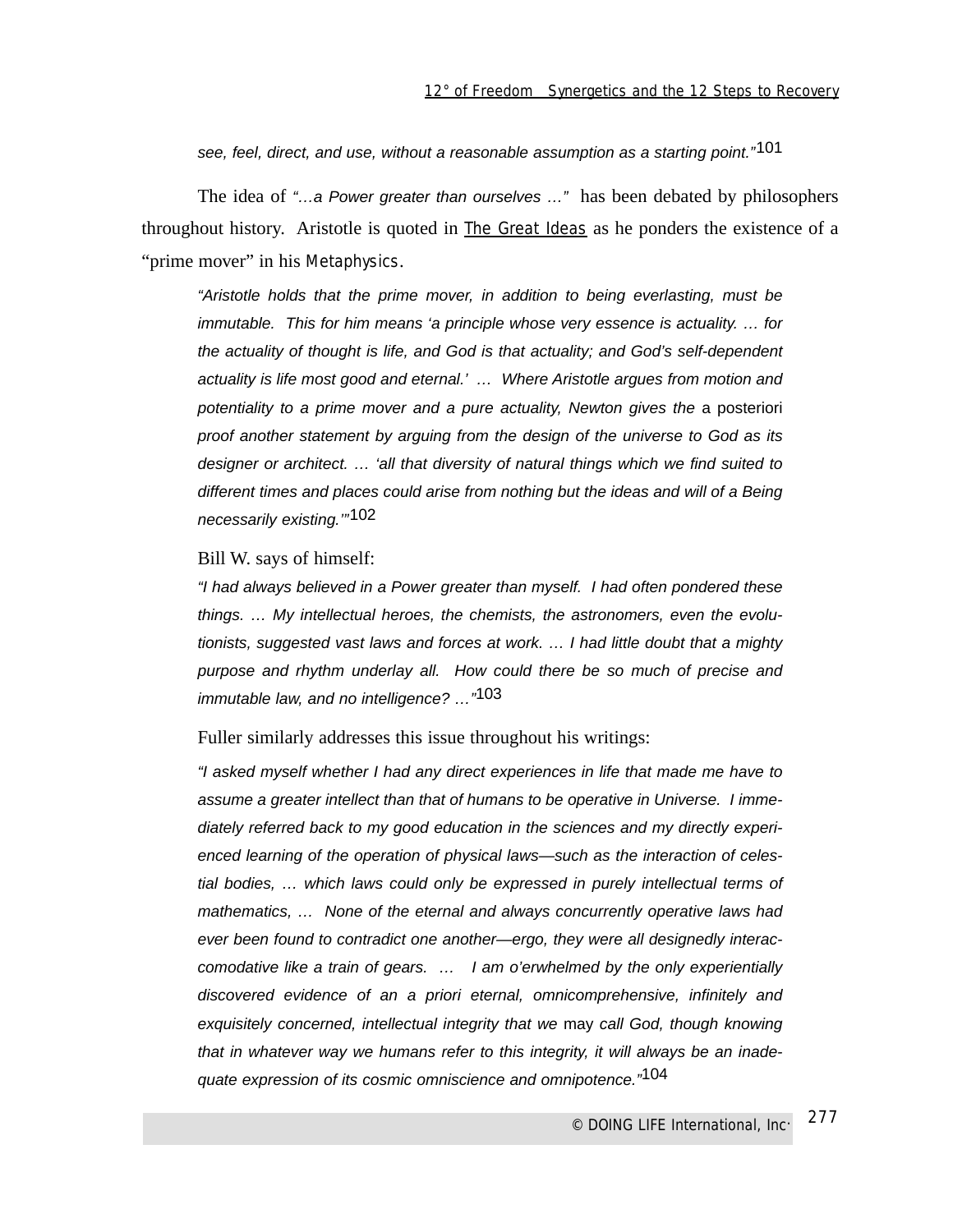*see, feel, direct, and use, without a reasonable assumption as a starting point."*[101]

The idea of *"…a Power greater than ourselves …"* has been debated by philosophers throughout history. Aristotle is quoted in The Great Ideas as he ponders the existence of a "prime mover" in his *Metaphysics*.

> *"Aristotle holds that the prime mover, in addition to being everlasting, must be immutable. This for him means 'a principle whose very essence is actuality. … for the actuality of thought is life, and God is that actuality; and God's self-dependent actuality is life most good and eternal.' … Where Aristotle argues from motion and potentiality to a prime mover and a pure actuality, Newton gives the* a posteriori *proof another statement by arguing from the design of the universe to God as its designer or architect. … 'all that diversity of natural things which we find suited to different times and places could arise from nothing but the ideas and will of a Being necessarily existing.'"*[102]

Bill W. says of himself:

> *"I had always believed in a Power greater than myself. I had often pondered these things. … My intellectual heroes, the chemists, the astronomers, even the evolutionists, suggested vast laws and forces at work. … I had little doubt that a mighty purpose and rhythm underlay all. How could there be so much of precise and immutable law, and no intelligence? …"*[103]

Fuller similarly addresses this issue throughout his writings:

> *"I asked myself whether I had any direct experiences in life that made me have to assume a greater intellect than that of humans to be operative in Universe. I immediately referred back to my good education in the sciences and my directly experienced learning of the operation of physical laws—such as the interaction of celestial bodies, … which laws could only be expressed in purely intellectual terms of mathematics, … None of the eternal and always concurrently operative laws had ever been found to contradict one another—ergo, they were all designedly interaccomodative like a train of gears. … I am o'erwhelmed by the only experientially discovered evidence of an a priori eternal, omnicomprehensive, infinitely and exquisitely concerned, intellectual integrity that we* may *call God, though knowing that in whatever way we humans refer to this integrity, it will always be an inadequate expression of its cosmic omniscience and omnipotence."*[104]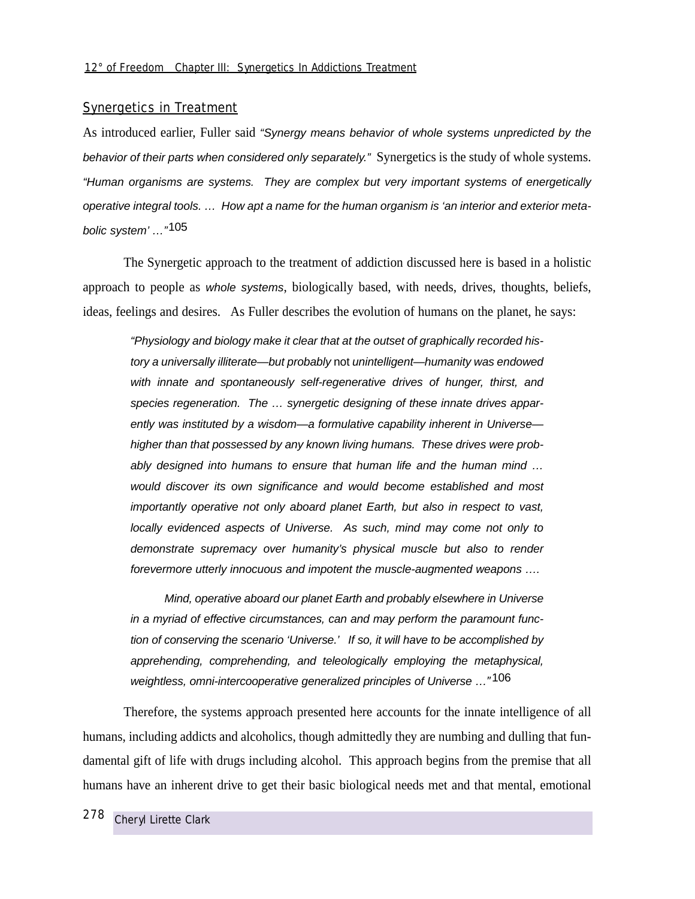## Synergetics in Treatment

As introduced earlier, Fuller said *"Synergy means behavior of whole systems unpredicted by the behavior of their parts when considered only separately."* Synergetics is the study of whole systems. *"Human organisms are systems. They are complex but very important systems of energetically operative integral tools. … How apt a name for the human organism is 'an interior and exterior metabolic system' …"*[105]

The Synergetic approach to the treatment of addiction discussed here is based in a holistic approach to people as *whole systems*, biologically based, with needs, drives, thoughts, beliefs, ideas, feelings and desires. As Fuller describes the evolution of humans on the planet, he says:

> *"Physiology and biology make it clear that at the outset of graphically recorded history a universally illiterate—but probably* not *unintelligent—humanity was endowed with innate and spontaneously self-regenerative drives of hunger, thirst, and species regeneration. The … synergetic designing of these innate drives apparently was instituted by a wisdom—a formulative capability inherent in Universe—higher than that possessed by any known living humans. These drives were probably designed into humans to ensure that human life and the human mind … would discover its own significance and would become established and most importantly operative not only aboard planet Earth, but also in respect to vast, locally evidenced aspects of Universe. As such, mind may come not only to demonstrate supremacy over humanity's physical muscle but also to render forevermore utterly innocuous and impotent the muscle-augmented weapons ….*
>
> *Mind, operative aboard our planet Earth and probably elsewhere in Universe in a myriad of effective circumstances, can and may perform the paramount function of conserving the scenario 'Universe.' If so, it will have to be accomplished by apprehending, comprehending, and teleologically employing the metaphysical, weightless, omni-intercooperative generalized principles of Universe …"*[106]

Therefore, the systems approach presented here accounts for the innate intelligence of all humans, including addicts and alcoholics, though admittedly they are numbing and dulling that fundamental gift of life with drugs including alcohol. This approach begins from the premise that all humans have an inherent drive to get their basic biological needs met and that mental, emotional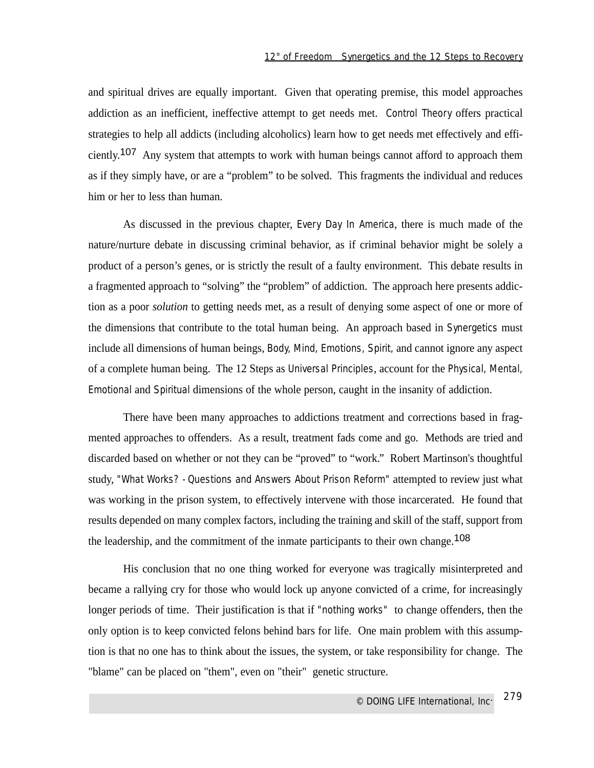and spiritual drives are equally important. Given that operating premise, this model approaches addiction as an inefficient, ineffective attempt to get needs met. Control Theory offers practical strategies to help all addicts (including alcoholics) learn how to get needs met effectively and efficiently.[107] Any system that attempts to work with human beings cannot afford to approach them as if they simply have, or are a "problem" to be solved. This fragments the individual and reduces him or her to less than human.

As discussed in the previous chapter, Every Day In America, there is much made of the nature/nurture debate in discussing criminal behavior, as if criminal behavior might be solely a product of a person's genes, or is strictly the result of a faulty environment. This debate results in a fragmented approach to "solving" the "problem" of addiction. The approach here presents addiction as a poor *solution* to getting needs met, as a result of denying some aspect of one or more of the dimensions that contribute to the total human being. An approach based in Synergetics must include all dimensions of human beings, Body, Mind, Emotions, Spirit, and cannot ignore any aspect of a complete human being. The 12 Steps as Universal Principles, account for the Physical, Mental, Emotional and Spiritual dimensions of the whole person, caught in the insanity of addiction.

There have been many approaches to addictions treatment and corrections based in fragmented approaches to offenders. As a result, treatment fads come and go. Methods are tried and discarded based on whether or not they can be "proved" to "work." Robert Martinson's thoughtful study, "What Works? - Questions and Answers About Prison Reform" attempted to review just what was working in the prison system, to effectively intervene with those incarcerated. He found that results depended on many complex factors, including the training and skill of the staff, support from the leadership, and the commitment of the inmate participants to their own change.[108]

His conclusion that no one thing worked for everyone was tragically misinterpreted and became a rallying cry for those who would lock up anyone convicted of a crime, for increasingly longer periods of time. Their justification is that if "nothing works" to change offenders, then the only option is to keep convicted felons behind bars for life. One main problem with this assumption is that no one has to think about the issues, the system, or take responsibility for change. The "blame" can be placed on "them", even on "their" genetic structure.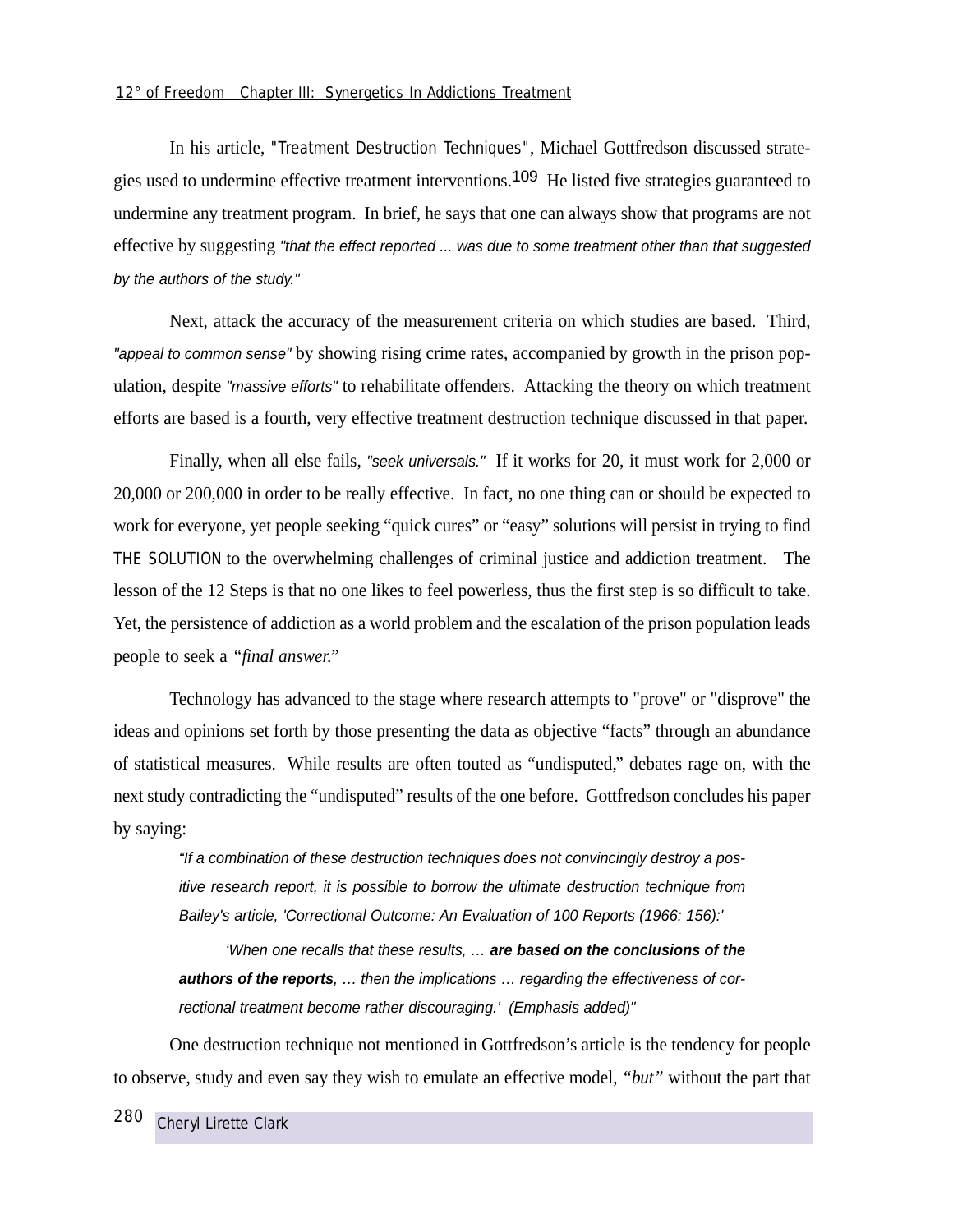In his article, "Treatment Destruction Techniques", Michael Gottfredson discussed strategies used to undermine effective treatment interventions.[109] He listed five strategies guaranteed to undermine any treatment program. In brief, he says that one can always show that programs are not effective by suggesting *"that the effect reported ... was due to some treatment other than that suggested by the authors of the study."*

Next, attack the accuracy of the measurement criteria on which studies are based. Third, *"appeal to common sense"* by showing rising crime rates, accompanied by growth in the prison population, despite *"massive efforts"* to rehabilitate offenders. Attacking the theory on which treatment efforts are based is a fourth, very effective treatment destruction technique discussed in that paper.

Finally, when all else fails, *"seek universals."* If it works for 20, it must work for 2,000 or 20,000 or 200,000 in order to be really effective. In fact, no one thing can or should be expected to work for everyone, yet people seeking "quick cures" or "easy" solutions will persist in trying to find THE SOLUTION to the overwhelming challenges of criminal justice and addiction treatment. The lesson of the 12 Steps is that no one likes to feel powerless, thus the first step is so difficult to take. Yet, the persistence of addiction as a world problem and the escalation of the prison population leads people to seek a *"final answer."*

Technology has advanced to the stage where research attempts to "prove" or "disprove" the ideas and opinions set forth by those presenting the data as objective "facts" through an abundance of statistical measures. While results are often touted as "undisputed," debates rage on, with the next study contradicting the "undisputed" results of the one before. Gottfredson concludes his paper by saying:

> *"If a combination of these destruction techniques does not convincingly destroy a positive research report, it is possible to borrow the ultimate destruction technique from Bailey's article, 'Correctional Outcome: An Evaluation of 100 Reports (1966: 156):'*
>
> *'When one recalls that these results, … **are based on the conclusions of the authors of the reports**, … then the implications … regarding the effectiveness of correctional treatment become rather discouraging.' (Emphasis added)"*

One destruction technique not mentioned in Gottfredson's article is the tendency for people to observe, study and even say they wish to emulate an effective model, *"but"* without the part that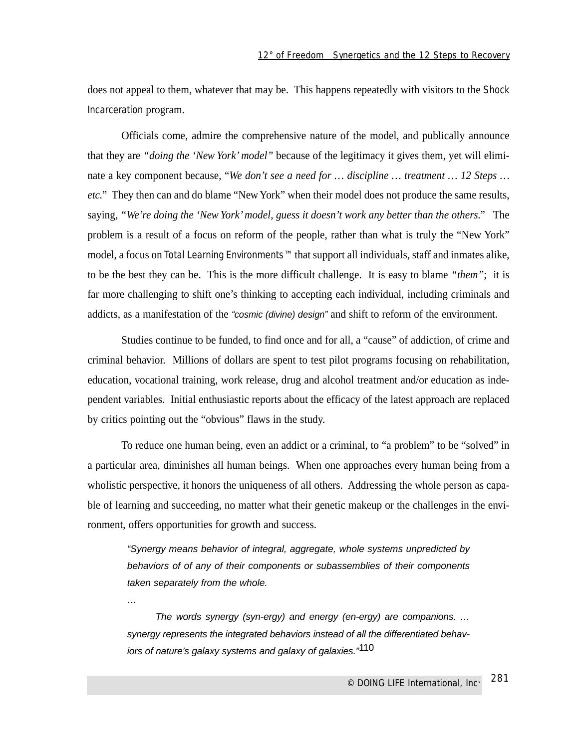does not appeal to them, whatever that may be. This happens repeatedly with visitors to the Shock Incarceration program.

Officials come, admire the comprehensive nature of the model, and publically announce that they are *"doing the 'New York' model"* because of the legitimacy it gives them, yet will eliminate a key component because, "*We don't see a need for … discipline … treatment … 12 Steps … etc.*" They then can and do blame "New York" when their model does not produce the same results, saying, "*We're doing the 'New York' model, guess it doesn't work any better than the others.*" The problem is a result of a focus on reform of the people, rather than what is truly the "New York" model, a focus on Total Learning Environments™ that support all individuals, staff and inmates alike, to be the best they can be. This is the more difficult challenge. It is easy to blame *"them"*; it is far more challenging to shift one's thinking to accepting each individual, including criminals and addicts, as a manifestation of the *"cosmic (divine) design"* and shift to reform of the environment.

Studies continue to be funded, to find once and for all, a "cause" of addiction, of crime and criminal behavior. Millions of dollars are spent to test pilot programs focusing on rehabilitation, education, vocational training, work release, drug and alcohol treatment and/or education as independent variables. Initial enthusiastic reports about the efficacy of the latest approach are replaced by critics pointing out the "obvious" flaws in the study.

To reduce one human being, even an addict or a criminal, to "a problem" to be "solved" in a particular area, diminishes all human beings. When one approaches every human being from a wholistic perspective, it honors the uniqueness of all others. Addressing the whole person as capable of learning and succeeding, no matter what their genetic makeup or the challenges in the environment, offers opportunities for growth and success.

> *"Synergy means behavior of integral, aggregate, whole systems unpredicted by behaviors of of any of their components or subassemblies of their components taken separately from the whole.*
>
> *…*
>
> *The words synergy (syn-ergy) and energy (en-ergy) are companions. … synergy represents the integrated behaviors instead of all the differentiated behaviors of nature's galaxy systems and galaxy of galaxies."*[110]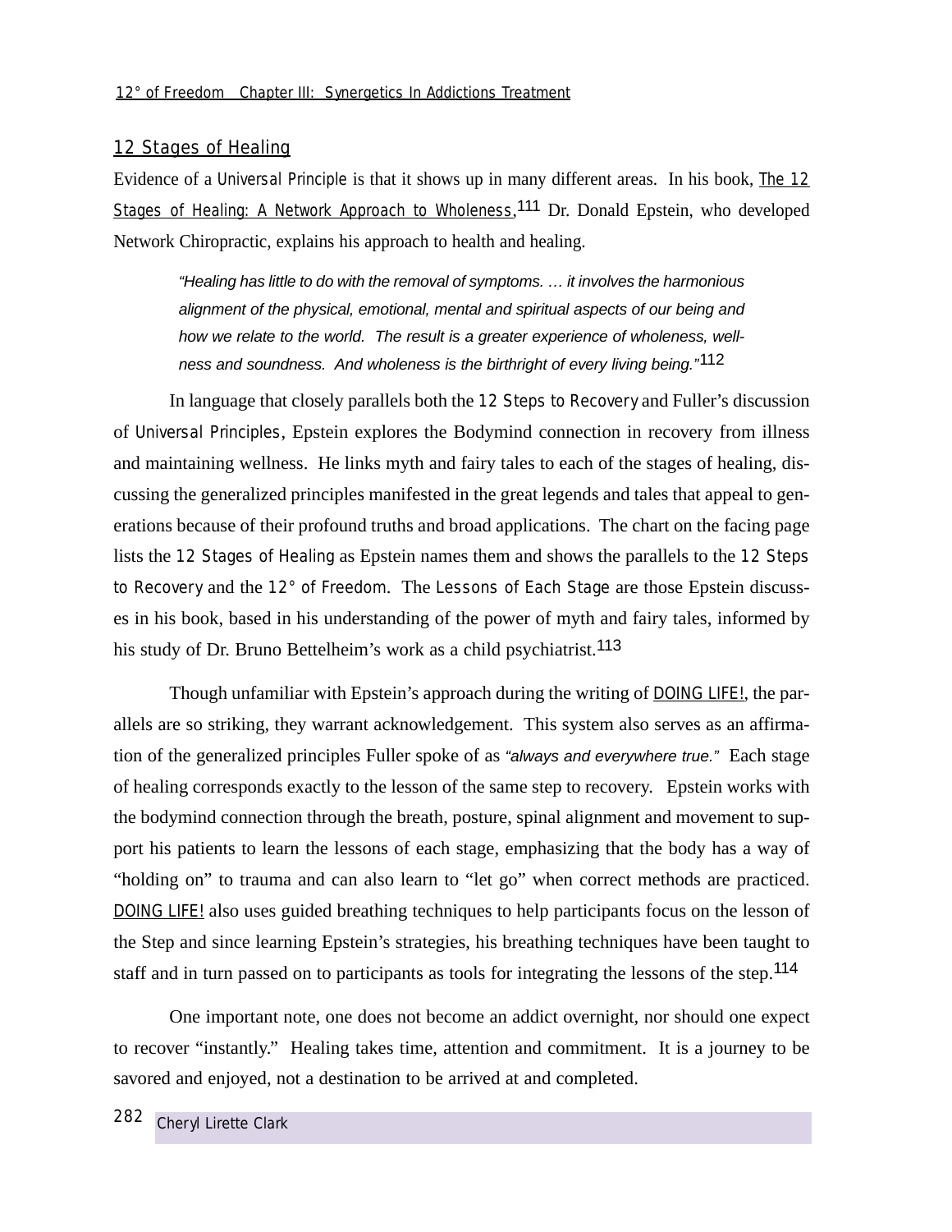## 12 Stages of Healing

Evidence of a *Universal Principle* is that it shows up in many different areas. In his book, The 12 Stages of Healing: A Network Approach to Wholeness,[111] Dr. Donald Epstein, who developed Network Chiropractic, explains his approach to health and healing.

> *"Healing has little to do with the removal of symptoms. … it involves the harmonious alignment of the physical, emotional, mental and spiritual aspects of our being and how we relate to the world. The result is a greater experience of wholeness, well-ness and soundness. And wholeness is the birthright of every living being."*[112]

In language that closely parallels both the 12 Steps to Recovery and Fuller's discussion of Universal Principles, Epstein explores the Bodymind connection in recovery from illness and maintaining wellness. He links myth and fairy tales to each of the stages of healing, discussing the generalized principles manifested in the great legends and tales that appeal to generations because of their profound truths and broad applications. The chart on the facing page lists the 12 Stages of Healing as Epstein names them and shows the parallels to the 12 Steps to Recovery and the 12° of Freedom. The Lessons of Each Stage are those Epstein discusses in his book, based in his understanding of the power of myth and fairy tales, informed by his study of Dr. Bruno Bettelheim's work as a child psychiatrist.[113]

Though unfamiliar with Epstein's approach during the writing of DOING LIFE!, the parallels are so striking, they warrant acknowledgement. This system also serves as an affirmation of the generalized principles Fuller spoke of as *"always and everywhere true."* Each stage of healing corresponds exactly to the lesson of the same step to recovery. Epstein works with the bodymind connection through the breath, posture, spinal alignment and movement to support his patients to learn the lessons of each stage, emphasizing that the body has a way of "holding on" to trauma and can also learn to "let go" when correct methods are practiced. DOING LIFE! also uses guided breathing techniques to help participants focus on the lesson of the Step and since learning Epstein's strategies, his breathing techniques have been taught to staff and in turn passed on to participants as tools for integrating the lessons of the step.[114]

One important note, one does not become an addict overnight, nor should one expect to recover "instantly." Healing takes time, attention and commitment. It is a journey to be savored and enjoyed, not a destination to be arrived at and completed.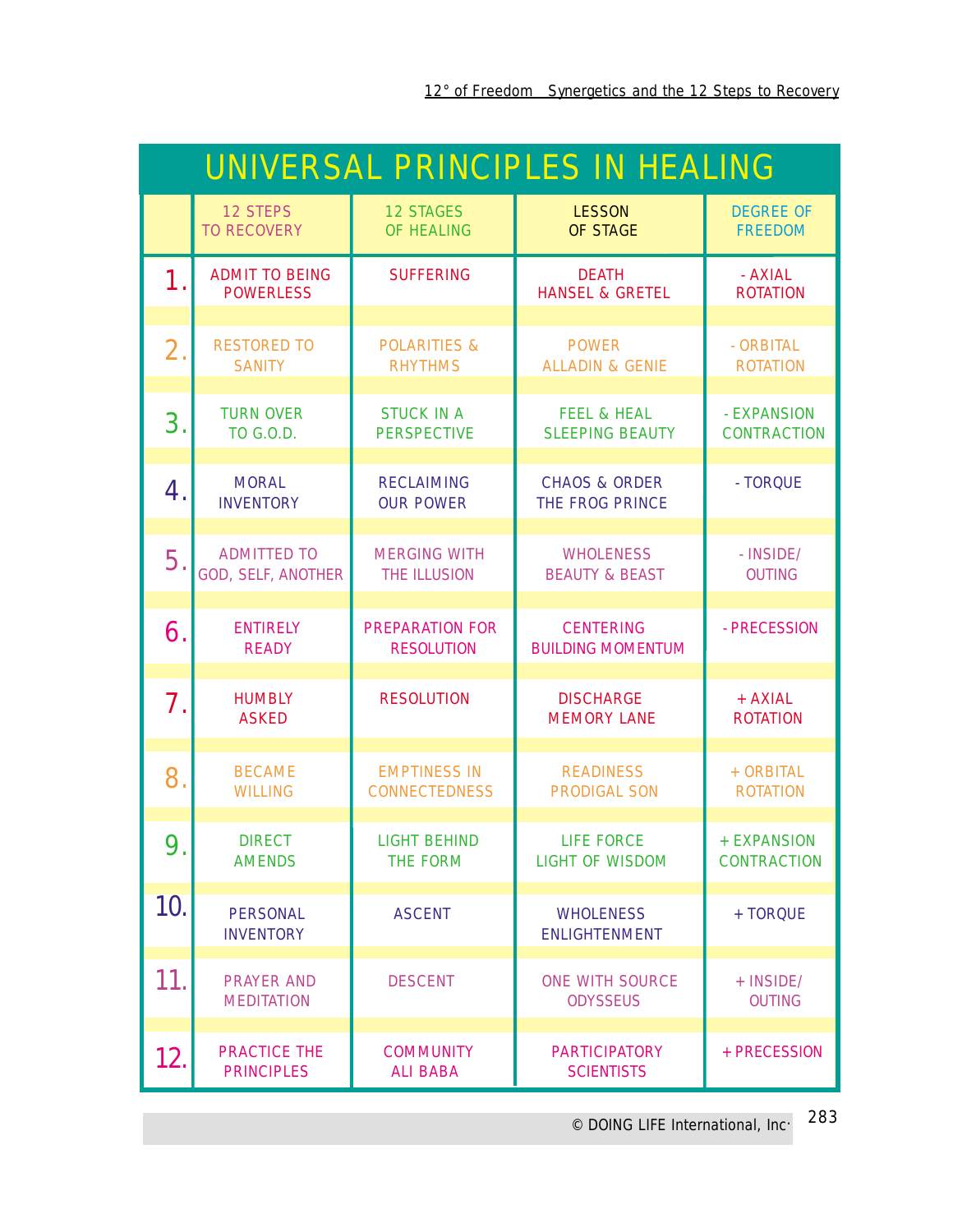# UNIVERSAL PRINCIPLES IN HEALING

| | 12 STEPS TO RECOVERY | 12 STAGES OF HEALING | LESSON OF STAGE | DEGREE OF FREEDOM |
|---|---|---|---|---|
| 1. | ADMIT TO BEING POWERLESS | SUFFERING | DEATH HANSEL & GRETEL | - AXIAL ROTATION |
| 2. | RESTORED TO SANITY | POLARITIES & RHYTHMS | POWER ALLADIN & GENIE | - ORBITAL ROTATION |
| 3. | TURN OVER TO G.O.D. | STUCK IN A PERSPECTIVE | FEEL & HEAL SLEEPING BEAUTY | - EXPANSION CONTRACTION |
| 4. | MORAL INVENTORY | RECLAIMING OUR POWER | CHAOS & ORDER THE FROG PRINCE | - TORQUE |
| 5. | ADMITTED TO GOD, SELF, ANOTHER | MERGING WITH THE ILLUSION | WHOLENESS BEAUTY & BEAST | - INSIDE/ OUTING |
| 6. | ENTIRELY READY | PREPARATION FOR RESOLUTION | CENTERING BUILDING MOMENTUM | - PRECESSION |
| 7. | HUMBLY ASKED | RESOLUTION | DISCHARGE MEMORY LANE | + AXIAL ROTATION |
| 8. | BECAME WILLING | EMPTINESS IN CONNECTEDNESS | READINESS PRODIGAL SON | + ORBITAL ROTATION |
| 9. | DIRECT AMENDS | LIGHT BEHIND THE FORM | LIFE FORCE LIGHT OF WISDOM | + EXPANSION CONTRACTION |
| 10. | PERSONAL INVENTORY | ASCENT | WHOLENESS ENLIGHTENMENT | + TORQUE |
| 11. | PRAYER AND MEDITATION | DESCENT | ONE WITH SOURCE ODYSSEUS | + INSIDE/ OUTING |
| 12. | PRACTICE THE PRINCIPLES | COMMUNITY ALI BABA | PARTICIPATORY SCIENTISTS | + PRECESSION |

© DOING LIFE International, Inc.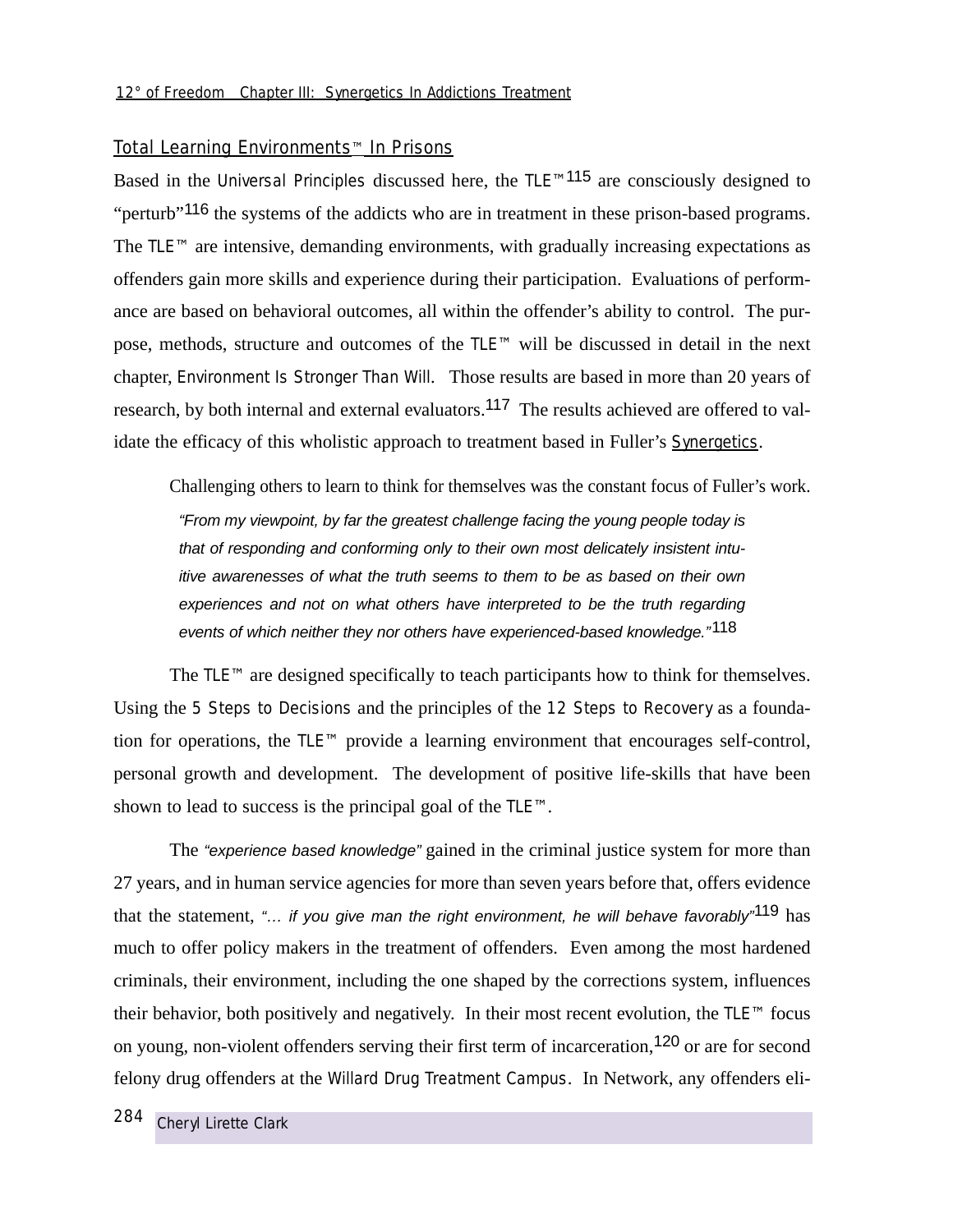## Total Learning Environments™ In Prisons

Based in the *Universal Principles* discussed here, the TLE™[115] are consciously designed to "perturb"[116] the systems of the addicts who are in treatment in these prison-based programs. The TLE™ are intensive, demanding environments, with gradually increasing expectations as offenders gain more skills and experience during their participation. Evaluations of performance are based on behavioral outcomes, all within the offender's ability to control. The purpose, methods, structure and outcomes of the TLE™ will be discussed in detail in the next chapter, *Environment Is Stronger Than Will*. Those results are based in more than 20 years of research, by both internal and external evaluators.[117] The results achieved are offered to validate the efficacy of this wholistic approach to treatment based in Fuller's Synergetics.

Challenging others to learn to think for themselves was the constant focus of Fuller's work.

> *"From my viewpoint, by far the greatest challenge facing the young people today is that of responding and conforming only to their own most delicately insistent intuitive awarenesses of what the truth seems to them to be as based on their own experiences and not on what others have interpreted to be the truth regarding events of which neither they nor others have experienced-based knowledge."*[118]

The TLE™ are designed specifically to teach participants how to think for themselves. Using the 5 Steps to Decisions and the principles of the 12 Steps to Recovery as a foundation for operations, the TLE™ provide a learning environment that encourages self-control, personal growth and development. The development of positive life-skills that have been shown to lead to success is the principal goal of the TLE™.

The *"experience based knowledge"* gained in the criminal justice system for more than 27 years, and in human service agencies for more than seven years before that, offers evidence that the statement, *"... if you give man the right environment, he will behave favorably"*[119] has much to offer policy makers in the treatment of offenders. Even among the most hardened criminals, their environment, including the one shaped by the corrections system, influences their behavior, both positively and negatively. In their most recent evolution, the TLE™ focus on young, non-violent offenders serving their first term of incarceration,[120] or are for second felony drug offenders at the Willard Drug Treatment Campus. In Network, any offenders eli-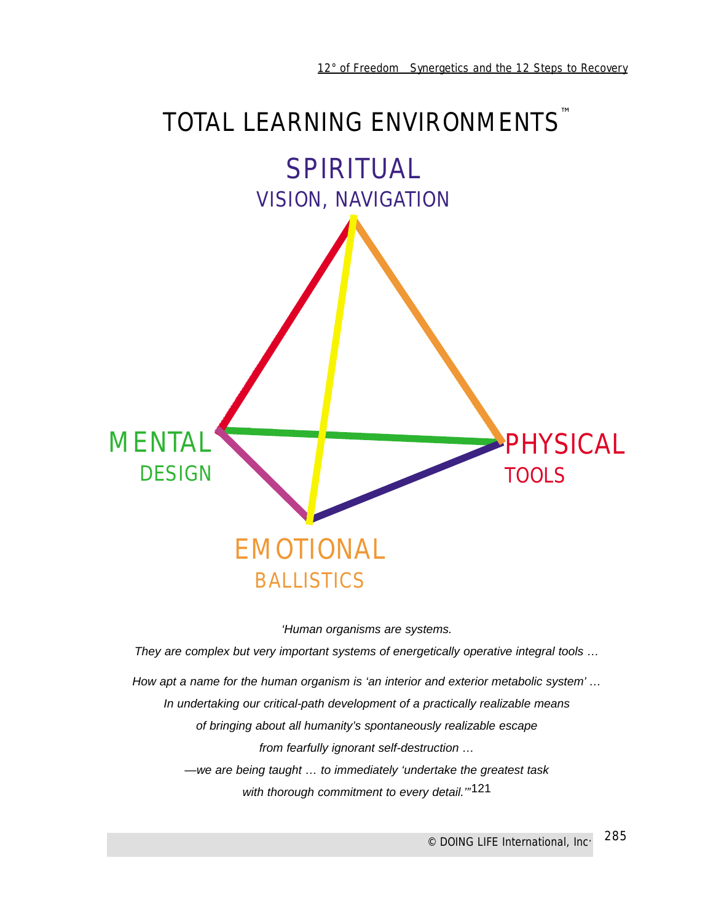# TOTAL LEARNING ENVIRONMENTS™

SPIRITUAL
VISION, NAVIGATION

MENTAL
DESIGN

PHYSICAL
TOOLS

EMOTIONAL
BALLISTICS

*'Human organisms are systems.*

*They are complex but very important systems of energetically operative integral tools …*

*How apt a name for the human organism is 'an interior and exterior metabolic system' …*

*In undertaking our critical-path development of a practically realizable means*

*of bringing about all humanity's spontaneously realizable escape*

*from fearfully ignorant self-destruction …*

*—we are being taught … to immediately 'undertake the greatest task*

*with thorough commitment to every detail.'"*[121]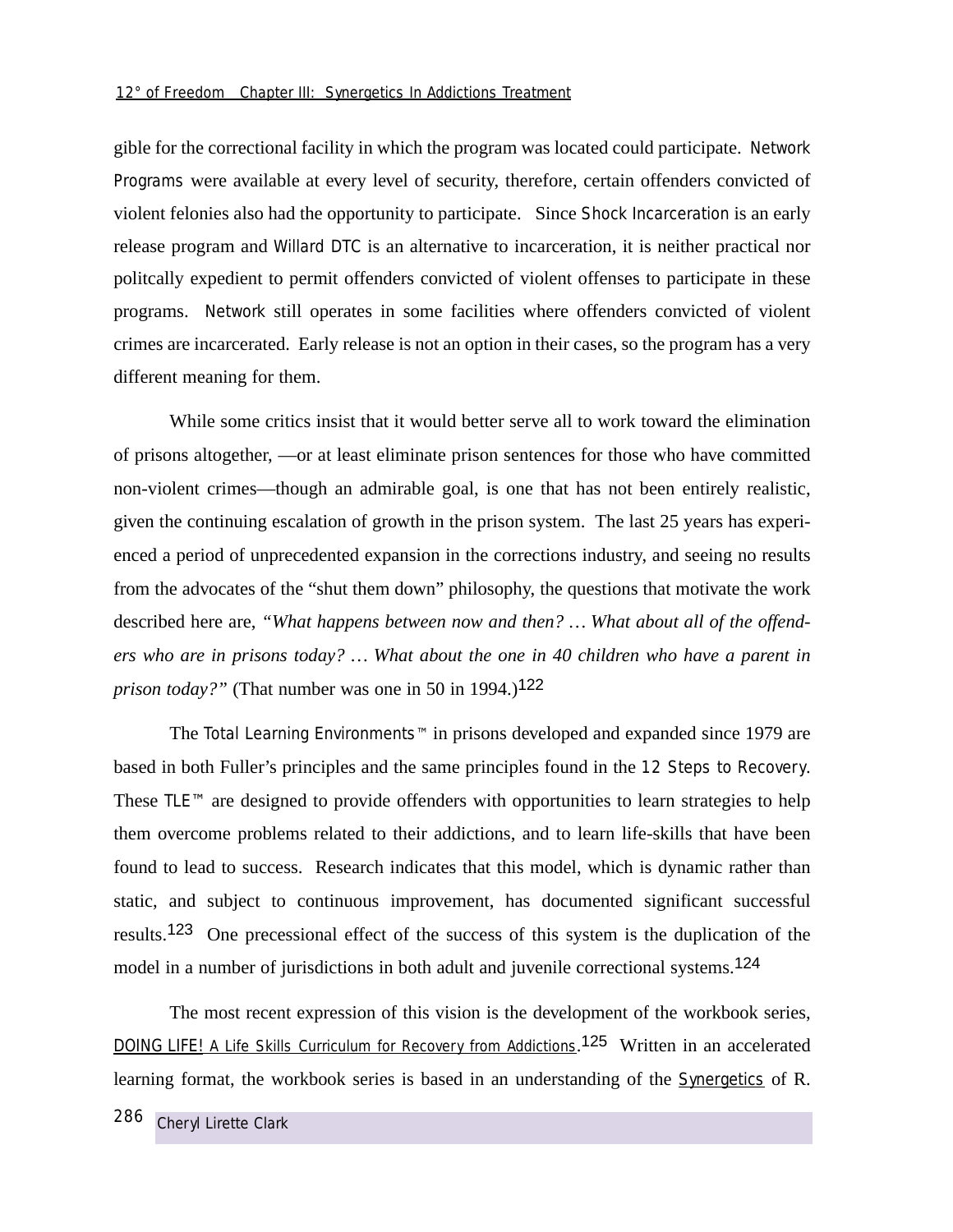gible for the correctional facility in which the program was located could participate. Network Programs were available at every level of security, therefore, certain offenders convicted of violent felonies also had the opportunity to participate. Since Shock Incarceration is an early release program and Willard DTC is an alternative to incarceration, it is neither practical nor politcally expedient to permit offenders convicted of violent offenses to participate in these programs. Network still operates in some facilities where offenders convicted of violent crimes are incarcerated. Early release is not an option in their cases, so the program has a very different meaning for them.

While some critics insist that it would better serve all to work toward the elimination of prisons altogether, —or at least eliminate prison sentences for those who have committed non-violent crimes—though an admirable goal, is one that has not been entirely realistic, given the continuing escalation of growth in the prison system. The last 25 years has experienced a period of unprecedented expansion in the corrections industry, and seeing no results from the advocates of the "shut them down" philosophy, the questions that motivate the work described here are, *"What happens between now and then? … What about all of the offenders who are in prisons today? … What about the one in 40 children who have a parent in prison today?"* (That number was one in 50 in 1994.)[122]

The Total Learning Environments™ in prisons developed and expanded since 1979 are based in both Fuller's principles and the same principles found in the 12 Steps to Recovery. These TLE™ are designed to provide offenders with opportunities to learn strategies to help them overcome problems related to their addictions, and to learn life-skills that have been found to lead to success. Research indicates that this model, which is dynamic rather than static, and subject to continuous improvement, has documented significant successful results.[123] One precessional effect of the success of this system is the duplication of the model in a number of jurisdictions in both adult and juvenile correctional systems.[124]

The most recent expression of this vision is the development of the workbook series, DOING LIFE! A Life Skills Curriculum for Recovery from Addictions.[125] Written in an accelerated learning format, the workbook series is based in an understanding of the Synergetics of R.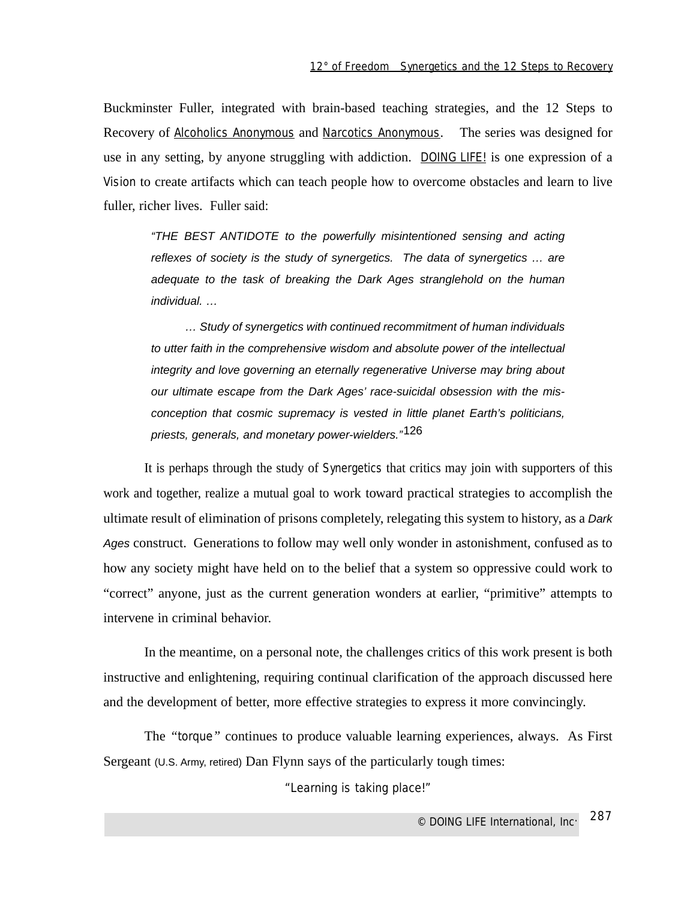Buckminster Fuller, integrated with brain-based teaching strategies, and the 12 Steps to Recovery of Alcoholics Anonymous and Narcotics Anonymous. The series was designed for use in any setting, by anyone struggling with addiction. DOING LIFE! is one expression of a Vision to create artifacts which can teach people how to overcome obstacles and learn to live fuller, richer lives. Fuller said:

> *"THE BEST ANTIDOTE to the powerfully misintentioned sensing and acting reflexes of society is the study of synergetics. The data of synergetics … are adequate to the task of breaking the Dark Ages stranglehold on the human individual. …*
>
> *… Study of synergetics with continued recommitment of human individuals to utter faith in the comprehensive wisdom and absolute power of the intellectual integrity and love governing an eternally regenerative Universe may bring about our ultimate escape from the Dark Ages' race-suicidal obsession with the mis-conception that cosmic supremacy is vested in little planet Earth's politicians, priests, generals, and monetary power-wielders."*[126]

It is perhaps through the study of Synergetics that critics may join with supporters of this work and together, realize a mutual goal to work toward practical strategies to accomplish the ultimate result of elimination of prisons completely, relegating this system to history, as a *Dark Ages* construct. Generations to follow may well only wonder in astonishment, confused as to how any society might have held on to the belief that a system so oppressive could work to "correct" anyone, just as the current generation wonders at earlier, "primitive" attempts to intervene in criminal behavior.

In the meantime, on a personal note, the challenges critics of this work present is both instructive and enlightening, requiring continual clarification of the approach discussed here and the development of better, more effective strategies to express it more convincingly.

The "torque" continues to produce valuable learning experiences, always. As First Sergeant (U.S. Army, retired) Dan Flynn says of the particularly tough times:

"Learning is taking place!"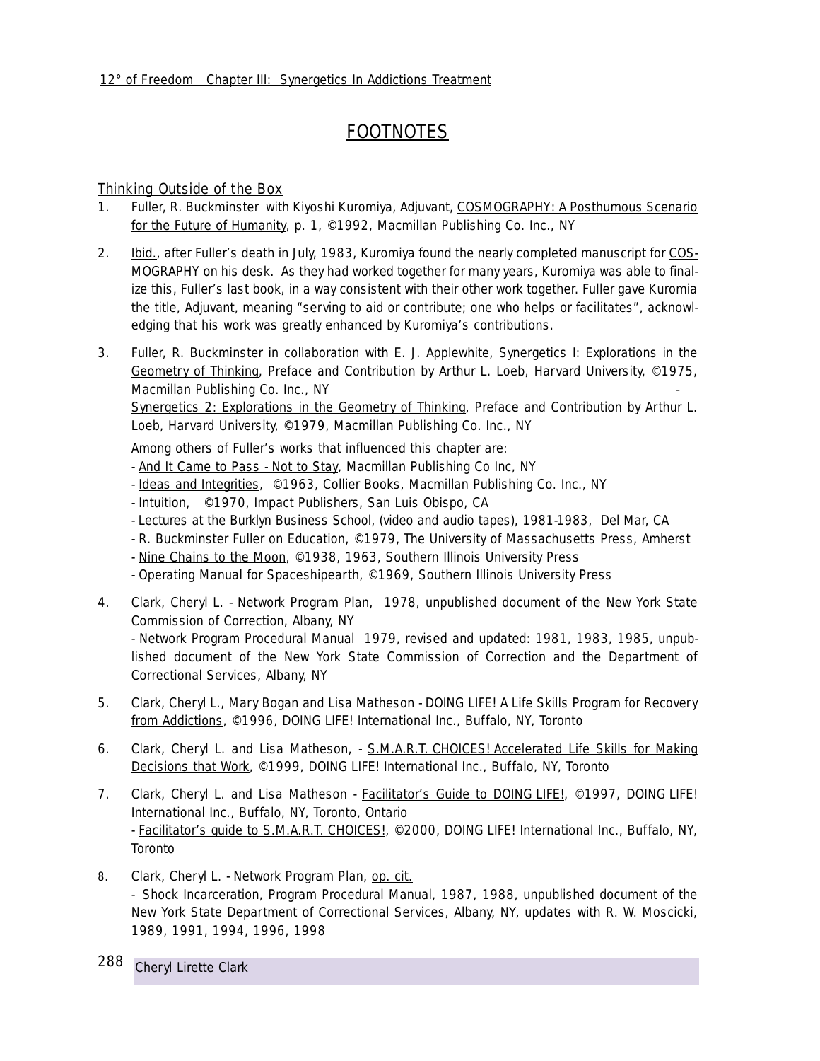# FOOTNOTES

## Thinking Outside of the Box

1. Fuller, R. Buckminster with Kiyoshi Kuromiya, Adjuvant, COSMOGRAPHY: A Posthumous Scenario for the Future of Humanity, p. 1, ©1992, Macmillan Publishing Co. Inc., NY

2. Ibid., after Fuller's death in July, 1983, Kuromiya found the nearly completed manuscript for COSMOGRAPHY on his desk. As they had worked together for many years, Kuromiya was able to finalize this, Fuller's last book, in a way consistent with their other work together. Fuller gave Kuromia the title, Adjuvant, meaning "serving to aid or contribute; one who helps or facilitates", acknowledging that his work was greatly enhanced by Kuromiya's contributions.

3. Fuller, R. Buckminster in collaboration with E. J. Applewhite, Synergetics I: Explorations in the Geometry of Thinking, Preface and Contribution by Arthur L. Loeb, Harvard University, ©1975, Macmillan Publishing Co. Inc., NY -
   Synergetics 2: Explorations in the Geometry of Thinking, Preface and Contribution by Arthur L. Loeb, Harvard University, ©1979, Macmillan Publishing Co. Inc., NY

   Among others of Fuller's works that influenced this chapter are:
   - And It Came to Pass - Not to Stay, Macmillan Publishing Co Inc, NY
   - Ideas and Integrities, ©1963, Collier Books, Macmillan Publishing Co. Inc., NY
   - Intuition, ©1970, Impact Publishers, San Luis Obispo, CA
   - Lectures at the Burklyn Business School, (video and audio tapes), 1981-1983, Del Mar, CA
   - R. Buckminster Fuller on Education, ©1979, The University of Massachusetts Press, Amherst
   - Nine Chains to the Moon, ©1938, 1963, Southern Illinois University Press
   - Operating Manual for Spaceshipearth, ©1969, Southern Illinois University Press

4. Clark, Cheryl L. - Network Program Plan, 1978, unpublished document of the New York State Commission of Correction, Albany, NY
   - Network Program Procedural Manual 1979, revised and updated: 1981, 1983, 1985, unpublished document of the New York State Commission of Correction and the Department of Correctional Services, Albany, NY

5. Clark, Cheryl L., Mary Bogan and Lisa Matheson - DOING LIFE! A Life Skills Program for Recovery from Addictions, ©1996, DOING LIFE! International Inc., Buffalo, NY, Toronto

6. Clark, Cheryl L. and Lisa Matheson, - S.M.A.R.T. CHOICES! Accelerated Life Skills for Making Decisions that Work, ©1999, DOING LIFE! International Inc., Buffalo, NY, Toronto

7. Clark, Cheryl L. and Lisa Matheson - Facilitator's Guide to DOING LIFE!, ©1997, DOING LIFE! International Inc., Buffalo, NY, Toronto, Ontario
   - Facilitator's guide to S.M.A.R.T. CHOICES!, ©2000, DOING LIFE! International Inc., Buffalo, NY, Toronto

8. Clark, Cheryl L. - Network Program Plan, op. cit.
   - Shock Incarceration, Program Procedural Manual, 1987, 1988, unpublished document of the New York State Department of Correctional Services, Albany, NY, updates with R. W. Moscicki, 1989, 1991, 1994, 1996, 1998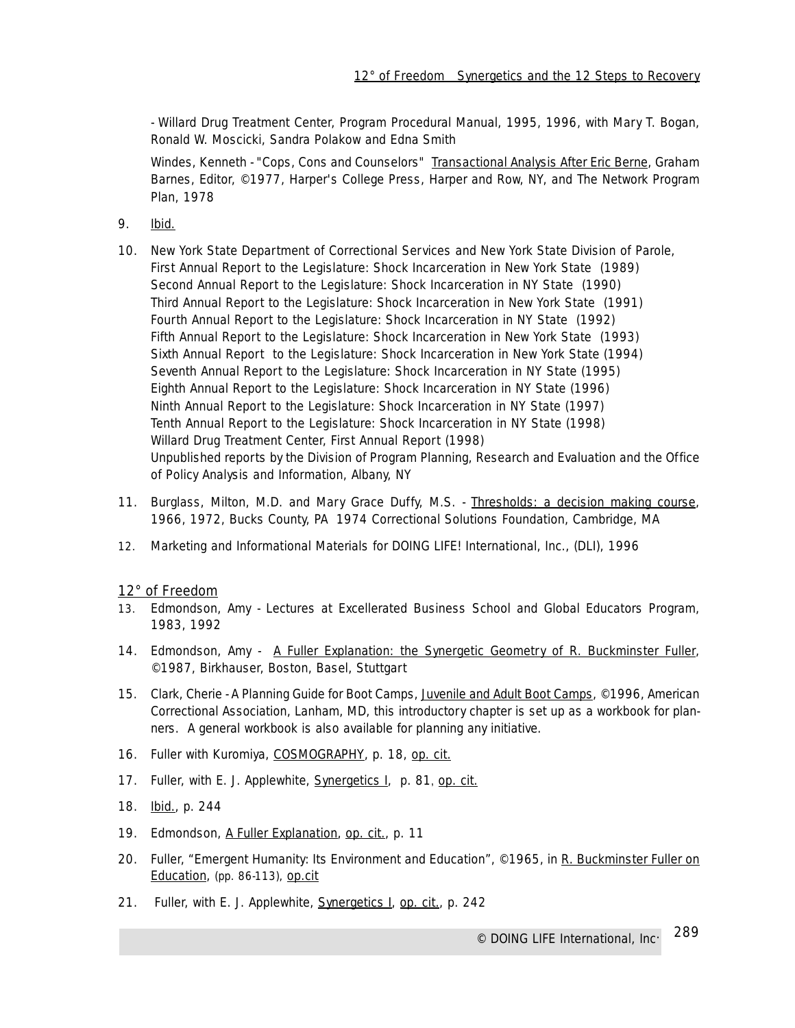- Willard Drug Treatment Center, Program Procedural Manual, 1995, 1996, with Mary T. Bogan, Ronald W. Moscicki, Sandra Polakow and Edna Smith

Windes, Kenneth - "Cops, Cons and Counselors" Transactional Analysis After Eric Berne, Graham Barnes, Editor, ©1977, Harper's College Press, Harper and Row, NY, and The Network Program Plan, 1978

9. Ibid.

10. New York State Department of Correctional Services and New York State Division of Parole,
    First Annual Report to the Legislature: Shock Incarceration in New York State (1989)
    Second Annual Report to the Legislature: Shock Incarceration in NY State (1990)
    Third Annual Report to the Legislature: Shock Incarceration in New York State (1991)
    Fourth Annual Report to the Legislature: Shock Incarceration in NY State (1992)
    Fifth Annual Report to the Legislature: Shock Incarceration in New York State (1993)
    Sixth Annual Report to the Legislature: Shock Incarceration in New York State (1994)
    Seventh Annual Report to the Legislature: Shock Incarceration in NY State (1995)
    Eighth Annual Report to the Legislature: Shock Incarceration in NY State (1996)
    Ninth Annual Report to the Legislature: Shock Incarceration in NY State (1997)
    Tenth Annual Report to the Legislature: Shock Incarceration in NY State (1998)
    Willard Drug Treatment Center, First Annual Report (1998)
    Unpublished reports by the Division of Program Planning, Research and Evaluation and the Office of Policy Analysis and Information, Albany, NY

11. Burglass, Milton, M.D. and Mary Grace Duffy, M.S. - Thresholds: a decision making course, 1966, 1972, Bucks County, PA 1974 Correctional Solutions Foundation, Cambridge, MA

12. Marketing and Informational Materials for DOING LIFE! International, Inc., (DLI), 1996

## 12° of Freedom

13. Edmondson, Amy - Lectures at Excellerated Business School and Global Educators Program, 1983, 1992

14. Edmondson, Amy - A Fuller Explanation: the Synergetic Geometry of R. Buckminster Fuller, ©1987, Birkhauser, Boston, Basel, Stuttgart

15. Clark, Cherie - A Planning Guide for Boot Camps, Juvenile and Adult Boot Camps, ©1996, American Correctional Association, Lanham, MD, this introductory chapter is set up as a workbook for planners. A general workbook is also available for planning any initiative.

16. Fuller with Kuromiya, COSMOGRAPHY, p. 18, op. cit.

17. Fuller, with E. J. Applewhite, Synergetics I, p. 81, op. cit.

18. Ibid., p. 244

19. Edmondson, A Fuller Explanation, op. cit., p. 11

20. Fuller, "Emergent Humanity: Its Environment and Education", ©1965, in R. Buckminster Fuller on Education, (pp. 86-113), op.cit

21. Fuller, with E. J. Applewhite, Synergetics I, op. cit., p. 242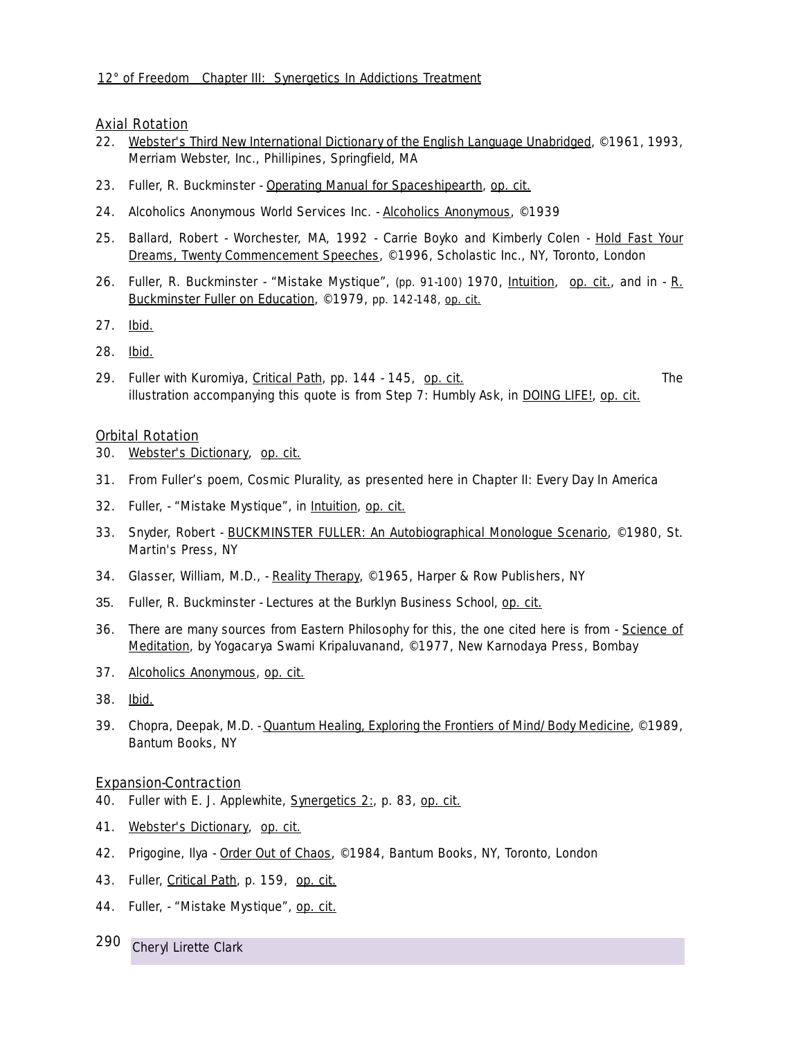## Axial Rotation

22. Webster's Third New International Dictionary of the English Language Unabridged, ©1961, 1993, Merriam Webster, Inc., Phillipines, Springfield, MA
23. Fuller, R. Buckminster - Operating Manual for Spaceshipearth, op. cit.
24. Alcoholics Anonymous World Services Inc. - Alcoholics Anonymous, ©1939
25. Ballard, Robert - Worchester, MA, 1992 - Carrie Boyko and Kimberly Colen - Hold Fast Your Dreams, Twenty Commencement Speeches, ©1996, Scholastic Inc., NY, Toronto, London
26. Fuller, R. Buckminster - "Mistake Mystique", (pp. 91-100) 1970, Intuition, op. cit., and in - R. Buckminster Fuller on Education, ©1979, pp. 142-148, op. cit.
27. Ibid.
28. Ibid.
29. Fuller with Kuromiya, Critical Path, pp. 144 - 145, op. cit. The illustration accompanying this quote is from Step 7: Humbly Ask, in DOING LIFE!, op. cit.

## Orbital Rotation

30. Webster's Dictionary, op. cit.
31. From Fuller's poem, Cosmic Plurality, as presented here in Chapter II: Every Day In America
32. Fuller, - "Mistake Mystique", in Intuition, op. cit.
33. Snyder, Robert - BUCKMINSTER FULLER: An Autobiographical Monologue Scenario, ©1980, St. Martin's Press, NY
34. Glasser, William, M.D., - Reality Therapy, ©1965, Harper & Row Publishers, NY
35. Fuller, R. Buckminster - Lectures at the Burklyn Business School, op. cit.
36. There are many sources from Eastern Philosophy for this, the one cited here is from - Science of Meditation, by Yogacarya Swami Kripaluvanand, ©1977, New Karnodaya Press, Bombay
37. Alcoholics Anonymous, op. cit.
38. Ibid.
39. Chopra, Deepak, M.D. - Quantum Healing, Exploring the Frontiers of Mind/Body Medicine, ©1989, Bantum Books, NY

## Expansion-Contraction

40. Fuller with E. J. Applewhite, Synergetics 2:, p. 83, op. cit.
41. Webster's Dictionary, op. cit.
42. Prigogine, Ilya - Order Out of Chaos, ©1984, Bantum Books, NY, Toronto, London
43. Fuller, Critical Path, p. 159, op. cit.
44. Fuller, - "Mistake Mystique", op. cit.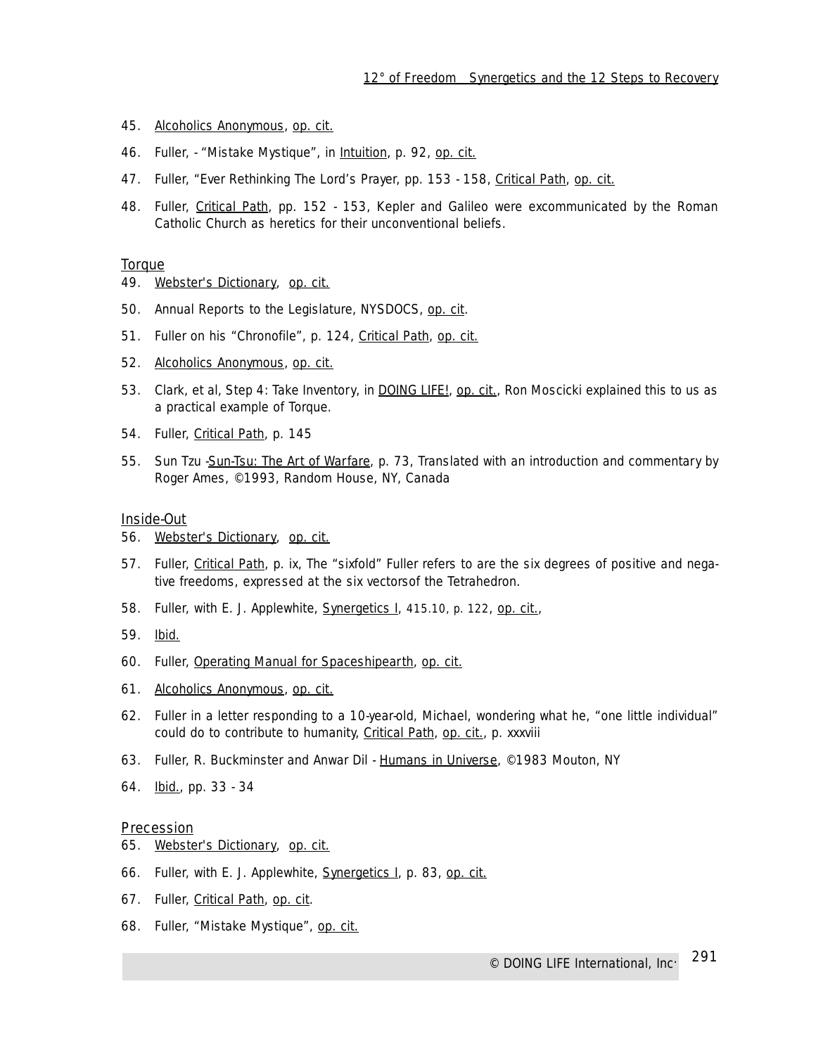45. Alcoholics Anonymous, op. cit.

46. Fuller, - "Mistake Mystique", in Intuition, p. 92, op. cit.

47. Fuller, "Ever Rethinking The Lord's Prayer, pp. 153 - 158, Critical Path, op. cit.

48. Fuller, Critical Path, pp. 152 - 153, Kepler and Galileo were excommunicated by the Roman Catholic Church as heretics for their unconventional beliefs.

### Torque

49. Webster's Dictionary, op. cit.

50. Annual Reports to the Legislature, NYSDOCS, op. cit.

51. Fuller on his "Chronofile", p. 124, Critical Path, op. cit.

52. Alcoholics Anonymous, op. cit.

53. Clark, et al, Step 4: Take Inventory, in DOING LIFE!, op. cit., Ron Moscicki explained this to us as a practical example of Torque.

54. Fuller, Critical Path, p. 145

55. Sun Tzu -Sun-Tsu: The Art of Warfare, p. 73, Translated with an introduction and commentary by Roger Ames, ©1993, Random House, NY, Canada

### Inside-Out

56. Webster's Dictionary, op. cit.

57. Fuller, Critical Path, p. ix, The "sixfold" Fuller refers to are the six degrees of positive and negative freedoms, expressed at the six vectorsof the Tetrahedron.

58. Fuller, with E. J. Applewhite, Synergetics I, 415.10, p. 122, op. cit.,

59. Ibid.

60. Fuller, Operating Manual for Spaceshipearth, op. cit.

61. Alcoholics Anonymous, op. cit.

62. Fuller in a letter responding to a 10-year-old, Michael, wondering what he, "one little individual" could do to contribute to humanity, Critical Path, op. cit., p. xxxviii

63. Fuller, R. Buckminster and Anwar Dil - Humans in Universe, ©1983 Mouton, NY

64. Ibid., pp. 33 - 34

### Precession

65. Webster's Dictionary, op. cit.

66. Fuller, with E. J. Applewhite, Synergetics I, p. 83, op. cit.

67. Fuller, Critical Path, op. cit.

68. Fuller, "Mistake Mystique", op. cit.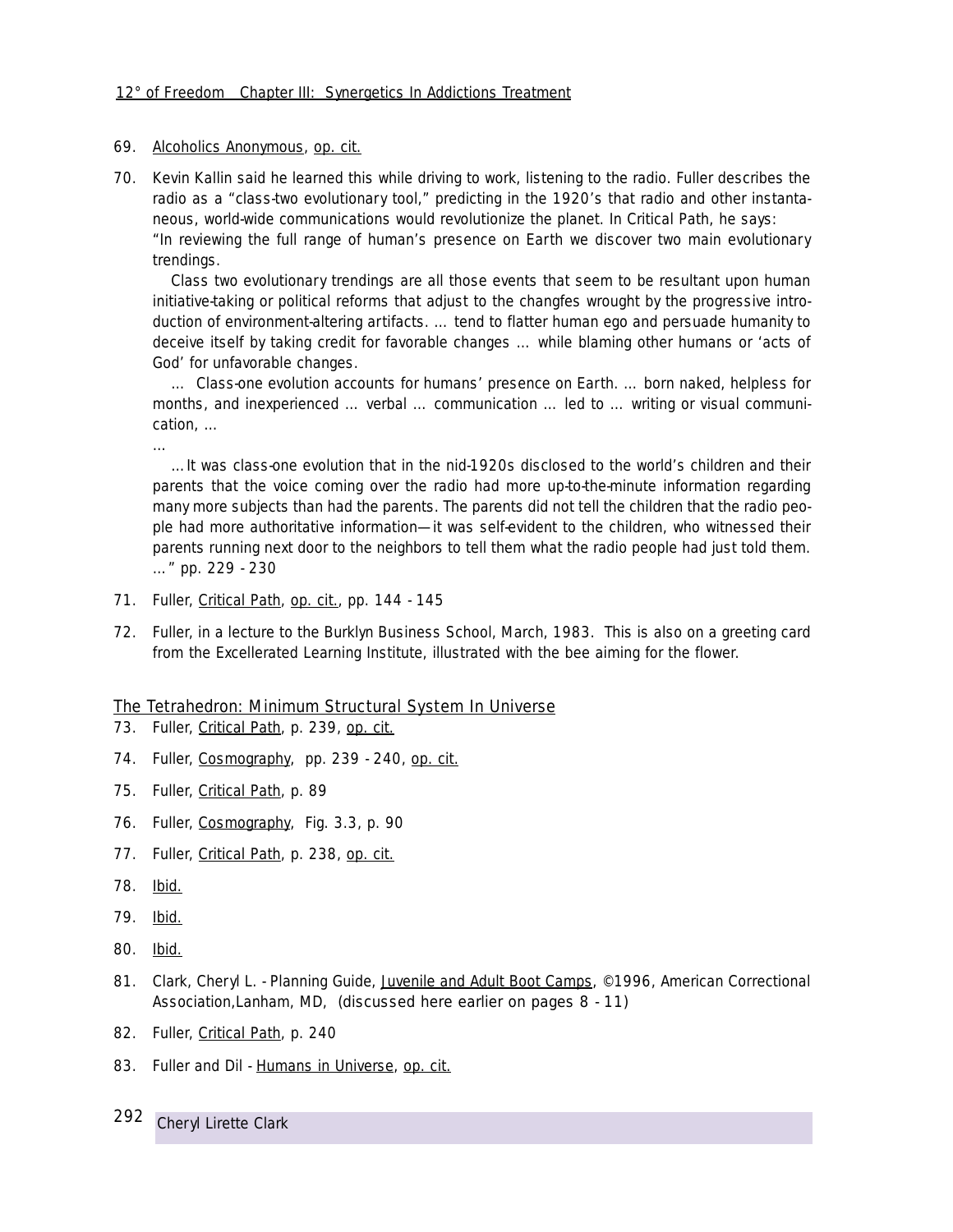69. Alcoholics Anonymous, op. cit.

70. Kevin Kallin said he learned this while driving to work, listening to the radio. Fuller describes the radio as a "class-two evolutionary tool," predicting in the 1920's that radio and other instantaneous, world-wide communications would revolutionize the planet. In Critical Path, he says:
"In reviewing the full range of human's presence on Earth we discover two main evolutionary trendings.

  Class two evolutionary trendings are all those events that seem to be resultant upon human initiative-taking or political reforms that adjust to the changfes wrought by the progressive introduction of environment-altering artifacts. … tend to flatter human ego and persuade humanity to deceive itself by taking credit for favorable changes … while blaming other humans or 'acts of God' for unfavorable changes.

  … Class-one evolution accounts for humans' presence on Earth. … born naked, helpless for months, and inexperienced … verbal … communication … led to … writing or visual communication, …

…

  …It was class-one evolution that in the nid-1920s disclosed to the world's children and their parents that the voice coming over the radio had more up-to-the-minute information regarding many more subjects than had the parents. The parents did not tell the children that the radio people had more authoritative information—it was self-evident to the children, who witnessed their parents running next door to the neighbors to tell them what the radio people had just told them. …" pp. 229 - 230

71. Fuller, Critical Path, op. cit., pp. 144 - 145

72. Fuller, in a lecture to the Burklyn Business School, March, 1983. This is also on a greeting card from the Excellerated Learning Institute, illustrated with the bee aiming for the flower.

## The Tetrahedron: Minimum Structural System In Universe

73. Fuller, Critical Path, p. 239, op. cit.

74. Fuller, Cosmography, pp. 239 - 240, op. cit.

75. Fuller, Critical Path, p. 89

76. Fuller, Cosmography, Fig. 3.3, p. 90

77. Fuller, Critical Path, p. 238, op. cit.

78. Ibid.

79. Ibid.

80. Ibid.

81. Clark, Cheryl L. - Planning Guide, Juvenile and Adult Boot Camps, ©1996, American Correctional Association,Lanham, MD, (discussed here earlier on pages 8 - 11)

82. Fuller, Critical Path, p. 240

83. Fuller and Dil - Humans in Universe, op. cit.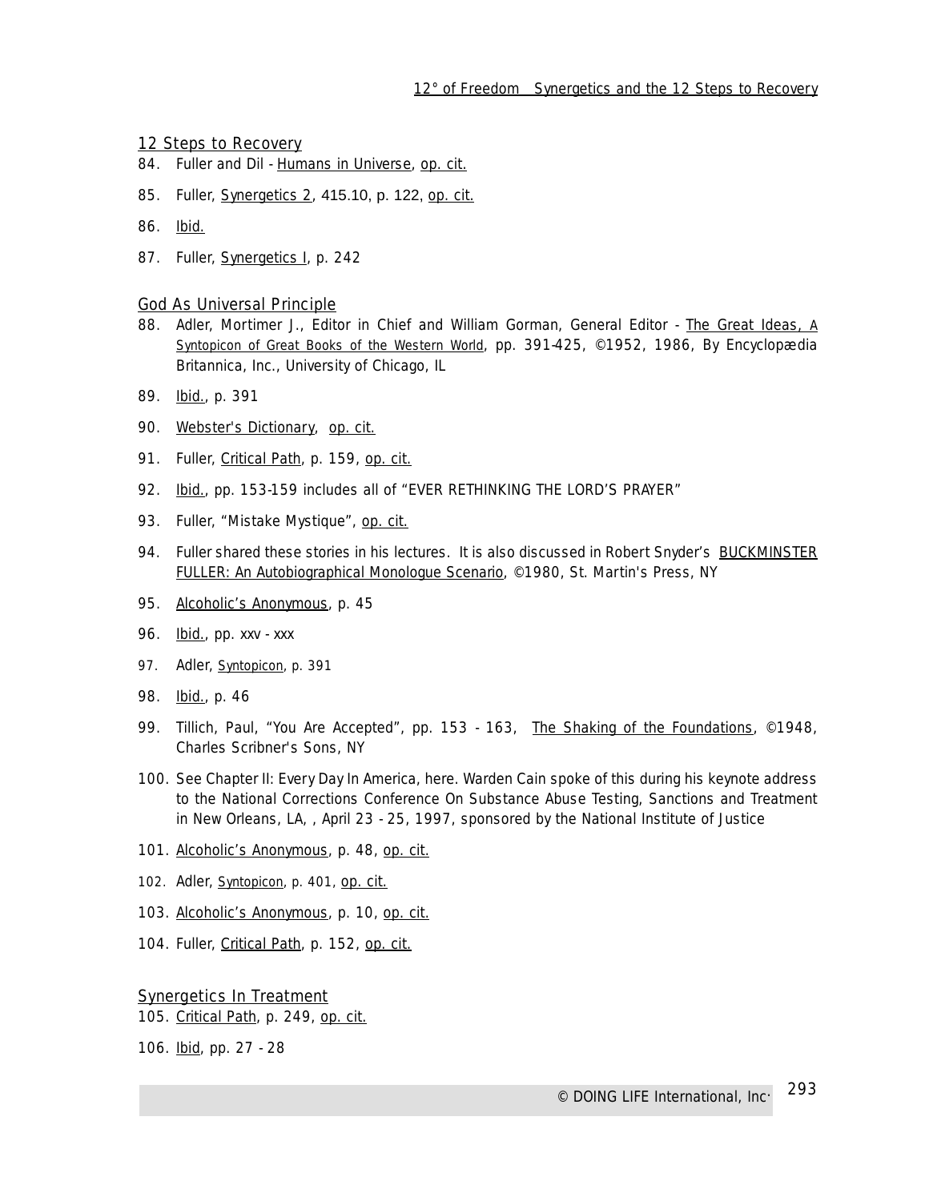## 12 Steps to Recovery

84. Fuller and Dil - Humans in Universe, op. cit.
85. Fuller, Synergetics 2, 415.10, p. 122, op. cit.
86. Ibid.
87. Fuller, Synergetics I, p. 242

## God As Universal Principle

88. Adler, Mortimer J., Editor in Chief and William Gorman, General Editor - The Great Ideas, A Syntopicon of Great Books of the Western World, pp. 391-425, ©1952, 1986, By Encyclopædia Britannica, Inc., University of Chicago, IL
89. Ibid., p. 391
90. Webster's Dictionary, op. cit.
91. Fuller, Critical Path, p. 159, op. cit.
92. Ibid., pp. 153-159 includes all of "EVER RETHINKING THE LORD'S PRAYER"
93. Fuller, "Mistake Mystique", op. cit.
94. Fuller shared these stories in his lectures. It is also discussed in Robert Snyder's BUCKMINSTER FULLER: An Autobiographical Monologue Scenario, ©1980, St. Martin's Press, NY
95. Alcoholic's Anonymous, p. 45
96. Ibid., pp. xxv - xxx
97. Adler, Syntopicon, p. 391
98. Ibid., p. 46
99. Tillich, Paul, "You Are Accepted", pp. 153 - 163, The Shaking of the Foundations, ©1948, Charles Scribner's Sons, NY
100. See Chapter II: Every Day In America, here. Warden Cain spoke of this during his keynote address to the National Corrections Conference On Substance Abuse Testing, Sanctions and Treatment in New Orleans, LA, , April 23 - 25, 1997, sponsored by the National Institute of Justice
101. Alcoholic's Anonymous, p. 48, op. cit.
102. Adler, Syntopicon, p. 401, op. cit.
103. Alcoholic's Anonymous, p. 10, op. cit.
104. Fuller, Critical Path, p. 152, op. cit.

## Synergetics In Treatment

105. Critical Path, p. 249, op. cit.
106. Ibid, pp. 27 - 28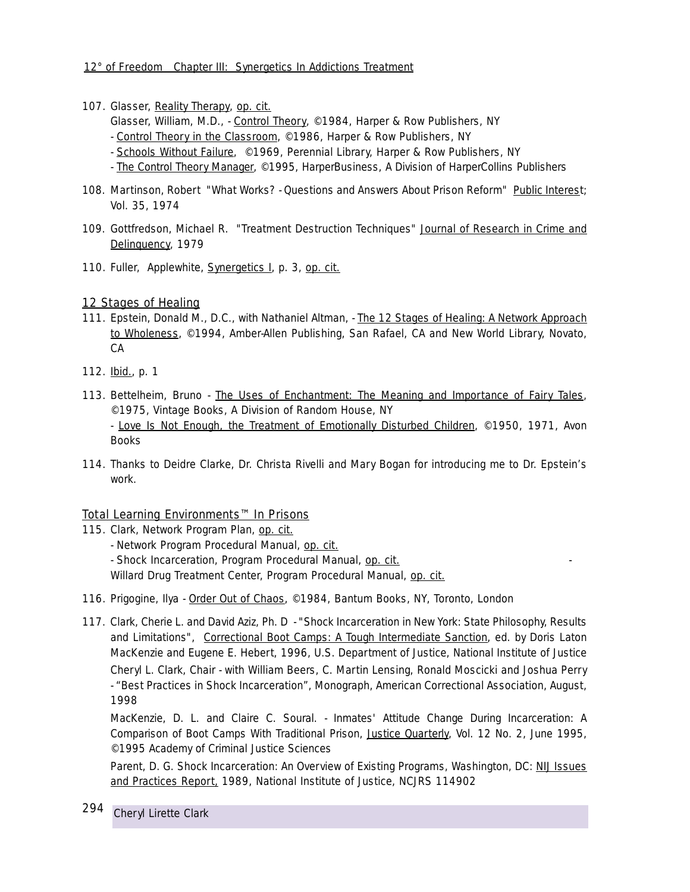107. Glasser, Reality Therapy, op. cit.
 Glasser, William, M.D., - Control Theory, ©1984, Harper & Row Publishers, NY
 - Control Theory in the Classroom, ©1986, Harper & Row Publishers, NY
 - Schools Without Failure, ©1969, Perennial Library, Harper & Row Publishers, NY
 - The Control Theory Manager, ©1995, HarperBusiness, A Division of HarperCollins Publishers

108. Martinson, Robert "What Works? - Questions and Answers About Prison Reform" Public Interest; Vol. 35, 1974

109. Gottfredson, Michael R. "Treatment Destruction Techniques" Journal of Research in Crime and Delinquency, 1979

110. Fuller, Applewhite, Synergetics I, p. 3, op. cit.

## 12 Stages of Healing

111. Epstein, Donald M., D.C., with Nathaniel Altman, - The 12 Stages of Healing: A Network Approach to Wholeness, ©1994, Amber-Allen Publishing, San Rafael, CA and New World Library, Novato, CA

112. Ibid., p. 1

113. Bettelheim, Bruno - The Uses of Enchantment: The Meaning and Importance of Fairy Tales, ©1975, Vintage Books, A Division of Random House, NY
 - Love Is Not Enough, the Treatment of Emotionally Disturbed Children, ©1950, 1971, Avon Books

114. Thanks to Deidre Clarke, Dr. Christa Rivelli and Mary Bogan for introducing me to Dr. Epstein's work.

## Total Learning Environments™ In Prisons

115. Clark, Network Program Plan, op. cit.
 - Network Program Procedural Manual, op. cit.
 - Shock Incarceration, Program Procedural Manual, op. cit. -
 Willard Drug Treatment Center, Program Procedural Manual, op. cit.

116. Prigogine, Ilya - Order Out of Chaos, ©1984, Bantum Books, NY, Toronto, London

117. Clark, Cherie L. and David Aziz, Ph. D - "Shock Incarceration in New York: State Philosophy, Results and Limitations", Correctional Boot Camps: A Tough Intermediate Sanction, ed. by Doris Laton MacKenzie and Eugene E. Hebert, 1996, U.S. Department of Justice, National Institute of Justice
 Cheryl L. Clark, Chair - with William Beers, C. Martin Lensing, Ronald Moscicki and Joshua Perry - "Best Practices in Shock Incarceration", Monograph, American Correctional Association, August, 1998
 MacKenzie, D. L. and Claire C. Soural. - Inmates' Attitude Change During Incarceration: A Comparison of Boot Camps With Traditional Prison, Justice Quarterly, Vol. 12 No. 2, June 1995, ©1995 Academy of Criminal Justice Sciences
 Parent, D. G. Shock Incarceration: An Overview of Existing Programs, Washington, DC: NIJ Issues and Practices Report, 1989, National Institute of Justice, NCJRS 114902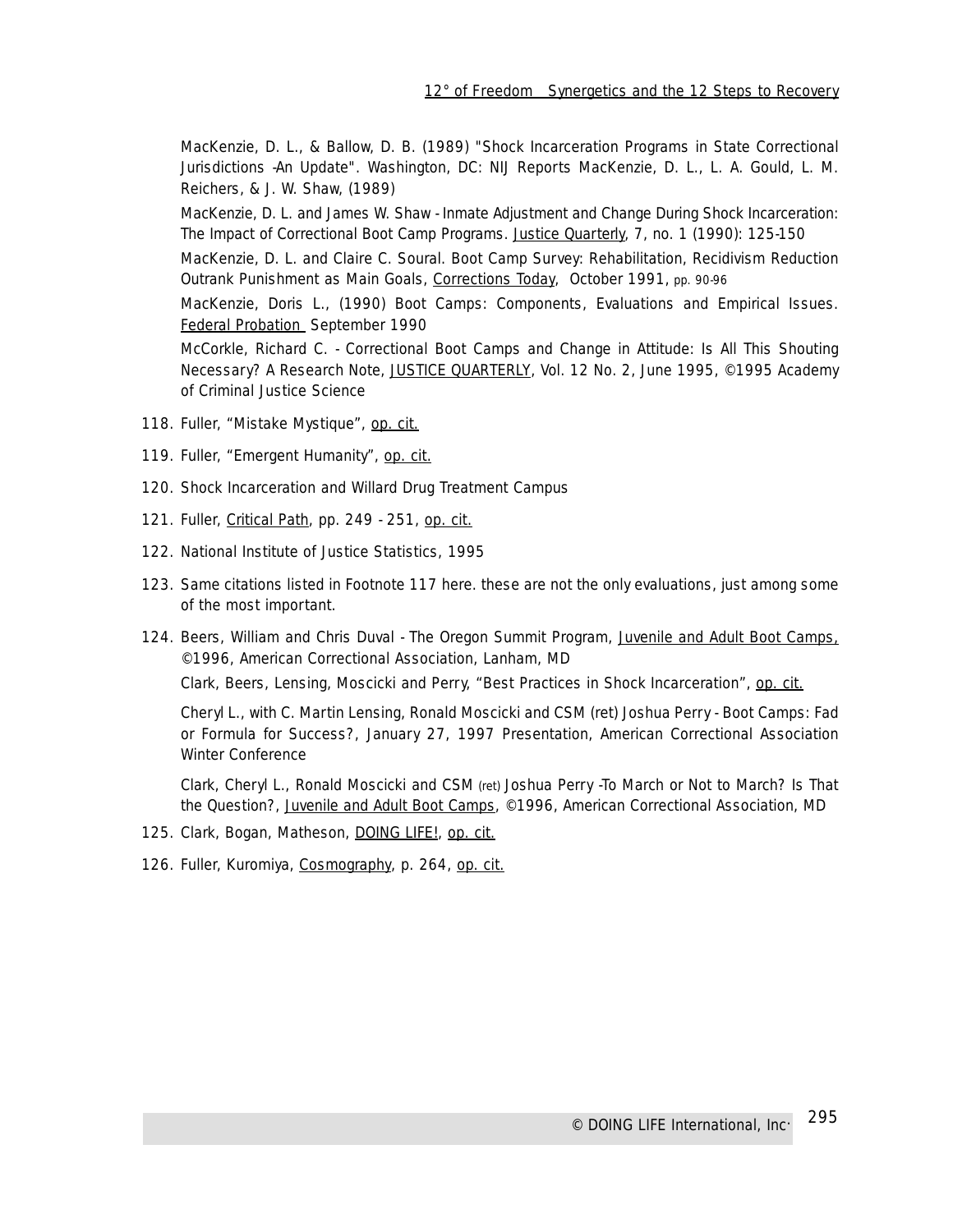MacKenzie, D. L., & Ballow, D. B. (1989) "Shock Incarceration Programs in State Correctional Jurisdictions -An Update". Washington, DC: NIJ Reports MacKenzie, D. L., L. A. Gould, L. M. Reichers, & J. W. Shaw, (1989)

MacKenzie, D. L. and James W. Shaw - Inmate Adjustment and Change During Shock Incarceration: The Impact of Correctional Boot Camp Programs. Justice Quarterly, 7, no. 1 (1990): 125-150

MacKenzie, D. L. and Claire C. Soural. Boot Camp Survey: Rehabilitation, Recidivism Reduction Outrank Punishment as Main Goals, Corrections Today, October 1991, pp. 90-96

MacKenzie, Doris L., (1990) Boot Camps: Components, Evaluations and Empirical Issues. Federal Probation September 1990

McCorkle, Richard C. - Correctional Boot Camps and Change in Attitude: Is All This Shouting Necessary? A Research Note, JUSTICE QUARTERLY, Vol. 12 No. 2, June 1995, ©1995 Academy of Criminal Justice Science

118. Fuller, "Mistake Mystique", op. cit.

119. Fuller, "Emergent Humanity", op. cit.

120. Shock Incarceration and Willard Drug Treatment Campus

121. Fuller, Critical Path, pp. 249 - 251, op. cit.

122. National Institute of Justice Statistics, 1995

123. Same citations listed in Footnote 117 here. these are not the only evaluations, just among some of the most important.

124. Beers, William and Chris Duval - The Oregon Summit Program, Juvenile and Adult Boot Camps, ©1996, American Correctional Association, Lanham, MD

    Clark, Beers, Lensing, Moscicki and Perry, "Best Practices in Shock Incarceration", op. cit.

    Cheryl L., with C. Martin Lensing, Ronald Moscicki and CSM (ret) Joshua Perry - Boot Camps: Fad or Formula for Success?, January 27, 1997 Presentation, American Correctional Association Winter Conference

    Clark, Cheryl L., Ronald Moscicki and CSM (ret) Joshua Perry -To March or Not to March? Is That the Question?, Juvenile and Adult Boot Camps, ©1996, American Correctional Association, MD

125. Clark, Bogan, Matheson, DOING LIFE!, op. cit.

126. Fuller, Kuromiya, Cosmography, p. 264, op. cit.